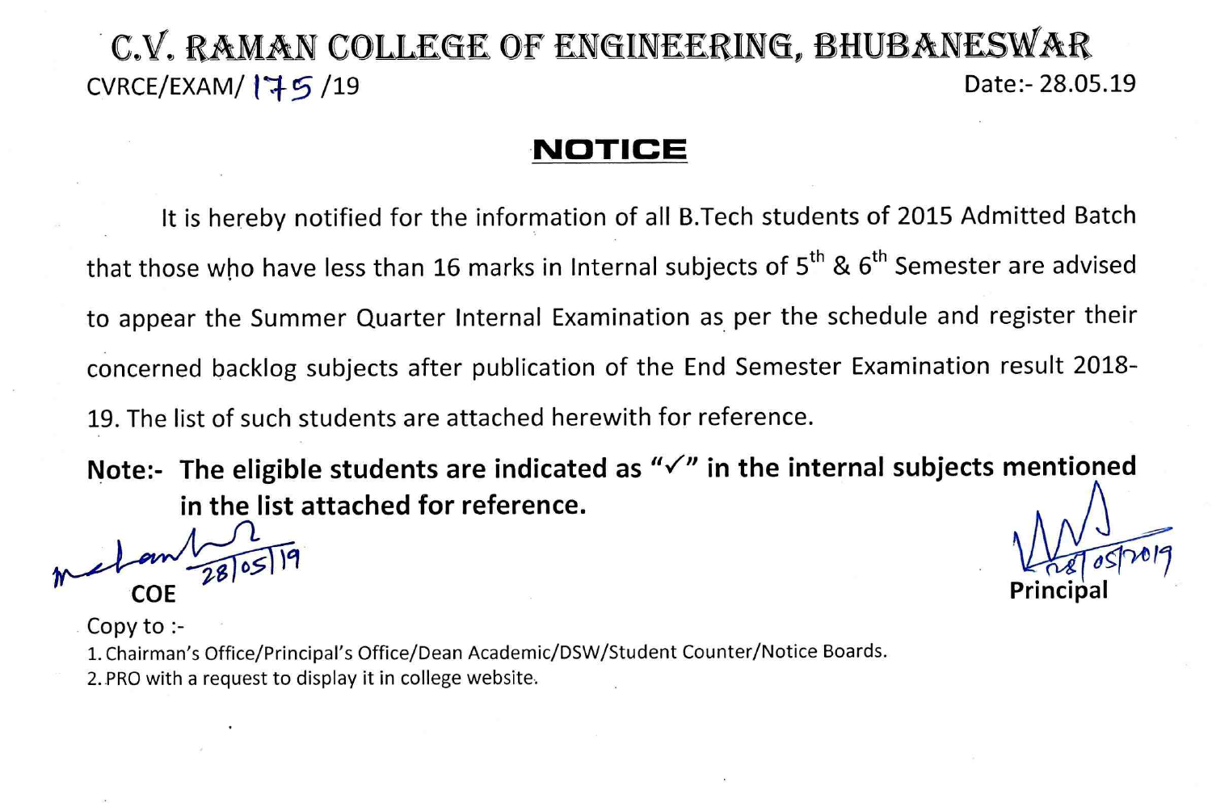# C.V. RAMAN COLLEGE OF ENGINEERING, BHUBANESWAR

CVRCE/EXAM/ 175 /19 Date:- 28.05.19

## NOTICE

It is hereby notified for the information of all B.Tech students of 2015 Admitted Batch that those who have less than 16 marks in Internal subjects of 5th & 6th Semester are advised to appear the Summer Quarter Internal Examination as per the schedule and register their concerned backlog subjects after publication of the End Semester Examination result 2018-19. The list of such students are attached herewith for reference.

**Note:- The eligible students are indicated as "✓" in the internal subjects mentioned in the list attached for reference.**

28/05/19
COE

28/05/2019
Principal

Copy to :-

1. Chairman's Office/Principal's Office/Dean Academic/DSW/Student Counter/Notice Boards.
2. PRO with a request to display it in college website.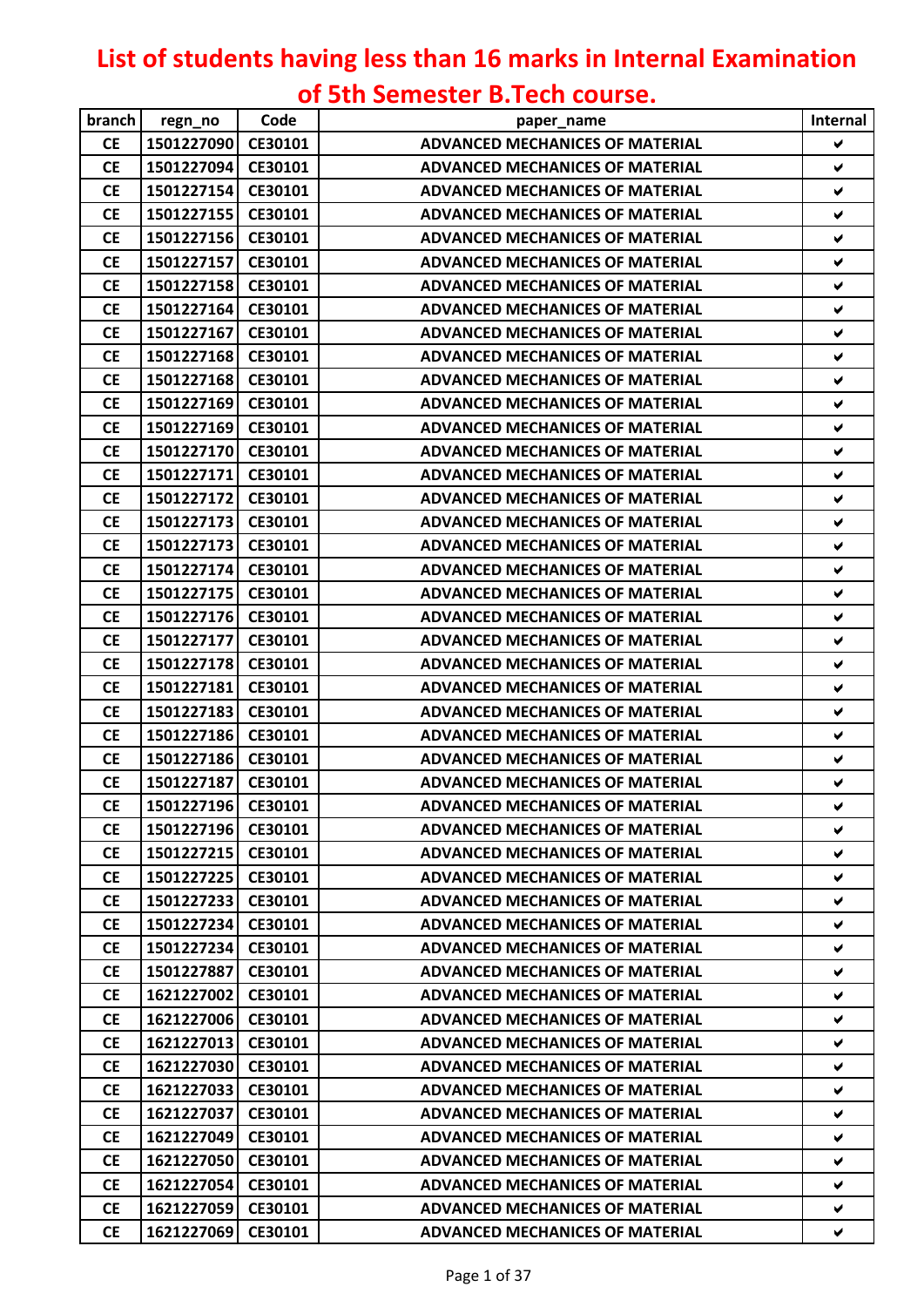# List of students having less than 16 marks in Internal Examination of 5th Semester B.Tech course.

| branch | regn_no | Code | paper_name | Internal |
|---|---|---|---|---|
| CE | 1501227090 | CE30101 | ADVANCED MECHANICES OF MATERIAL | ✔ |
| CE | 1501227094 | CE30101 | ADVANCED MECHANICES OF MATERIAL | ✔ |
| CE | 1501227154 | CE30101 | ADVANCED MECHANICES OF MATERIAL | ✔ |
| CE | 1501227155 | CE30101 | ADVANCED MECHANICES OF MATERIAL | ✔ |
| CE | 1501227156 | CE30101 | ADVANCED MECHANICES OF MATERIAL | ✔ |
| CE | 1501227157 | CE30101 | ADVANCED MECHANICES OF MATERIAL | ✔ |
| CE | 1501227158 | CE30101 | ADVANCED MECHANICES OF MATERIAL | ✔ |
| CE | 1501227164 | CE30101 | ADVANCED MECHANICES OF MATERIAL | ✔ |
| CE | 1501227167 | CE30101 | ADVANCED MECHANICES OF MATERIAL | ✔ |
| CE | 1501227168 | CE30101 | ADVANCED MECHANICES OF MATERIAL | ✔ |
| CE | 1501227168 | CE30101 | ADVANCED MECHANICES OF MATERIAL | ✔ |
| CE | 1501227169 | CE30101 | ADVANCED MECHANICES OF MATERIAL | ✔ |
| CE | 1501227169 | CE30101 | ADVANCED MECHANICES OF MATERIAL | ✔ |
| CE | 1501227170 | CE30101 | ADVANCED MECHANICES OF MATERIAL | ✔ |
| CE | 1501227171 | CE30101 | ADVANCED MECHANICES OF MATERIAL | ✔ |
| CE | 1501227172 | CE30101 | ADVANCED MECHANICES OF MATERIAL | ✔ |
| CE | 1501227173 | CE30101 | ADVANCED MECHANICES OF MATERIAL | ✔ |
| CE | 1501227173 | CE30101 | ADVANCED MECHANICES OF MATERIAL | ✔ |
| CE | 1501227174 | CE30101 | ADVANCED MECHANICES OF MATERIAL | ✔ |
| CE | 1501227175 | CE30101 | ADVANCED MECHANICES OF MATERIAL | ✔ |
| CE | 1501227176 | CE30101 | ADVANCED MECHANICES OF MATERIAL | ✔ |
| CE | 1501227177 | CE30101 | ADVANCED MECHANICES OF MATERIAL | ✔ |
| CE | 1501227178 | CE30101 | ADVANCED MECHANICES OF MATERIAL | ✔ |
| CE | 1501227181 | CE30101 | ADVANCED MECHANICES OF MATERIAL | ✔ |
| CE | 1501227183 | CE30101 | ADVANCED MECHANICES OF MATERIAL | ✔ |
| CE | 1501227186 | CE30101 | ADVANCED MECHANICES OF MATERIAL | ✔ |
| CE | 1501227186 | CE30101 | ADVANCED MECHANICES OF MATERIAL | ✔ |
| CE | 1501227187 | CE30101 | ADVANCED MECHANICES OF MATERIAL | ✔ |
| CE | 1501227196 | CE30101 | ADVANCED MECHANICES OF MATERIAL | ✔ |
| CE | 1501227196 | CE30101 | ADVANCED MECHANICES OF MATERIAL | ✔ |
| CE | 1501227215 | CE30101 | ADVANCED MECHANICES OF MATERIAL | ✔ |
| CE | 1501227225 | CE30101 | ADVANCED MECHANICES OF MATERIAL | ✔ |
| CE | 1501227233 | CE30101 | ADVANCED MECHANICES OF MATERIAL | ✔ |
| CE | 1501227234 | CE30101 | ADVANCED MECHANICES OF MATERIAL | ✔ |
| CE | 1501227234 | CE30101 | ADVANCED MECHANICES OF MATERIAL | ✔ |
| CE | 1501227887 | CE30101 | ADVANCED MECHANICES OF MATERIAL | ✔ |
| CE | 1621227002 | CE30101 | ADVANCED MECHANICES OF MATERIAL | ✔ |
| CE | 1621227006 | CE30101 | ADVANCED MECHANICES OF MATERIAL | ✔ |
| CE | 1621227013 | CE30101 | ADVANCED MECHANICES OF MATERIAL | ✔ |
| CE | 1621227030 | CE30101 | ADVANCED MECHANICES OF MATERIAL | ✔ |
| CE | 1621227033 | CE30101 | ADVANCED MECHANICES OF MATERIAL | ✔ |
| CE | 1621227037 | CE30101 | ADVANCED MECHANICES OF MATERIAL | ✔ |
| CE | 1621227049 | CE30101 | ADVANCED MECHANICES OF MATERIAL | ✔ |
| CE | 1621227050 | CE30101 | ADVANCED MECHANICES OF MATERIAL | ✔ |
| CE | 1621227054 | CE30101 | ADVANCED MECHANICES OF MATERIAL | ✔ |
| CE | 1621227059 | CE30101 | ADVANCED MECHANICES OF MATERIAL | ✔ |
| CE | 1621227069 | CE30101 | ADVANCED MECHANICES OF MATERIAL | ✔ |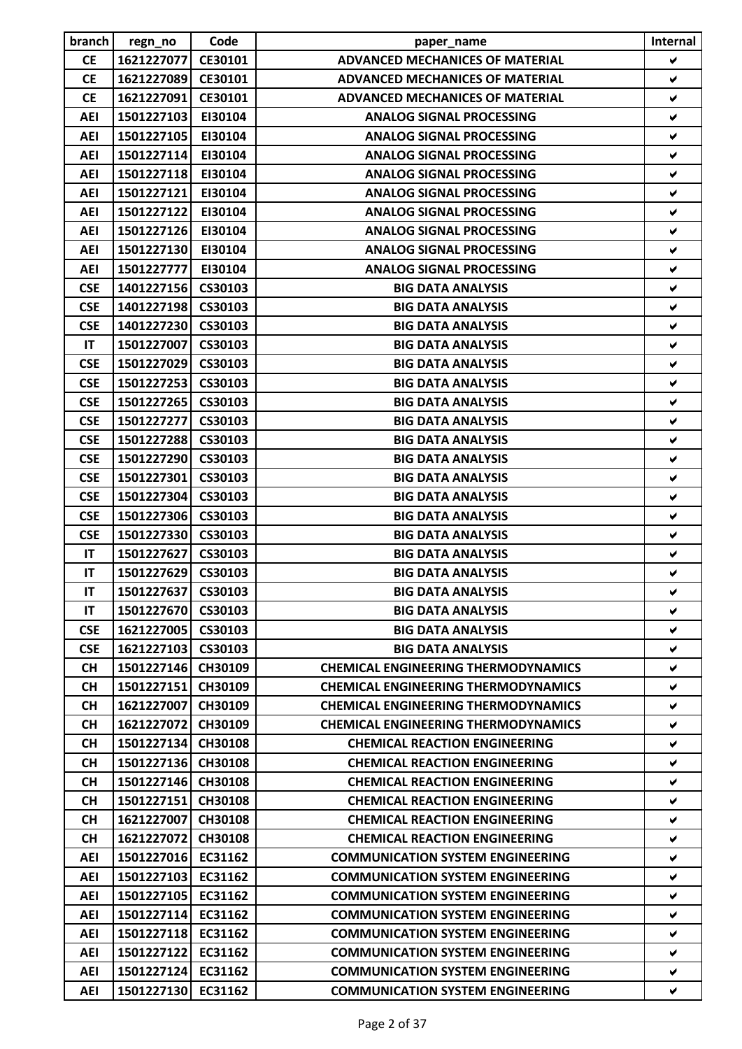| branch | regn_no | Code | paper_name | Internal |
|---|---|---|---|---|
| CE | 1621227077 | CE30101 | ADVANCED MECHANICES OF MATERIAL | ✔ |
| CE | 1621227089 | CE30101 | ADVANCED MECHANICES OF MATERIAL | ✔ |
| CE | 1621227091 | CE30101 | ADVANCED MECHANICES OF MATERIAL | ✔ |
| AEI | 1501227103 | EI30104 | ANALOG SIGNAL PROCESSING | ✔ |
| AEI | 1501227105 | EI30104 | ANALOG SIGNAL PROCESSING | ✔ |
| AEI | 1501227114 | EI30104 | ANALOG SIGNAL PROCESSING | ✔ |
| AEI | 1501227118 | EI30104 | ANALOG SIGNAL PROCESSING | ✔ |
| AEI | 1501227121 | EI30104 | ANALOG SIGNAL PROCESSING | ✔ |
| AEI | 1501227122 | EI30104 | ANALOG SIGNAL PROCESSING | ✔ |
| AEI | 1501227126 | EI30104 | ANALOG SIGNAL PROCESSING | ✔ |
| AEI | 1501227130 | EI30104 | ANALOG SIGNAL PROCESSING | ✔ |
| AEI | 1501227777 | EI30104 | ANALOG SIGNAL PROCESSING | ✔ |
| CSE | 1401227156 | CS30103 | BIG DATA ANALYSIS | ✔ |
| CSE | 1401227198 | CS30103 | BIG DATA ANALYSIS | ✔ |
| CSE | 1401227230 | CS30103 | BIG DATA ANALYSIS | ✔ |
| IT | 1501227007 | CS30103 | BIG DATA ANALYSIS | ✔ |
| CSE | 1501227029 | CS30103 | BIG DATA ANALYSIS | ✔ |
| CSE | 1501227253 | CS30103 | BIG DATA ANALYSIS | ✔ |
| CSE | 1501227265 | CS30103 | BIG DATA ANALYSIS | ✔ |
| CSE | 1501227277 | CS30103 | BIG DATA ANALYSIS | ✔ |
| CSE | 1501227288 | CS30103 | BIG DATA ANALYSIS | ✔ |
| CSE | 1501227290 | CS30103 | BIG DATA ANALYSIS | ✔ |
| CSE | 1501227301 | CS30103 | BIG DATA ANALYSIS | ✔ |
| CSE | 1501227304 | CS30103 | BIG DATA ANALYSIS | ✔ |
| CSE | 1501227306 | CS30103 | BIG DATA ANALYSIS | ✔ |
| CSE | 1501227330 | CS30103 | BIG DATA ANALYSIS | ✔ |
| IT | 1501227627 | CS30103 | BIG DATA ANALYSIS | ✔ |
| IT | 1501227629 | CS30103 | BIG DATA ANALYSIS | ✔ |
| IT | 1501227637 | CS30103 | BIG DATA ANALYSIS | ✔ |
| IT | 1501227670 | CS30103 | BIG DATA ANALYSIS | ✔ |
| CSE | 1621227005 | CS30103 | BIG DATA ANALYSIS | ✔ |
| CSE | 1621227103 | CS30103 | BIG DATA ANALYSIS | ✔ |
| CH | 1501227146 | CH30109 | CHEMICAL ENGINEERING THERMODYNAMICS | ✔ |
| CH | 1501227151 | CH30109 | CHEMICAL ENGINEERING THERMODYNAMICS | ✔ |
| CH | 1621227007 | CH30109 | CHEMICAL ENGINEERING THERMODYNAMICS | ✔ |
| CH | 1621227072 | CH30109 | CHEMICAL ENGINEERING THERMODYNAMICS | ✔ |
| CH | 1501227134 | CH30108 | CHEMICAL REACTION ENGINEERING | ✔ |
| CH | 1501227136 | CH30108 | CHEMICAL REACTION ENGINEERING | ✔ |
| CH | 1501227146 | CH30108 | CHEMICAL REACTION ENGINEERING | ✔ |
| CH | 1501227151 | CH30108 | CHEMICAL REACTION ENGINEERING | ✔ |
| CH | 1621227007 | CH30108 | CHEMICAL REACTION ENGINEERING | ✔ |
| CH | 1621227072 | CH30108 | CHEMICAL REACTION ENGINEERING | ✔ |
| AEI | 1501227016 | EC31162 | COMMUNICATION SYSTEM ENGINEERING | ✔ |
| AEI | 1501227103 | EC31162 | COMMUNICATION SYSTEM ENGINEERING | ✔ |
| AEI | 1501227105 | EC31162 | COMMUNICATION SYSTEM ENGINEERING | ✔ |
| AEI | 1501227114 | EC31162 | COMMUNICATION SYSTEM ENGINEERING | ✔ |
| AEI | 1501227118 | EC31162 | COMMUNICATION SYSTEM ENGINEERING | ✔ |
| AEI | 1501227122 | EC31162 | COMMUNICATION SYSTEM ENGINEERING | ✔ |
| AEI | 1501227124 | EC31162 | COMMUNICATION SYSTEM ENGINEERING | ✔ |
| AEI | 1501227130 | EC31162 | COMMUNICATION SYSTEM ENGINEERING | ✔ |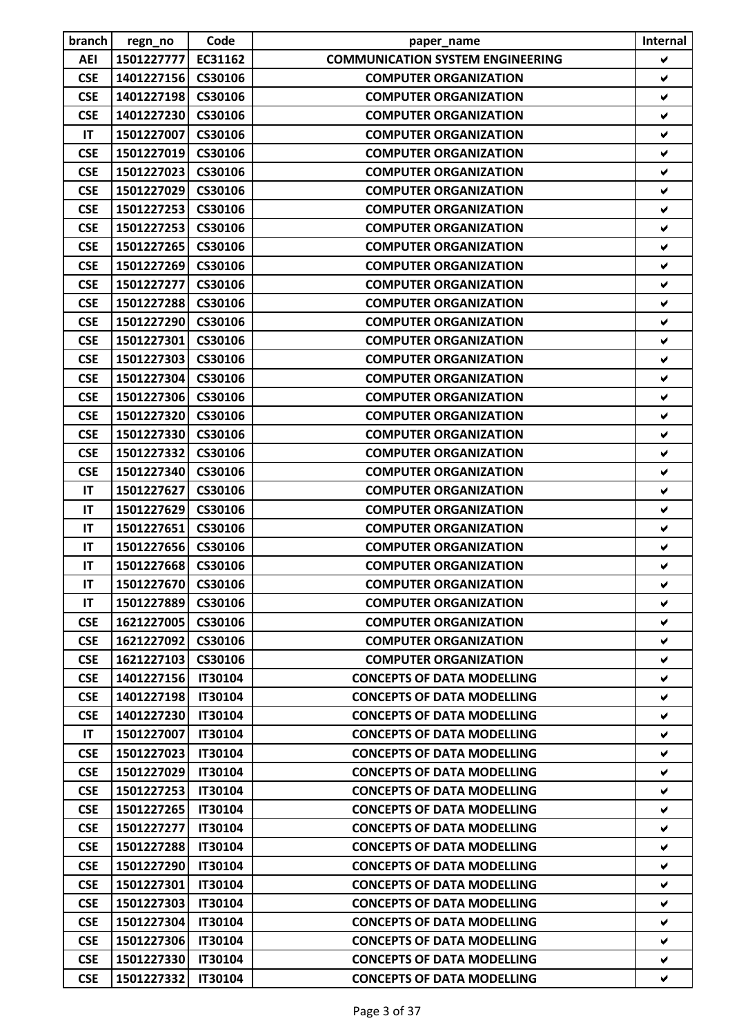| branch | regn_no | Code | paper_name | Internal |
|---|---|---|---|---|
| AEI | 1501227777 | EC31162 | COMMUNICATION SYSTEM ENGINEERING | ✔ |
| CSE | 1401227156 | CS30106 | COMPUTER ORGANIZATION | ✔ |
| CSE | 1401227198 | CS30106 | COMPUTER ORGANIZATION | ✔ |
| CSE | 1401227230 | CS30106 | COMPUTER ORGANIZATION | ✔ |
| IT | 1501227007 | CS30106 | COMPUTER ORGANIZATION | ✔ |
| CSE | 1501227019 | CS30106 | COMPUTER ORGANIZATION | ✔ |
| CSE | 1501227023 | CS30106 | COMPUTER ORGANIZATION | ✔ |
| CSE | 1501227029 | CS30106 | COMPUTER ORGANIZATION | ✔ |
| CSE | 1501227253 | CS30106 | COMPUTER ORGANIZATION | ✔ |
| CSE | 1501227253 | CS30106 | COMPUTER ORGANIZATION | ✔ |
| CSE | 1501227265 | CS30106 | COMPUTER ORGANIZATION | ✔ |
| CSE | 1501227269 | CS30106 | COMPUTER ORGANIZATION | ✔ |
| CSE | 1501227277 | CS30106 | COMPUTER ORGANIZATION | ✔ |
| CSE | 1501227288 | CS30106 | COMPUTER ORGANIZATION | ✔ |
| CSE | 1501227290 | CS30106 | COMPUTER ORGANIZATION | ✔ |
| CSE | 1501227301 | CS30106 | COMPUTER ORGANIZATION | ✔ |
| CSE | 1501227303 | CS30106 | COMPUTER ORGANIZATION | ✔ |
| CSE | 1501227304 | CS30106 | COMPUTER ORGANIZATION | ✔ |
| CSE | 1501227306 | CS30106 | COMPUTER ORGANIZATION | ✔ |
| CSE | 1501227320 | CS30106 | COMPUTER ORGANIZATION | ✔ |
| CSE | 1501227330 | CS30106 | COMPUTER ORGANIZATION | ✔ |
| CSE | 1501227332 | CS30106 | COMPUTER ORGANIZATION | ✔ |
| CSE | 1501227340 | CS30106 | COMPUTER ORGANIZATION | ✔ |
| IT | 1501227627 | CS30106 | COMPUTER ORGANIZATION | ✔ |
| IT | 1501227629 | CS30106 | COMPUTER ORGANIZATION | ✔ |
| IT | 1501227651 | CS30106 | COMPUTER ORGANIZATION | ✔ |
| IT | 1501227656 | CS30106 | COMPUTER ORGANIZATION | ✔ |
| IT | 1501227668 | CS30106 | COMPUTER ORGANIZATION | ✔ |
| IT | 1501227670 | CS30106 | COMPUTER ORGANIZATION | ✔ |
| IT | 1501227889 | CS30106 | COMPUTER ORGANIZATION | ✔ |
| CSE | 1621227005 | CS30106 | COMPUTER ORGANIZATION | ✔ |
| CSE | 1621227092 | CS30106 | COMPUTER ORGANIZATION | ✔ |
| CSE | 1621227103 | CS30106 | COMPUTER ORGANIZATION | ✔ |
| CSE | 1401227156 | IT30104 | CONCEPTS OF DATA MODELLING | ✔ |
| CSE | 1401227198 | IT30104 | CONCEPTS OF DATA MODELLING | ✔ |
| CSE | 1401227230 | IT30104 | CONCEPTS OF DATA MODELLING | ✔ |
| IT | 1501227007 | IT30104 | CONCEPTS OF DATA MODELLING | ✔ |
| CSE | 1501227023 | IT30104 | CONCEPTS OF DATA MODELLING | ✔ |
| CSE | 1501227029 | IT30104 | CONCEPTS OF DATA MODELLING | ✔ |
| CSE | 1501227253 | IT30104 | CONCEPTS OF DATA MODELLING | ✔ |
| CSE | 1501227265 | IT30104 | CONCEPTS OF DATA MODELLING | ✔ |
| CSE | 1501227277 | IT30104 | CONCEPTS OF DATA MODELLING | ✔ |
| CSE | 1501227288 | IT30104 | CONCEPTS OF DATA MODELLING | ✔ |
| CSE | 1501227290 | IT30104 | CONCEPTS OF DATA MODELLING | ✔ |
| CSE | 1501227301 | IT30104 | CONCEPTS OF DATA MODELLING | ✔ |
| CSE | 1501227303 | IT30104 | CONCEPTS OF DATA MODELLING | ✔ |
| CSE | 1501227304 | IT30104 | CONCEPTS OF DATA MODELLING | ✔ |
| CSE | 1501227306 | IT30104 | CONCEPTS OF DATA MODELLING | ✔ |
| CSE | 1501227330 | IT30104 | CONCEPTS OF DATA MODELLING | ✔ |
| CSE | 1501227332 | IT30104 | CONCEPTS OF DATA MODELLING | ✔ |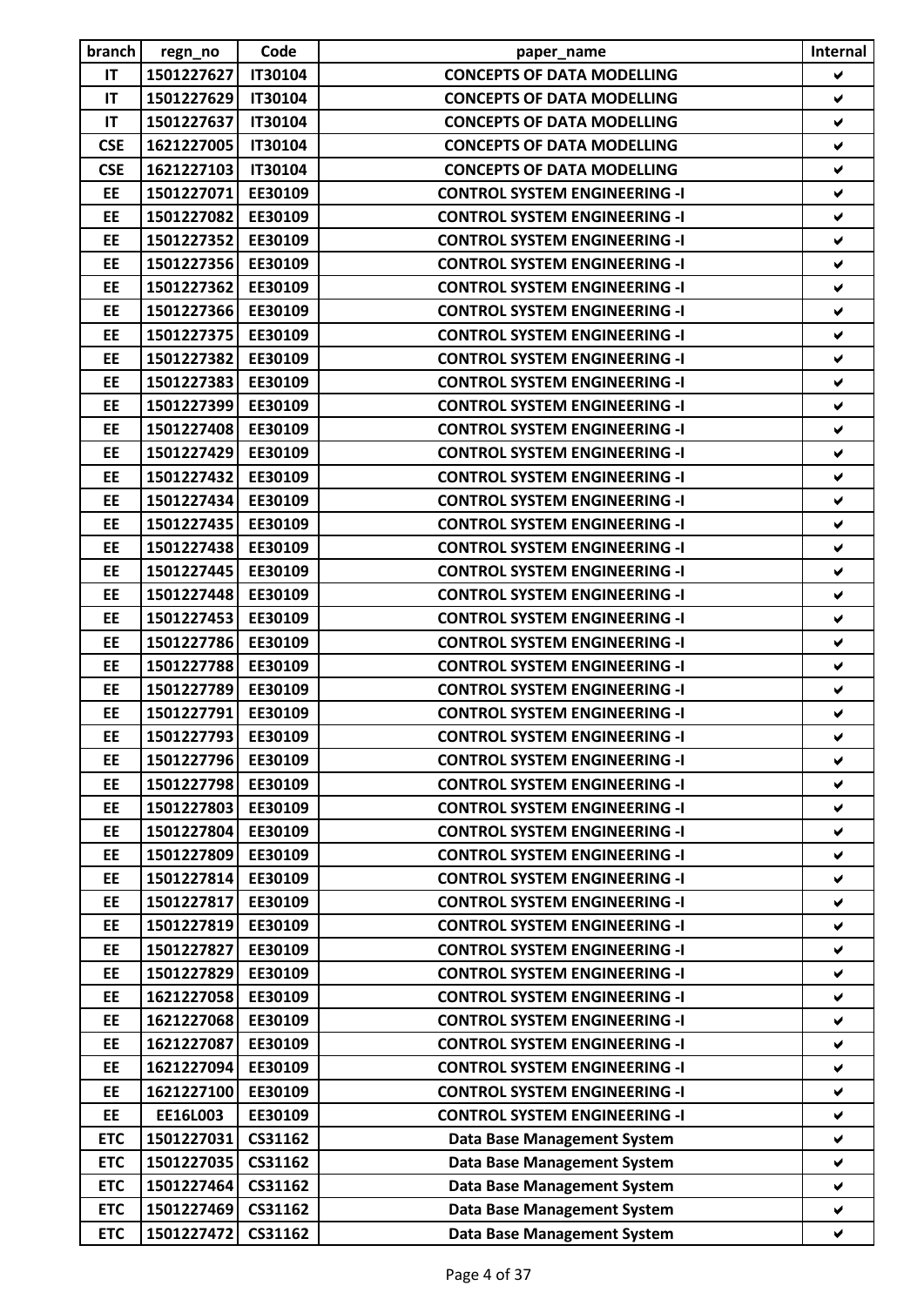| branch | regn_no | Code | paper_name | Internal |
|---|---|---|---|---|
| IT | 1501227627 | IT30104 | CONCEPTS OF DATA MODELLING | ✔ |
| IT | 1501227629 | IT30104 | CONCEPTS OF DATA MODELLING | ✔ |
| IT | 1501227637 | IT30104 | CONCEPTS OF DATA MODELLING | ✔ |
| CSE | 1621227005 | IT30104 | CONCEPTS OF DATA MODELLING | ✔ |
| CSE | 1621227103 | IT30104 | CONCEPTS OF DATA MODELLING | ✔ |
| EE | 1501227071 | EE30109 | CONTROL SYSTEM ENGINEERING -I | ✔ |
| EE | 1501227082 | EE30109 | CONTROL SYSTEM ENGINEERING -I | ✔ |
| EE | 1501227352 | EE30109 | CONTROL SYSTEM ENGINEERING -I | ✔ |
| EE | 1501227356 | EE30109 | CONTROL SYSTEM ENGINEERING -I | ✔ |
| EE | 1501227362 | EE30109 | CONTROL SYSTEM ENGINEERING -I | ✔ |
| EE | 1501227366 | EE30109 | CONTROL SYSTEM ENGINEERING -I | ✔ |
| EE | 1501227375 | EE30109 | CONTROL SYSTEM ENGINEERING -I | ✔ |
| EE | 1501227382 | EE30109 | CONTROL SYSTEM ENGINEERING -I | ✔ |
| EE | 1501227383 | EE30109 | CONTROL SYSTEM ENGINEERING -I | ✔ |
| EE | 1501227399 | EE30109 | CONTROL SYSTEM ENGINEERING -I | ✔ |
| EE | 1501227408 | EE30109 | CONTROL SYSTEM ENGINEERING -I | ✔ |
| EE | 1501227429 | EE30109 | CONTROL SYSTEM ENGINEERING -I | ✔ |
| EE | 1501227432 | EE30109 | CONTROL SYSTEM ENGINEERING -I | ✔ |
| EE | 1501227434 | EE30109 | CONTROL SYSTEM ENGINEERING -I | ✔ |
| EE | 1501227435 | EE30109 | CONTROL SYSTEM ENGINEERING -I | ✔ |
| EE | 1501227438 | EE30109 | CONTROL SYSTEM ENGINEERING -I | ✔ |
| EE | 1501227445 | EE30109 | CONTROL SYSTEM ENGINEERING -I | ✔ |
| EE | 1501227448 | EE30109 | CONTROL SYSTEM ENGINEERING -I | ✔ |
| EE | 1501227453 | EE30109 | CONTROL SYSTEM ENGINEERING -I | ✔ |
| EE | 1501227786 | EE30109 | CONTROL SYSTEM ENGINEERING -I | ✔ |
| EE | 1501227788 | EE30109 | CONTROL SYSTEM ENGINEERING -I | ✔ |
| EE | 1501227789 | EE30109 | CONTROL SYSTEM ENGINEERING -I | ✔ |
| EE | 1501227791 | EE30109 | CONTROL SYSTEM ENGINEERING -I | ✔ |
| EE | 1501227793 | EE30109 | CONTROL SYSTEM ENGINEERING -I | ✔ |
| EE | 1501227796 | EE30109 | CONTROL SYSTEM ENGINEERING -I | ✔ |
| EE | 1501227798 | EE30109 | CONTROL SYSTEM ENGINEERING -I | ✔ |
| EE | 1501227803 | EE30109 | CONTROL SYSTEM ENGINEERING -I | ✔ |
| EE | 1501227804 | EE30109 | CONTROL SYSTEM ENGINEERING -I | ✔ |
| EE | 1501227809 | EE30109 | CONTROL SYSTEM ENGINEERING -I | ✔ |
| EE | 1501227814 | EE30109 | CONTROL SYSTEM ENGINEERING -I | ✔ |
| EE | 1501227817 | EE30109 | CONTROL SYSTEM ENGINEERING -I | ✔ |
| EE | 1501227819 | EE30109 | CONTROL SYSTEM ENGINEERING -I | ✔ |
| EE | 1501227827 | EE30109 | CONTROL SYSTEM ENGINEERING -I | ✔ |
| EE | 1501227829 | EE30109 | CONTROL SYSTEM ENGINEERING -I | ✔ |
| EE | 1621227058 | EE30109 | CONTROL SYSTEM ENGINEERING -I | ✔ |
| EE | 1621227068 | EE30109 | CONTROL SYSTEM ENGINEERING -I | ✔ |
| EE | 1621227087 | EE30109 | CONTROL SYSTEM ENGINEERING -I | ✔ |
| EE | 1621227094 | EE30109 | CONTROL SYSTEM ENGINEERING -I | ✔ |
| EE | 1621227100 | EE30109 | CONTROL SYSTEM ENGINEERING -I | ✔ |
| EE | EE16L003 | EE30109 | CONTROL SYSTEM ENGINEERING -I | ✔ |
| ETC | 1501227031 | CS31162 | Data Base Management System | ✔ |
| ETC | 1501227035 | CS31162 | Data Base Management System | ✔ |
| ETC | 1501227464 | CS31162 | Data Base Management System | ✔ |
| ETC | 1501227469 | CS31162 | Data Base Management System | ✔ |
| ETC | 1501227472 | CS31162 | Data Base Management System | ✔ |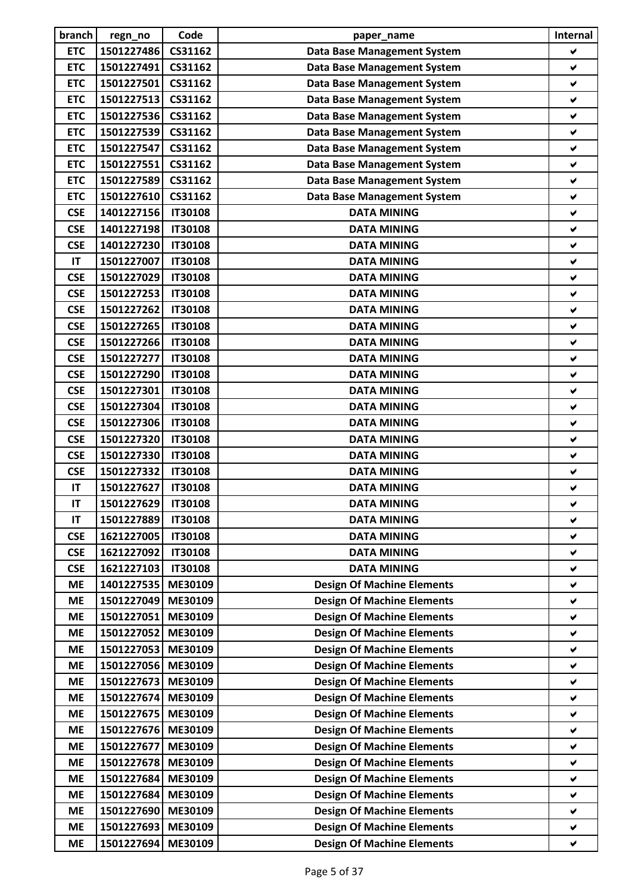| branch | regn_no | Code | paper_name | Internal |
|---|---|---|---|---|
| ETC | 1501227486 | CS31162 | Data Base Management System | ✔ |
| ETC | 1501227491 | CS31162 | Data Base Management System | ✔ |
| ETC | 1501227501 | CS31162 | Data Base Management System | ✔ |
| ETC | 1501227513 | CS31162 | Data Base Management System | ✔ |
| ETC | 1501227536 | CS31162 | Data Base Management System | ✔ |
| ETC | 1501227539 | CS31162 | Data Base Management System | ✔ |
| ETC | 1501227547 | CS31162 | Data Base Management System | ✔ |
| ETC | 1501227551 | CS31162 | Data Base Management System | ✔ |
| ETC | 1501227589 | CS31162 | Data Base Management System | ✔ |
| ETC | 1501227610 | CS31162 | Data Base Management System | ✔ |
| CSE | 1401227156 | IT30108 | DATA MINING | ✔ |
| CSE | 1401227198 | IT30108 | DATA MINING | ✔ |
| CSE | 1401227230 | IT30108 | DATA MINING | ✔ |
| IT | 1501227007 | IT30108 | DATA MINING | ✔ |
| CSE | 1501227029 | IT30108 | DATA MINING | ✔ |
| CSE | 1501227253 | IT30108 | DATA MINING | ✔ |
| CSE | 1501227262 | IT30108 | DATA MINING | ✔ |
| CSE | 1501227265 | IT30108 | DATA MINING | ✔ |
| CSE | 1501227266 | IT30108 | DATA MINING | ✔ |
| CSE | 1501227277 | IT30108 | DATA MINING | ✔ |
| CSE | 1501227290 | IT30108 | DATA MINING | ✔ |
| CSE | 1501227301 | IT30108 | DATA MINING | ✔ |
| CSE | 1501227304 | IT30108 | DATA MINING | ✔ |
| CSE | 1501227306 | IT30108 | DATA MINING | ✔ |
| CSE | 1501227320 | IT30108 | DATA MINING | ✔ |
| CSE | 1501227330 | IT30108 | DATA MINING | ✔ |
| CSE | 1501227332 | IT30108 | DATA MINING | ✔ |
| IT | 1501227627 | IT30108 | DATA MINING | ✔ |
| IT | 1501227629 | IT30108 | DATA MINING | ✔ |
| IT | 1501227889 | IT30108 | DATA MINING | ✔ |
| CSE | 1621227005 | IT30108 | DATA MINING | ✔ |
| CSE | 1621227092 | IT30108 | DATA MINING | ✔ |
| CSE | 1621227103 | IT30108 | DATA MINING | ✔ |
| ME | 1401227535 | ME30109 | Design Of Machine Elements | ✔ |
| ME | 1501227049 | ME30109 | Design Of Machine Elements | ✔ |
| ME | 1501227051 | ME30109 | Design Of Machine Elements | ✔ |
| ME | 1501227052 | ME30109 | Design Of Machine Elements | ✔ |
| ME | 1501227053 | ME30109 | Design Of Machine Elements | ✔ |
| ME | 1501227056 | ME30109 | Design Of Machine Elements | ✔ |
| ME | 1501227673 | ME30109 | Design Of Machine Elements | ✔ |
| ME | 1501227674 | ME30109 | Design Of Machine Elements | ✔ |
| ME | 1501227675 | ME30109 | Design Of Machine Elements | ✔ |
| ME | 1501227676 | ME30109 | Design Of Machine Elements | ✔ |
| ME | 1501227677 | ME30109 | Design Of Machine Elements | ✔ |
| ME | 1501227678 | ME30109 | Design Of Machine Elements | ✔ |
| ME | 1501227684 | ME30109 | Design Of Machine Elements | ✔ |
| ME | 1501227684 | ME30109 | Design Of Machine Elements | ✔ |
| ME | 1501227690 | ME30109 | Design Of Machine Elements | ✔ |
| ME | 1501227693 | ME30109 | Design Of Machine Elements | ✔ |
| ME | 1501227694 | ME30109 | Design Of Machine Elements | ✔ |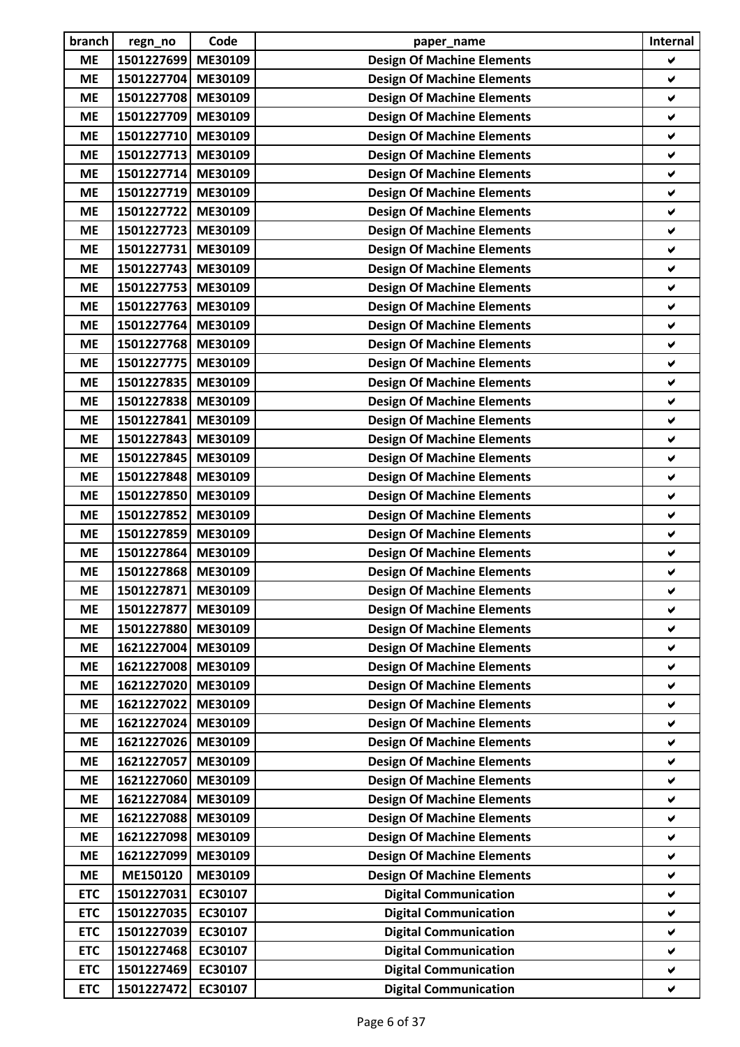| branch | regn_no | Code | paper_name | Internal |
|---|---|---|---|---|
| ME | 1501227699 | ME30109 | Design Of Machine Elements | ✔ |
| ME | 1501227704 | ME30109 | Design Of Machine Elements | ✔ |
| ME | 1501227708 | ME30109 | Design Of Machine Elements | ✔ |
| ME | 1501227709 | ME30109 | Design Of Machine Elements | ✔ |
| ME | 1501227710 | ME30109 | Design Of Machine Elements | ✔ |
| ME | 1501227713 | ME30109 | Design Of Machine Elements | ✔ |
| ME | 1501227714 | ME30109 | Design Of Machine Elements | ✔ |
| ME | 1501227719 | ME30109 | Design Of Machine Elements | ✔ |
| ME | 1501227722 | ME30109 | Design Of Machine Elements | ✔ |
| ME | 1501227723 | ME30109 | Design Of Machine Elements | ✔ |
| ME | 1501227731 | ME30109 | Design Of Machine Elements | ✔ |
| ME | 1501227743 | ME30109 | Design Of Machine Elements | ✔ |
| ME | 1501227753 | ME30109 | Design Of Machine Elements | ✔ |
| ME | 1501227763 | ME30109 | Design Of Machine Elements | ✔ |
| ME | 1501227764 | ME30109 | Design Of Machine Elements | ✔ |
| ME | 1501227768 | ME30109 | Design Of Machine Elements | ✔ |
| ME | 1501227775 | ME30109 | Design Of Machine Elements | ✔ |
| ME | 1501227835 | ME30109 | Design Of Machine Elements | ✔ |
| ME | 1501227838 | ME30109 | Design Of Machine Elements | ✔ |
| ME | 1501227841 | ME30109 | Design Of Machine Elements | ✔ |
| ME | 1501227843 | ME30109 | Design Of Machine Elements | ✔ |
| ME | 1501227845 | ME30109 | Design Of Machine Elements | ✔ |
| ME | 1501227848 | ME30109 | Design Of Machine Elements | ✔ |
| ME | 1501227850 | ME30109 | Design Of Machine Elements | ✔ |
| ME | 1501227852 | ME30109 | Design Of Machine Elements | ✔ |
| ME | 1501227859 | ME30109 | Design Of Machine Elements | ✔ |
| ME | 1501227864 | ME30109 | Design Of Machine Elements | ✔ |
| ME | 1501227868 | ME30109 | Design Of Machine Elements | ✔ |
| ME | 1501227871 | ME30109 | Design Of Machine Elements | ✔ |
| ME | 1501227877 | ME30109 | Design Of Machine Elements | ✔ |
| ME | 1501227880 | ME30109 | Design Of Machine Elements | ✔ |
| ME | 1621227004 | ME30109 | Design Of Machine Elements | ✔ |
| ME | 1621227008 | ME30109 | Design Of Machine Elements | ✔ |
| ME | 1621227020 | ME30109 | Design Of Machine Elements | ✔ |
| ME | 1621227022 | ME30109 | Design Of Machine Elements | ✔ |
| ME | 1621227024 | ME30109 | Design Of Machine Elements | ✔ |
| ME | 1621227026 | ME30109 | Design Of Machine Elements | ✔ |
| ME | 1621227057 | ME30109 | Design Of Machine Elements | ✔ |
| ME | 1621227060 | ME30109 | Design Of Machine Elements | ✔ |
| ME | 1621227084 | ME30109 | Design Of Machine Elements | ✔ |
| ME | 1621227088 | ME30109 | Design Of Machine Elements | ✔ |
| ME | 1621227098 | ME30109 | Design Of Machine Elements | ✔ |
| ME | 1621227099 | ME30109 | Design Of Machine Elements | ✔ |
| ME | ME150120 | ME30109 | Design Of Machine Elements | ✔ |
| ETC | 1501227031 | EC30107 | Digital Communication | ✔ |
| ETC | 1501227035 | EC30107 | Digital Communication | ✔ |
| ETC | 1501227039 | EC30107 | Digital Communication | ✔ |
| ETC | 1501227468 | EC30107 | Digital Communication | ✔ |
| ETC | 1501227469 | EC30107 | Digital Communication | ✔ |
| ETC | 1501227472 | EC30107 | Digital Communication | ✔ |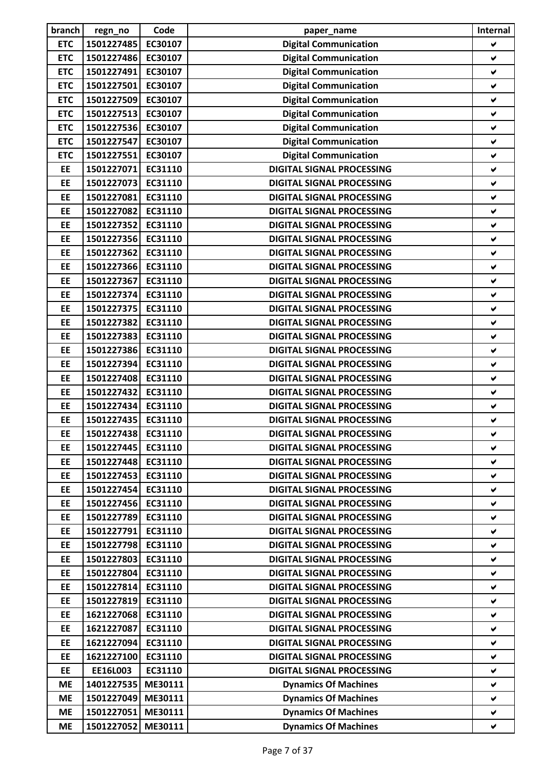| branch | regn_no | Code | paper_name | Internal |
| --- | --- | --- | --- | --- |
| ETC | 1501227485 | EC30107 | Digital Communication | ✔ |
| ETC | 1501227486 | EC30107 | Digital Communication | ✔ |
| ETC | 1501227491 | EC30107 | Digital Communication | ✔ |
| ETC | 1501227501 | EC30107 | Digital Communication | ✔ |
| ETC | 1501227509 | EC30107 | Digital Communication | ✔ |
| ETC | 1501227513 | EC30107 | Digital Communication | ✔ |
| ETC | 1501227536 | EC30107 | Digital Communication | ✔ |
| ETC | 1501227547 | EC30107 | Digital Communication | ✔ |
| ETC | 1501227551 | EC30107 | Digital Communication | ✔ |
| EE | 1501227071 | EC31110 | DIGITAL SIGNAL PROCESSING | ✔ |
| EE | 1501227073 | EC31110 | DIGITAL SIGNAL PROCESSING | ✔ |
| EE | 1501227081 | EC31110 | DIGITAL SIGNAL PROCESSING | ✔ |
| EE | 1501227082 | EC31110 | DIGITAL SIGNAL PROCESSING | ✔ |
| EE | 1501227352 | EC31110 | DIGITAL SIGNAL PROCESSING | ✔ |
| EE | 1501227356 | EC31110 | DIGITAL SIGNAL PROCESSING | ✔ |
| EE | 1501227362 | EC31110 | DIGITAL SIGNAL PROCESSING | ✔ |
| EE | 1501227366 | EC31110 | DIGITAL SIGNAL PROCESSING | ✔ |
| EE | 1501227367 | EC31110 | DIGITAL SIGNAL PROCESSING | ✔ |
| EE | 1501227374 | EC31110 | DIGITAL SIGNAL PROCESSING | ✔ |
| EE | 1501227375 | EC31110 | DIGITAL SIGNAL PROCESSING | ✔ |
| EE | 1501227382 | EC31110 | DIGITAL SIGNAL PROCESSING | ✔ |
| EE | 1501227383 | EC31110 | DIGITAL SIGNAL PROCESSING | ✔ |
| EE | 1501227386 | EC31110 | DIGITAL SIGNAL PROCESSING | ✔ |
| EE | 1501227394 | EC31110 | DIGITAL SIGNAL PROCESSING | ✔ |
| EE | 1501227408 | EC31110 | DIGITAL SIGNAL PROCESSING | ✔ |
| EE | 1501227432 | EC31110 | DIGITAL SIGNAL PROCESSING | ✔ |
| EE | 1501227434 | EC31110 | DIGITAL SIGNAL PROCESSING | ✔ |
| EE | 1501227435 | EC31110 | DIGITAL SIGNAL PROCESSING | ✔ |
| EE | 1501227438 | EC31110 | DIGITAL SIGNAL PROCESSING | ✔ |
| EE | 1501227445 | EC31110 | DIGITAL SIGNAL PROCESSING | ✔ |
| EE | 1501227448 | EC31110 | DIGITAL SIGNAL PROCESSING | ✔ |
| EE | 1501227453 | EC31110 | DIGITAL SIGNAL PROCESSING | ✔ |
| EE | 1501227454 | EC31110 | DIGITAL SIGNAL PROCESSING | ✔ |
| EE | 1501227456 | EC31110 | DIGITAL SIGNAL PROCESSING | ✔ |
| EE | 1501227789 | EC31110 | DIGITAL SIGNAL PROCESSING | ✔ |
| EE | 1501227791 | EC31110 | DIGITAL SIGNAL PROCESSING | ✔ |
| EE | 1501227798 | EC31110 | DIGITAL SIGNAL PROCESSING | ✔ |
| EE | 1501227803 | EC31110 | DIGITAL SIGNAL PROCESSING | ✔ |
| EE | 1501227804 | EC31110 | DIGITAL SIGNAL PROCESSING | ✔ |
| EE | 1501227814 | EC31110 | DIGITAL SIGNAL PROCESSING | ✔ |
| EE | 1501227819 | EC31110 | DIGITAL SIGNAL PROCESSING | ✔ |
| EE | 1621227068 | EC31110 | DIGITAL SIGNAL PROCESSING | ✔ |
| EE | 1621227087 | EC31110 | DIGITAL SIGNAL PROCESSING | ✔ |
| EE | 1621227094 | EC31110 | DIGITAL SIGNAL PROCESSING | ✔ |
| EE | 1621227100 | EC31110 | DIGITAL SIGNAL PROCESSING | ✔ |
| EE | EE16L003 | EC31110 | DIGITAL SIGNAL PROCESSING | ✔ |
| ME | 1401227535 | ME30111 | Dynamics Of Machines | ✔ |
| ME | 1501227049 | ME30111 | Dynamics Of Machines | ✔ |
| ME | 1501227051 | ME30111 | Dynamics Of Machines | ✔ |
| ME | 1501227052 | ME30111 | Dynamics Of Machines | ✔ |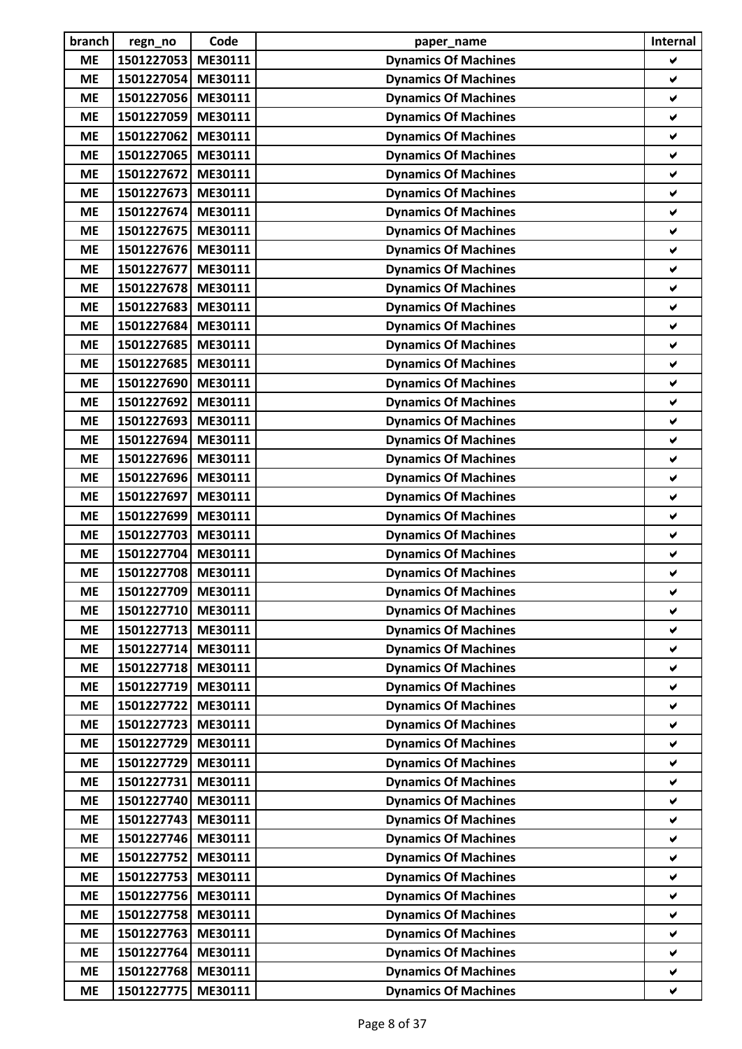| branch | regn_no | Code | paper_name | Internal |
|---|---|---|---|---|
| ME | 1501227053 | ME30111 | Dynamics Of Machines | ✔ |
| ME | 1501227054 | ME30111 | Dynamics Of Machines | ✔ |
| ME | 1501227056 | ME30111 | Dynamics Of Machines | ✔ |
| ME | 1501227059 | ME30111 | Dynamics Of Machines | ✔ |
| ME | 1501227062 | ME30111 | Dynamics Of Machines | ✔ |
| ME | 1501227065 | ME30111 | Dynamics Of Machines | ✔ |
| ME | 1501227672 | ME30111 | Dynamics Of Machines | ✔ |
| ME | 1501227673 | ME30111 | Dynamics Of Machines | ✔ |
| ME | 1501227674 | ME30111 | Dynamics Of Machines | ✔ |
| ME | 1501227675 | ME30111 | Dynamics Of Machines | ✔ |
| ME | 1501227676 | ME30111 | Dynamics Of Machines | ✔ |
| ME | 1501227677 | ME30111 | Dynamics Of Machines | ✔ |
| ME | 1501227678 | ME30111 | Dynamics Of Machines | ✔ |
| ME | 1501227683 | ME30111 | Dynamics Of Machines | ✔ |
| ME | 1501227684 | ME30111 | Dynamics Of Machines | ✔ |
| ME | 1501227685 | ME30111 | Dynamics Of Machines | ✔ |
| ME | 1501227685 | ME30111 | Dynamics Of Machines | ✔ |
| ME | 1501227690 | ME30111 | Dynamics Of Machines | ✔ |
| ME | 1501227692 | ME30111 | Dynamics Of Machines | ✔ |
| ME | 1501227693 | ME30111 | Dynamics Of Machines | ✔ |
| ME | 1501227694 | ME30111 | Dynamics Of Machines | ✔ |
| ME | 1501227696 | ME30111 | Dynamics Of Machines | ✔ |
| ME | 1501227696 | ME30111 | Dynamics Of Machines | ✔ |
| ME | 1501227697 | ME30111 | Dynamics Of Machines | ✔ |
| ME | 1501227699 | ME30111 | Dynamics Of Machines | ✔ |
| ME | 1501227703 | ME30111 | Dynamics Of Machines | ✔ |
| ME | 1501227704 | ME30111 | Dynamics Of Machines | ✔ |
| ME | 1501227708 | ME30111 | Dynamics Of Machines | ✔ |
| ME | 1501227709 | ME30111 | Dynamics Of Machines | ✔ |
| ME | 1501227710 | ME30111 | Dynamics Of Machines | ✔ |
| ME | 1501227713 | ME30111 | Dynamics Of Machines | ✔ |
| ME | 1501227714 | ME30111 | Dynamics Of Machines | ✔ |
| ME | 1501227718 | ME30111 | Dynamics Of Machines | ✔ |
| ME | 1501227719 | ME30111 | Dynamics Of Machines | ✔ |
| ME | 1501227722 | ME30111 | Dynamics Of Machines | ✔ |
| ME | 1501227723 | ME30111 | Dynamics Of Machines | ✔ |
| ME | 1501227729 | ME30111 | Dynamics Of Machines | ✔ |
| ME | 1501227729 | ME30111 | Dynamics Of Machines | ✔ |
| ME | 1501227731 | ME30111 | Dynamics Of Machines | ✔ |
| ME | 1501227740 | ME30111 | Dynamics Of Machines | ✔ |
| ME | 1501227743 | ME30111 | Dynamics Of Machines | ✔ |
| ME | 1501227746 | ME30111 | Dynamics Of Machines | ✔ |
| ME | 1501227752 | ME30111 | Dynamics Of Machines | ✔ |
| ME | 1501227753 | ME30111 | Dynamics Of Machines | ✔ |
| ME | 1501227756 | ME30111 | Dynamics Of Machines | ✔ |
| ME | 1501227758 | ME30111 | Dynamics Of Machines | ✔ |
| ME | 1501227763 | ME30111 | Dynamics Of Machines | ✔ |
| ME | 1501227764 | ME30111 | Dynamics Of Machines | ✔ |
| ME | 1501227768 | ME30111 | Dynamics Of Machines | ✔ |
| ME | 1501227775 | ME30111 | Dynamics Of Machines | ✔ |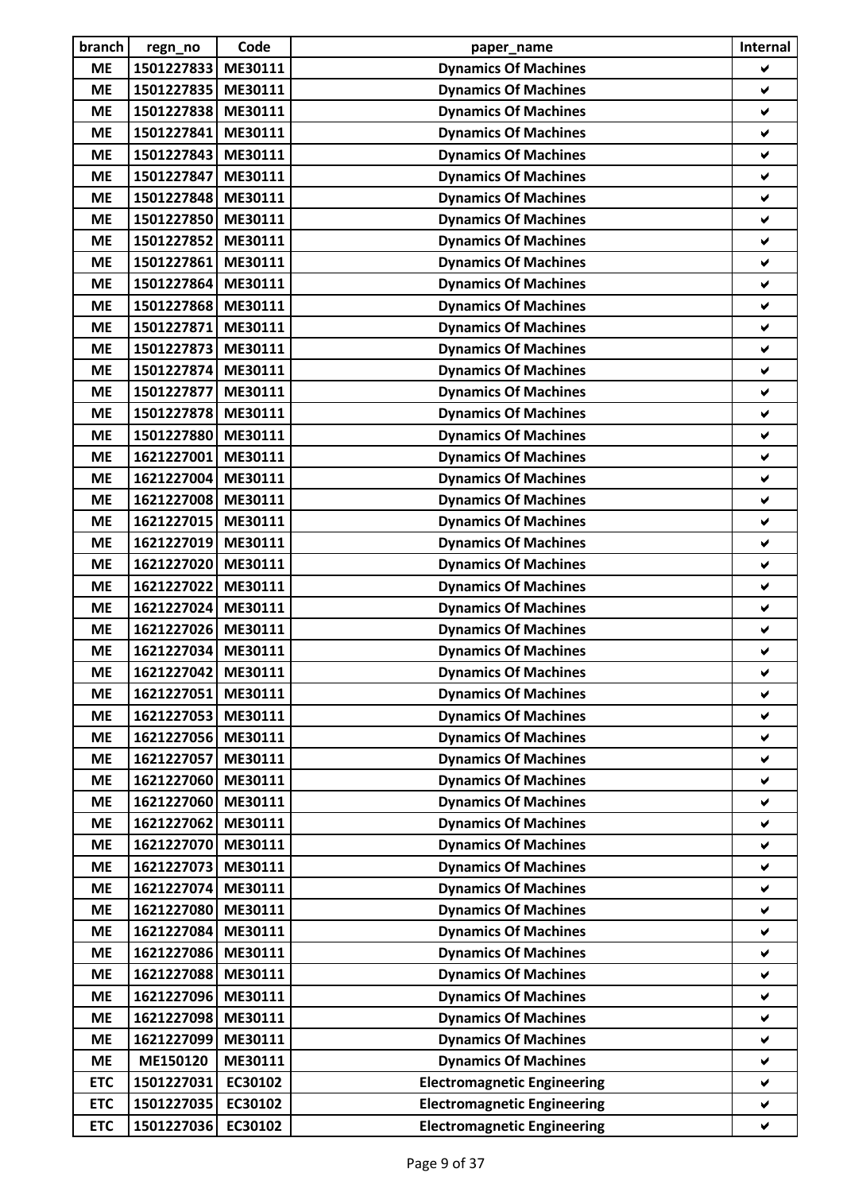| branch | regn_no | Code | paper_name | Internal |
|---|---|---|---|---|
| ME | 1501227833 | ME30111 | Dynamics Of Machines | ✔ |
| ME | 1501227835 | ME30111 | Dynamics Of Machines | ✔ |
| ME | 1501227838 | ME30111 | Dynamics Of Machines | ✔ |
| ME | 1501227841 | ME30111 | Dynamics Of Machines | ✔ |
| ME | 1501227843 | ME30111 | Dynamics Of Machines | ✔ |
| ME | 1501227847 | ME30111 | Dynamics Of Machines | ✔ |
| ME | 1501227848 | ME30111 | Dynamics Of Machines | ✔ |
| ME | 1501227850 | ME30111 | Dynamics Of Machines | ✔ |
| ME | 1501227852 | ME30111 | Dynamics Of Machines | ✔ |
| ME | 1501227861 | ME30111 | Dynamics Of Machines | ✔ |
| ME | 1501227864 | ME30111 | Dynamics Of Machines | ✔ |
| ME | 1501227868 | ME30111 | Dynamics Of Machines | ✔ |
| ME | 1501227871 | ME30111 | Dynamics Of Machines | ✔ |
| ME | 1501227873 | ME30111 | Dynamics Of Machines | ✔ |
| ME | 1501227874 | ME30111 | Dynamics Of Machines | ✔ |
| ME | 1501227877 | ME30111 | Dynamics Of Machines | ✔ |
| ME | 1501227878 | ME30111 | Dynamics Of Machines | ✔ |
| ME | 1501227880 | ME30111 | Dynamics Of Machines | ✔ |
| ME | 1621227001 | ME30111 | Dynamics Of Machines | ✔ |
| ME | 1621227004 | ME30111 | Dynamics Of Machines | ✔ |
| ME | 1621227008 | ME30111 | Dynamics Of Machines | ✔ |
| ME | 1621227015 | ME30111 | Dynamics Of Machines | ✔ |
| ME | 1621227019 | ME30111 | Dynamics Of Machines | ✔ |
| ME | 1621227020 | ME30111 | Dynamics Of Machines | ✔ |
| ME | 1621227022 | ME30111 | Dynamics Of Machines | ✔ |
| ME | 1621227024 | ME30111 | Dynamics Of Machines | ✔ |
| ME | 1621227026 | ME30111 | Dynamics Of Machines | ✔ |
| ME | 1621227034 | ME30111 | Dynamics Of Machines | ✔ |
| ME | 1621227042 | ME30111 | Dynamics Of Machines | ✔ |
| ME | 1621227051 | ME30111 | Dynamics Of Machines | ✔ |
| ME | 1621227053 | ME30111 | Dynamics Of Machines | ✔ |
| ME | 1621227056 | ME30111 | Dynamics Of Machines | ✔ |
| ME | 1621227057 | ME30111 | Dynamics Of Machines | ✔ |
| ME | 1621227060 | ME30111 | Dynamics Of Machines | ✔ |
| ME | 1621227060 | ME30111 | Dynamics Of Machines | ✔ |
| ME | 1621227062 | ME30111 | Dynamics Of Machines | ✔ |
| ME | 1621227070 | ME30111 | Dynamics Of Machines | ✔ |
| ME | 1621227073 | ME30111 | Dynamics Of Machines | ✔ |
| ME | 1621227074 | ME30111 | Dynamics Of Machines | ✔ |
| ME | 1621227080 | ME30111 | Dynamics Of Machines | ✔ |
| ME | 1621227084 | ME30111 | Dynamics Of Machines | ✔ |
| ME | 1621227086 | ME30111 | Dynamics Of Machines | ✔ |
| ME | 1621227088 | ME30111 | Dynamics Of Machines | ✔ |
| ME | 1621227096 | ME30111 | Dynamics Of Machines | ✔ |
| ME | 1621227098 | ME30111 | Dynamics Of Machines | ✔ |
| ME | 1621227099 | ME30111 | Dynamics Of Machines | ✔ |
| ME | ME150120 | ME30111 | Dynamics Of Machines | ✔ |
| ETC | 1501227031 | EC30102 | Electromagnetic Engineering | ✔ |
| ETC | 1501227035 | EC30102 | Electromagnetic Engineering | ✔ |
| ETC | 1501227036 | EC30102 | Electromagnetic Engineering | ✔ |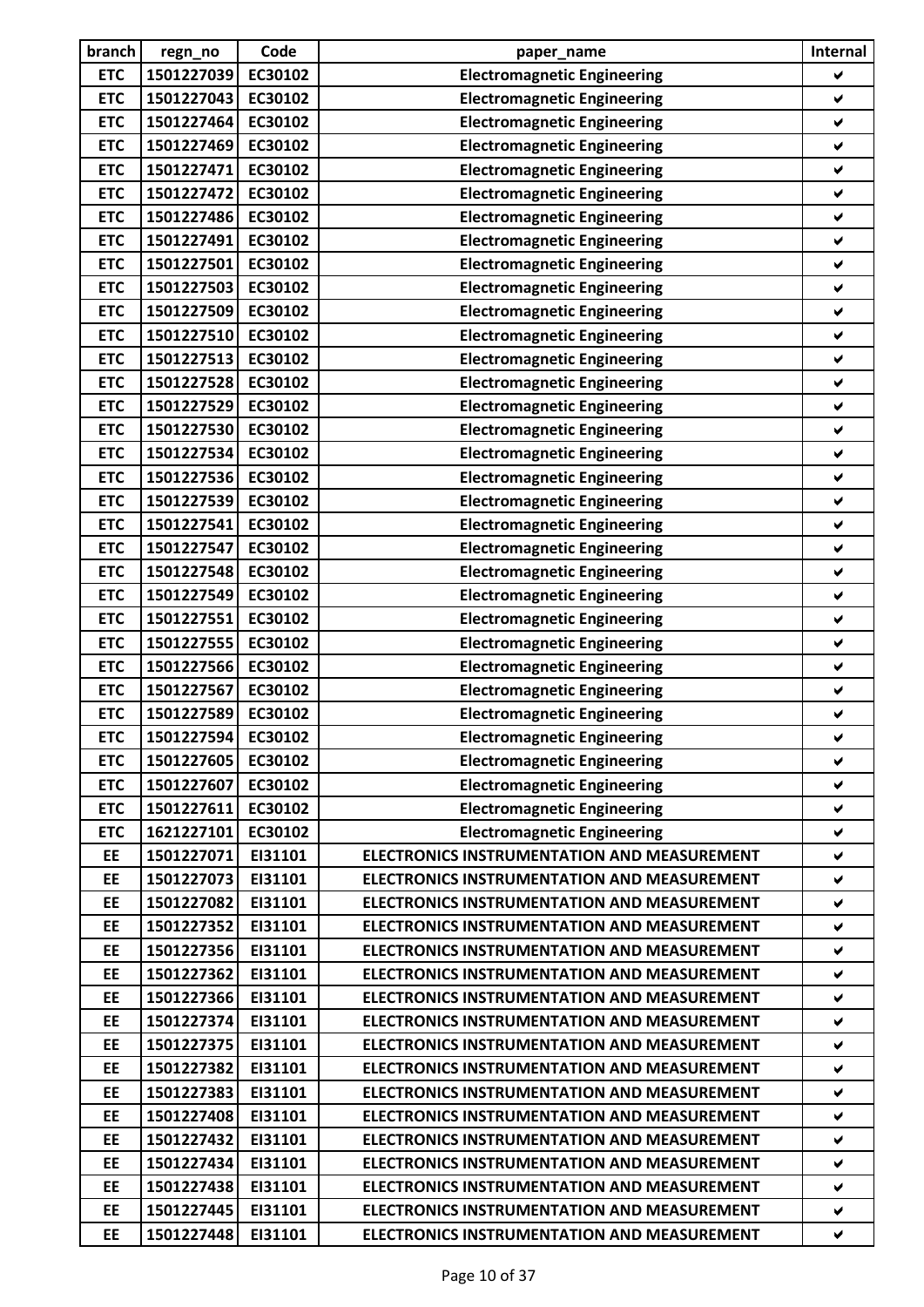| branch | regn_no | Code | paper_name | Internal |
|---|---|---|---|---|
| ETC | 1501227039 | EC30102 | Electromagnetic Engineering | ✔ |
| ETC | 1501227043 | EC30102 | Electromagnetic Engineering | ✔ |
| ETC | 1501227464 | EC30102 | Electromagnetic Engineering | ✔ |
| ETC | 1501227469 | EC30102 | Electromagnetic Engineering | ✔ |
| ETC | 1501227471 | EC30102 | Electromagnetic Engineering | ✔ |
| ETC | 1501227472 | EC30102 | Electromagnetic Engineering | ✔ |
| ETC | 1501227486 | EC30102 | Electromagnetic Engineering | ✔ |
| ETC | 1501227491 | EC30102 | Electromagnetic Engineering | ✔ |
| ETC | 1501227501 | EC30102 | Electromagnetic Engineering | ✔ |
| ETC | 1501227503 | EC30102 | Electromagnetic Engineering | ✔ |
| ETC | 1501227509 | EC30102 | Electromagnetic Engineering | ✔ |
| ETC | 1501227510 | EC30102 | Electromagnetic Engineering | ✔ |
| ETC | 1501227513 | EC30102 | Electromagnetic Engineering | ✔ |
| ETC | 1501227528 | EC30102 | Electromagnetic Engineering | ✔ |
| ETC | 1501227529 | EC30102 | Electromagnetic Engineering | ✔ |
| ETC | 1501227530 | EC30102 | Electromagnetic Engineering | ✔ |
| ETC | 1501227534 | EC30102 | Electromagnetic Engineering | ✔ |
| ETC | 1501227536 | EC30102 | Electromagnetic Engineering | ✔ |
| ETC | 1501227539 | EC30102 | Electromagnetic Engineering | ✔ |
| ETC | 1501227541 | EC30102 | Electromagnetic Engineering | ✔ |
| ETC | 1501227547 | EC30102 | Electromagnetic Engineering | ✔ |
| ETC | 1501227548 | EC30102 | Electromagnetic Engineering | ✔ |
| ETC | 1501227549 | EC30102 | Electromagnetic Engineering | ✔ |
| ETC | 1501227551 | EC30102 | Electromagnetic Engineering | ✔ |
| ETC | 1501227555 | EC30102 | Electromagnetic Engineering | ✔ |
| ETC | 1501227566 | EC30102 | Electromagnetic Engineering | ✔ |
| ETC | 1501227567 | EC30102 | Electromagnetic Engineering | ✔ |
| ETC | 1501227589 | EC30102 | Electromagnetic Engineering | ✔ |
| ETC | 1501227594 | EC30102 | Electromagnetic Engineering | ✔ |
| ETC | 1501227605 | EC30102 | Electromagnetic Engineering | ✔ |
| ETC | 1501227607 | EC30102 | Electromagnetic Engineering | ✔ |
| ETC | 1501227611 | EC30102 | Electromagnetic Engineering | ✔ |
| ETC | 1621227101 | EC30102 | Electromagnetic Engineering | ✔ |
| EE | 1501227071 | EI31101 | ELECTRONICS INSTRUMENTATION AND MEASUREMENT | ✔ |
| EE | 1501227073 | EI31101 | ELECTRONICS INSTRUMENTATION AND MEASUREMENT | ✔ |
| EE | 1501227082 | EI31101 | ELECTRONICS INSTRUMENTATION AND MEASUREMENT | ✔ |
| EE | 1501227352 | EI31101 | ELECTRONICS INSTRUMENTATION AND MEASUREMENT | ✔ |
| EE | 1501227356 | EI31101 | ELECTRONICS INSTRUMENTATION AND MEASUREMENT | ✔ |
| EE | 1501227362 | EI31101 | ELECTRONICS INSTRUMENTATION AND MEASUREMENT | ✔ |
| EE | 1501227366 | EI31101 | ELECTRONICS INSTRUMENTATION AND MEASUREMENT | ✔ |
| EE | 1501227374 | EI31101 | ELECTRONICS INSTRUMENTATION AND MEASUREMENT | ✔ |
| EE | 1501227375 | EI31101 | ELECTRONICS INSTRUMENTATION AND MEASUREMENT | ✔ |
| EE | 1501227382 | EI31101 | ELECTRONICS INSTRUMENTATION AND MEASUREMENT | ✔ |
| EE | 1501227383 | EI31101 | ELECTRONICS INSTRUMENTATION AND MEASUREMENT | ✔ |
| EE | 1501227408 | EI31101 | ELECTRONICS INSTRUMENTATION AND MEASUREMENT | ✔ |
| EE | 1501227432 | EI31101 | ELECTRONICS INSTRUMENTATION AND MEASUREMENT | ✔ |
| EE | 1501227434 | EI31101 | ELECTRONICS INSTRUMENTATION AND MEASUREMENT | ✔ |
| EE | 1501227438 | EI31101 | ELECTRONICS INSTRUMENTATION AND MEASUREMENT | ✔ |
| EE | 1501227445 | EI31101 | ELECTRONICS INSTRUMENTATION AND MEASUREMENT | ✔ |
| EE | 1501227448 | EI31101 | ELECTRONICS INSTRUMENTATION AND MEASUREMENT | ✔ |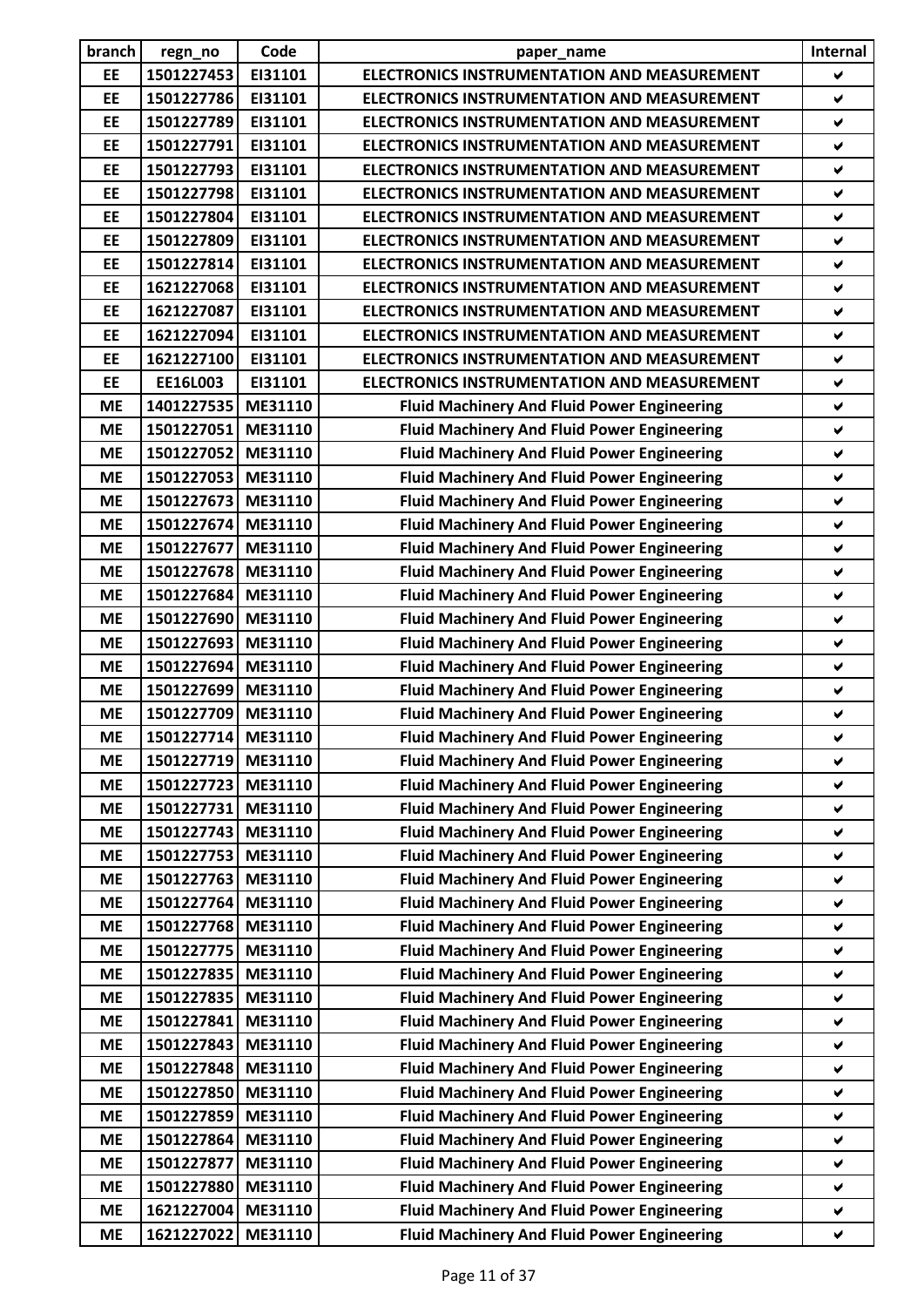| branch | regn_no | Code | paper_name | Internal |
|---|---|---|---|---|
| EE | 1501227453 | EI31101 | ELECTRONICS INSTRUMENTATION AND MEASUREMENT | ✔ |
| EE | 1501227786 | EI31101 | ELECTRONICS INSTRUMENTATION AND MEASUREMENT | ✔ |
| EE | 1501227789 | EI31101 | ELECTRONICS INSTRUMENTATION AND MEASUREMENT | ✔ |
| EE | 1501227791 | EI31101 | ELECTRONICS INSTRUMENTATION AND MEASUREMENT | ✔ |
| EE | 1501227793 | EI31101 | ELECTRONICS INSTRUMENTATION AND MEASUREMENT | ✔ |
| EE | 1501227798 | EI31101 | ELECTRONICS INSTRUMENTATION AND MEASUREMENT | ✔ |
| EE | 1501227804 | EI31101 | ELECTRONICS INSTRUMENTATION AND MEASUREMENT | ✔ |
| EE | 1501227809 | EI31101 | ELECTRONICS INSTRUMENTATION AND MEASUREMENT | ✔ |
| EE | 1501227814 | EI31101 | ELECTRONICS INSTRUMENTATION AND MEASUREMENT | ✔ |
| EE | 1621227068 | EI31101 | ELECTRONICS INSTRUMENTATION AND MEASUREMENT | ✔ |
| EE | 1621227087 | EI31101 | ELECTRONICS INSTRUMENTATION AND MEASUREMENT | ✔ |
| EE | 1621227094 | EI31101 | ELECTRONICS INSTRUMENTATION AND MEASUREMENT | ✔ |
| EE | 1621227100 | EI31101 | ELECTRONICS INSTRUMENTATION AND MEASUREMENT | ✔ |
| EE | EE16L003 | EI31101 | ELECTRONICS INSTRUMENTATION AND MEASUREMENT | ✔ |
| ME | 1401227535 | ME31110 | Fluid Machinery And Fluid Power Engineering | ✔ |
| ME | 1501227051 | ME31110 | Fluid Machinery And Fluid Power Engineering | ✔ |
| ME | 1501227052 | ME31110 | Fluid Machinery And Fluid Power Engineering | ✔ |
| ME | 1501227053 | ME31110 | Fluid Machinery And Fluid Power Engineering | ✔ |
| ME | 1501227673 | ME31110 | Fluid Machinery And Fluid Power Engineering | ✔ |
| ME | 1501227674 | ME31110 | Fluid Machinery And Fluid Power Engineering | ✔ |
| ME | 1501227677 | ME31110 | Fluid Machinery And Fluid Power Engineering | ✔ |
| ME | 1501227678 | ME31110 | Fluid Machinery And Fluid Power Engineering | ✔ |
| ME | 1501227684 | ME31110 | Fluid Machinery And Fluid Power Engineering | ✔ |
| ME | 1501227690 | ME31110 | Fluid Machinery And Fluid Power Engineering | ✔ |
| ME | 1501227693 | ME31110 | Fluid Machinery And Fluid Power Engineering | ✔ |
| ME | 1501227694 | ME31110 | Fluid Machinery And Fluid Power Engineering | ✔ |
| ME | 1501227699 | ME31110 | Fluid Machinery And Fluid Power Engineering | ✔ |
| ME | 1501227709 | ME31110 | Fluid Machinery And Fluid Power Engineering | ✔ |
| ME | 1501227714 | ME31110 | Fluid Machinery And Fluid Power Engineering | ✔ |
| ME | 1501227719 | ME31110 | Fluid Machinery And Fluid Power Engineering | ✔ |
| ME | 1501227723 | ME31110 | Fluid Machinery And Fluid Power Engineering | ✔ |
| ME | 1501227731 | ME31110 | Fluid Machinery And Fluid Power Engineering | ✔ |
| ME | 1501227743 | ME31110 | Fluid Machinery And Fluid Power Engineering | ✔ |
| ME | 1501227753 | ME31110 | Fluid Machinery And Fluid Power Engineering | ✔ |
| ME | 1501227763 | ME31110 | Fluid Machinery And Fluid Power Engineering | ✔ |
| ME | 1501227764 | ME31110 | Fluid Machinery And Fluid Power Engineering | ✔ |
| ME | 1501227768 | ME31110 | Fluid Machinery And Fluid Power Engineering | ✔ |
| ME | 1501227775 | ME31110 | Fluid Machinery And Fluid Power Engineering | ✔ |
| ME | 1501227835 | ME31110 | Fluid Machinery And Fluid Power Engineering | ✔ |
| ME | 1501227835 | ME31110 | Fluid Machinery And Fluid Power Engineering | ✔ |
| ME | 1501227841 | ME31110 | Fluid Machinery And Fluid Power Engineering | ✔ |
| ME | 1501227843 | ME31110 | Fluid Machinery And Fluid Power Engineering | ✔ |
| ME | 1501227848 | ME31110 | Fluid Machinery And Fluid Power Engineering | ✔ |
| ME | 1501227850 | ME31110 | Fluid Machinery And Fluid Power Engineering | ✔ |
| ME | 1501227859 | ME31110 | Fluid Machinery And Fluid Power Engineering | ✔ |
| ME | 1501227864 | ME31110 | Fluid Machinery And Fluid Power Engineering | ✔ |
| ME | 1501227877 | ME31110 | Fluid Machinery And Fluid Power Engineering | ✔ |
| ME | 1501227880 | ME31110 | Fluid Machinery And Fluid Power Engineering | ✔ |
| ME | 1621227004 | ME31110 | Fluid Machinery And Fluid Power Engineering | ✔ |
| ME | 1621227022 | ME31110 | Fluid Machinery And Fluid Power Engineering | ✔ |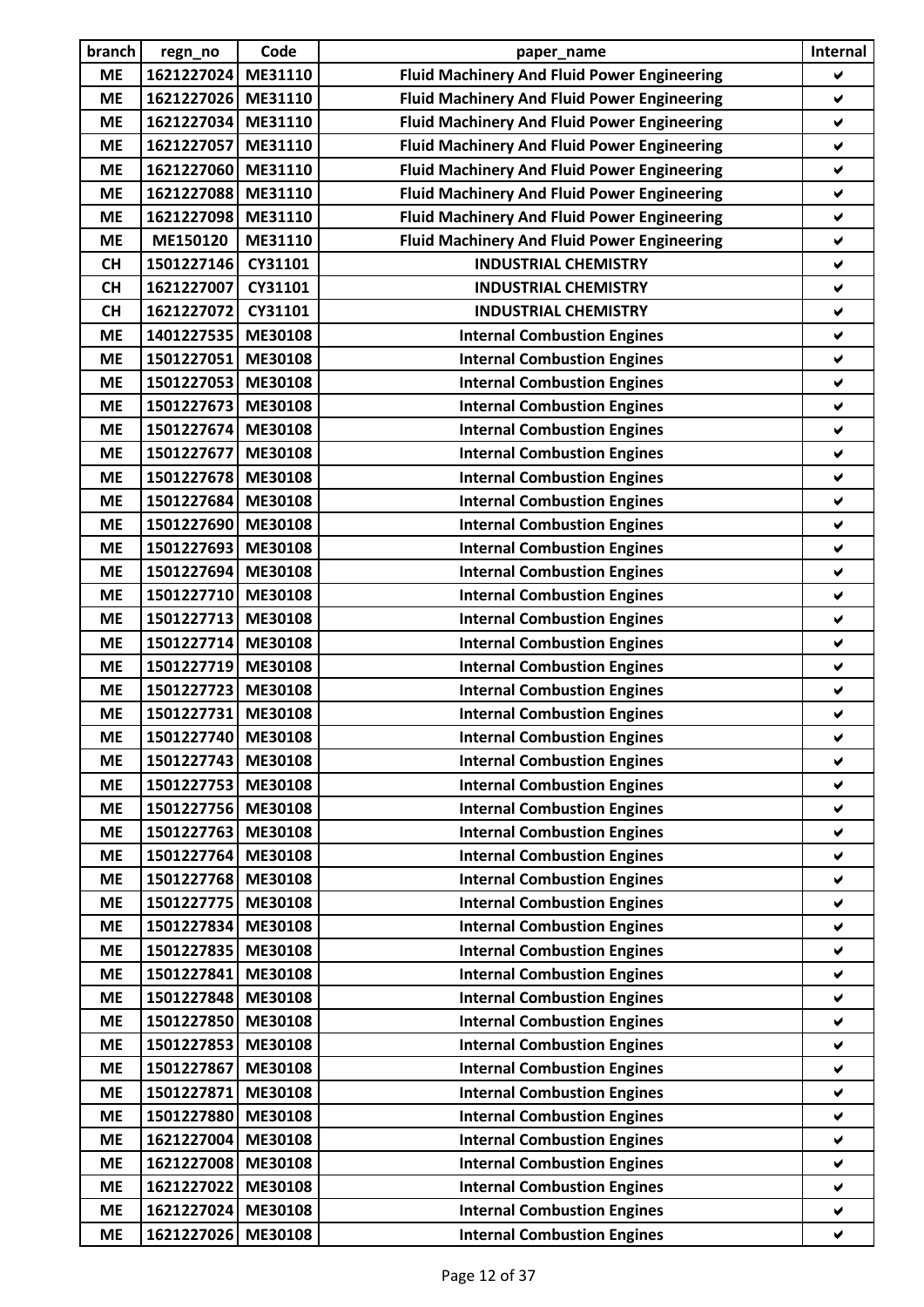| branch | regn_no | Code | paper_name | Internal |
|---|---|---|---|---|
| ME | 1621227024 | ME31110 | Fluid Machinery And Fluid Power Engineering | ✔ |
| ME | 1621227026 | ME31110 | Fluid Machinery And Fluid Power Engineering | ✔ |
| ME | 1621227034 | ME31110 | Fluid Machinery And Fluid Power Engineering | ✔ |
| ME | 1621227057 | ME31110 | Fluid Machinery And Fluid Power Engineering | ✔ |
| ME | 1621227060 | ME31110 | Fluid Machinery And Fluid Power Engineering | ✔ |
| ME | 1621227088 | ME31110 | Fluid Machinery And Fluid Power Engineering | ✔ |
| ME | 1621227098 | ME31110 | Fluid Machinery And Fluid Power Engineering | ✔ |
| ME | ME150120 | ME31110 | Fluid Machinery And Fluid Power Engineering | ✔ |
| CH | 1501227146 | CY31101 | INDUSTRIAL CHEMISTRY | ✔ |
| CH | 1621227007 | CY31101 | INDUSTRIAL CHEMISTRY | ✔ |
| CH | 1621227072 | CY31101 | INDUSTRIAL CHEMISTRY | ✔ |
| ME | 1401227535 | ME30108 | Internal Combustion Engines | ✔ |
| ME | 1501227051 | ME30108 | Internal Combustion Engines | ✔ |
| ME | 1501227053 | ME30108 | Internal Combustion Engines | ✔ |
| ME | 1501227673 | ME30108 | Internal Combustion Engines | ✔ |
| ME | 1501227674 | ME30108 | Internal Combustion Engines | ✔ |
| ME | 1501227677 | ME30108 | Internal Combustion Engines | ✔ |
| ME | 1501227678 | ME30108 | Internal Combustion Engines | ✔ |
| ME | 1501227684 | ME30108 | Internal Combustion Engines | ✔ |
| ME | 1501227690 | ME30108 | Internal Combustion Engines | ✔ |
| ME | 1501227693 | ME30108 | Internal Combustion Engines | ✔ |
| ME | 1501227694 | ME30108 | Internal Combustion Engines | ✔ |
| ME | 1501227710 | ME30108 | Internal Combustion Engines | ✔ |
| ME | 1501227713 | ME30108 | Internal Combustion Engines | ✔ |
| ME | 1501227714 | ME30108 | Internal Combustion Engines | ✔ |
| ME | 1501227719 | ME30108 | Internal Combustion Engines | ✔ |
| ME | 1501227723 | ME30108 | Internal Combustion Engines | ✔ |
| ME | 1501227731 | ME30108 | Internal Combustion Engines | ✔ |
| ME | 1501227740 | ME30108 | Internal Combustion Engines | ✔ |
| ME | 1501227743 | ME30108 | Internal Combustion Engines | ✔ |
| ME | 1501227753 | ME30108 | Internal Combustion Engines | ✔ |
| ME | 1501227756 | ME30108 | Internal Combustion Engines | ✔ |
| ME | 1501227763 | ME30108 | Internal Combustion Engines | ✔ |
| ME | 1501227764 | ME30108 | Internal Combustion Engines | ✔ |
| ME | 1501227768 | ME30108 | Internal Combustion Engines | ✔ |
| ME | 1501227775 | ME30108 | Internal Combustion Engines | ✔ |
| ME | 1501227834 | ME30108 | Internal Combustion Engines | ✔ |
| ME | 1501227835 | ME30108 | Internal Combustion Engines | ✔ |
| ME | 1501227841 | ME30108 | Internal Combustion Engines | ✔ |
| ME | 1501227848 | ME30108 | Internal Combustion Engines | ✔ |
| ME | 1501227850 | ME30108 | Internal Combustion Engines | ✔ |
| ME | 1501227853 | ME30108 | Internal Combustion Engines | ✔ |
| ME | 1501227867 | ME30108 | Internal Combustion Engines | ✔ |
| ME | 1501227871 | ME30108 | Internal Combustion Engines | ✔ |
| ME | 1501227880 | ME30108 | Internal Combustion Engines | ✔ |
| ME | 1621227004 | ME30108 | Internal Combustion Engines | ✔ |
| ME | 1621227008 | ME30108 | Internal Combustion Engines | ✔ |
| ME | 1621227022 | ME30108 | Internal Combustion Engines | ✔ |
| ME | 1621227024 | ME30108 | Internal Combustion Engines | ✔ |
| ME | 1621227026 | ME30108 | Internal Combustion Engines | ✔ |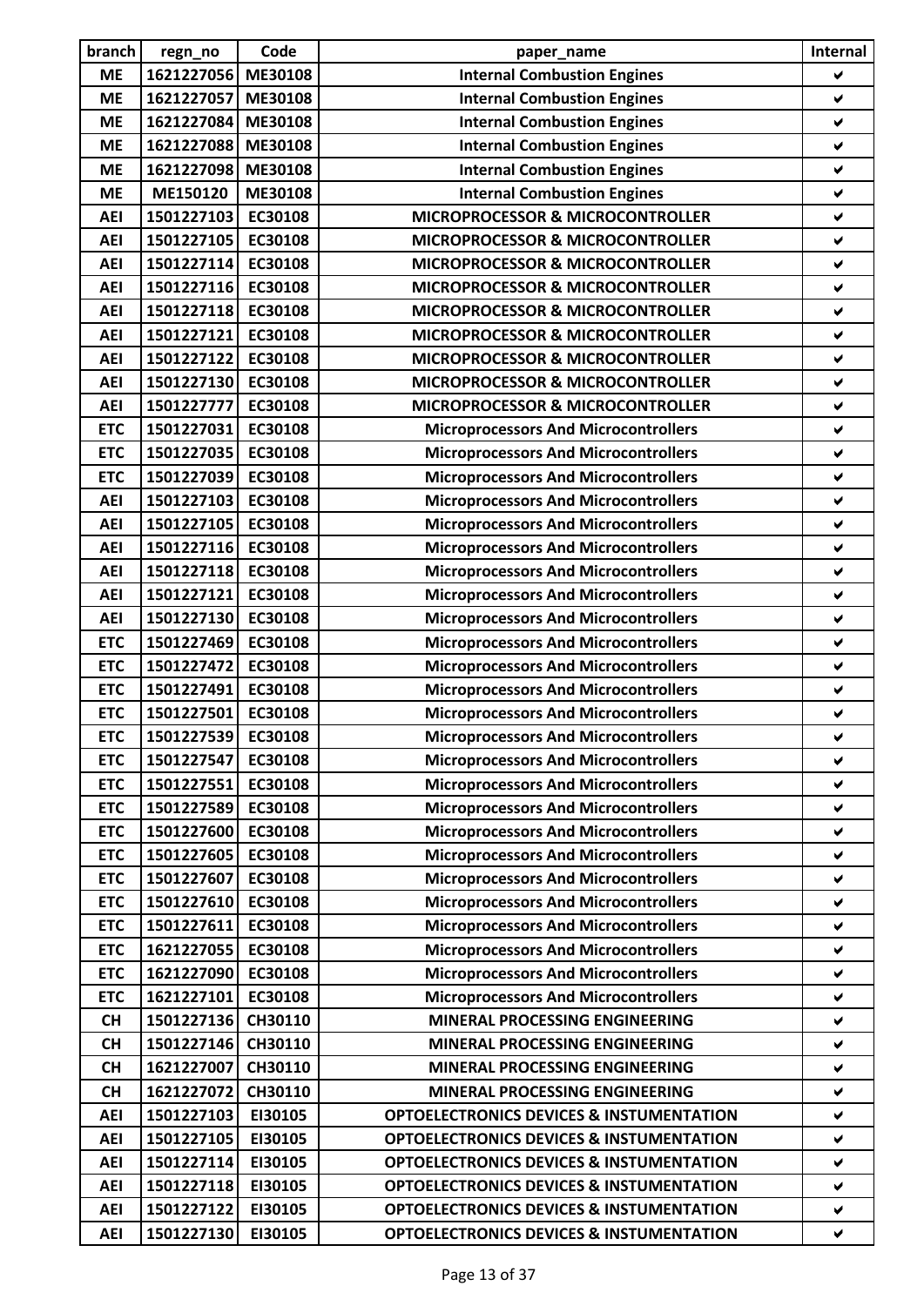| branch | regn_no | Code | paper_name | Internal |
|---|---|---|---|---|
| ME | 1621227056 | ME30108 | Internal Combustion Engines | ✔ |
| ME | 1621227057 | ME30108 | Internal Combustion Engines | ✔ |
| ME | 1621227084 | ME30108 | Internal Combustion Engines | ✔ |
| ME | 1621227088 | ME30108 | Internal Combustion Engines | ✔ |
| ME | 1621227098 | ME30108 | Internal Combustion Engines | ✔ |
| ME | ME150120 | ME30108 | Internal Combustion Engines | ✔ |
| AEI | 1501227103 | EC30108 | MICROPROCESSOR & MICROCONTROLLER | ✔ |
| AEI | 1501227105 | EC30108 | MICROPROCESSOR & MICROCONTROLLER | ✔ |
| AEI | 1501227114 | EC30108 | MICROPROCESSOR & MICROCONTROLLER | ✔ |
| AEI | 1501227116 | EC30108 | MICROPROCESSOR & MICROCONTROLLER | ✔ |
| AEI | 1501227118 | EC30108 | MICROPROCESSOR & MICROCONTROLLER | ✔ |
| AEI | 1501227121 | EC30108 | MICROPROCESSOR & MICROCONTROLLER | ✔ |
| AEI | 1501227122 | EC30108 | MICROPROCESSOR & MICROCONTROLLER | ✔ |
| AEI | 1501227130 | EC30108 | MICROPROCESSOR & MICROCONTROLLER | ✔ |
| AEI | 1501227777 | EC30108 | MICROPROCESSOR & MICROCONTROLLER | ✔ |
| ETC | 1501227031 | EC30108 | Microprocessors And Microcontrollers | ✔ |
| ETC | 1501227035 | EC30108 | Microprocessors And Microcontrollers | ✔ |
| ETC | 1501227039 | EC30108 | Microprocessors And Microcontrollers | ✔ |
| AEI | 1501227103 | EC30108 | Microprocessors And Microcontrollers | ✔ |
| AEI | 1501227105 | EC30108 | Microprocessors And Microcontrollers | ✔ |
| AEI | 1501227116 | EC30108 | Microprocessors And Microcontrollers | ✔ |
| AEI | 1501227118 | EC30108 | Microprocessors And Microcontrollers | ✔ |
| AEI | 1501227121 | EC30108 | Microprocessors And Microcontrollers | ✔ |
| AEI | 1501227130 | EC30108 | Microprocessors And Microcontrollers | ✔ |
| ETC | 1501227469 | EC30108 | Microprocessors And Microcontrollers | ✔ |
| ETC | 1501227472 | EC30108 | Microprocessors And Microcontrollers | ✔ |
| ETC | 1501227491 | EC30108 | Microprocessors And Microcontrollers | ✔ |
| ETC | 1501227501 | EC30108 | Microprocessors And Microcontrollers | ✔ |
| ETC | 1501227539 | EC30108 | Microprocessors And Microcontrollers | ✔ |
| ETC | 1501227547 | EC30108 | Microprocessors And Microcontrollers | ✔ |
| ETC | 1501227551 | EC30108 | Microprocessors And Microcontrollers | ✔ |
| ETC | 1501227589 | EC30108 | Microprocessors And Microcontrollers | ✔ |
| ETC | 1501227600 | EC30108 | Microprocessors And Microcontrollers | ✔ |
| ETC | 1501227605 | EC30108 | Microprocessors And Microcontrollers | ✔ |
| ETC | 1501227607 | EC30108 | Microprocessors And Microcontrollers | ✔ |
| ETC | 1501227610 | EC30108 | Microprocessors And Microcontrollers | ✔ |
| ETC | 1501227611 | EC30108 | Microprocessors And Microcontrollers | ✔ |
| ETC | 1621227055 | EC30108 | Microprocessors And Microcontrollers | ✔ |
| ETC | 1621227090 | EC30108 | Microprocessors And Microcontrollers | ✔ |
| ETC | 1621227101 | EC30108 | Microprocessors And Microcontrollers | ✔ |
| CH | 1501227136 | CH30110 | MINERAL PROCESSING ENGINEERING | ✔ |
| CH | 1501227146 | CH30110 | MINERAL PROCESSING ENGINEERING | ✔ |
| CH | 1621227007 | CH30110 | MINERAL PROCESSING ENGINEERING | ✔ |
| CH | 1621227072 | CH30110 | MINERAL PROCESSING ENGINEERING | ✔ |
| AEI | 1501227103 | EI30105 | OPTOELECTRONICS DEVICES & INSTUMENTATION | ✔ |
| AEI | 1501227105 | EI30105 | OPTOELECTRONICS DEVICES & INSTUMENTATION | ✔ |
| AEI | 1501227114 | EI30105 | OPTOELECTRONICS DEVICES & INSTUMENTATION | ✔ |
| AEI | 1501227118 | EI30105 | OPTOELECTRONICS DEVICES & INSTUMENTATION | ✔ |
| AEI | 1501227122 | EI30105 | OPTOELECTRONICS DEVICES & INSTUMENTATION | ✔ |
| AEI | 1501227130 | EI30105 | OPTOELECTRONICS DEVICES & INSTUMENTATION | ✔ |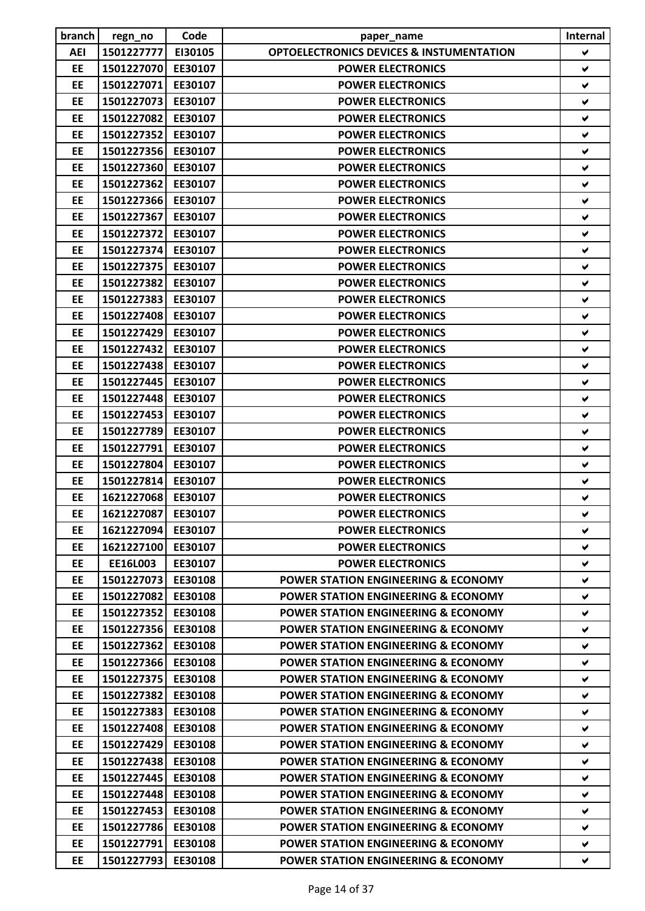| branch | regn_no | Code | paper_name | Internal |
|---|---|---|---|---|
| AEI | 1501227777 | EI30105 | OPTOELECTRONICS DEVICES & INSTUMENTATION | ✔ |
| EE | 1501227070 | EE30107 | POWER ELECTRONICS | ✔ |
| EE | 1501227071 | EE30107 | POWER ELECTRONICS | ✔ |
| EE | 1501227073 | EE30107 | POWER ELECTRONICS | ✔ |
| EE | 1501227082 | EE30107 | POWER ELECTRONICS | ✔ |
| EE | 1501227352 | EE30107 | POWER ELECTRONICS | ✔ |
| EE | 1501227356 | EE30107 | POWER ELECTRONICS | ✔ |
| EE | 1501227360 | EE30107 | POWER ELECTRONICS | ✔ |
| EE | 1501227362 | EE30107 | POWER ELECTRONICS | ✔ |
| EE | 1501227366 | EE30107 | POWER ELECTRONICS | ✔ |
| EE | 1501227367 | EE30107 | POWER ELECTRONICS | ✔ |
| EE | 1501227372 | EE30107 | POWER ELECTRONICS | ✔ |
| EE | 1501227374 | EE30107 | POWER ELECTRONICS | ✔ |
| EE | 1501227375 | EE30107 | POWER ELECTRONICS | ✔ |
| EE | 1501227382 | EE30107 | POWER ELECTRONICS | ✔ |
| EE | 1501227383 | EE30107 | POWER ELECTRONICS | ✔ |
| EE | 1501227408 | EE30107 | POWER ELECTRONICS | ✔ |
| EE | 1501227429 | EE30107 | POWER ELECTRONICS | ✔ |
| EE | 1501227432 | EE30107 | POWER ELECTRONICS | ✔ |
| EE | 1501227438 | EE30107 | POWER ELECTRONICS | ✔ |
| EE | 1501227445 | EE30107 | POWER ELECTRONICS | ✔ |
| EE | 1501227448 | EE30107 | POWER ELECTRONICS | ✔ |
| EE | 1501227453 | EE30107 | POWER ELECTRONICS | ✔ |
| EE | 1501227789 | EE30107 | POWER ELECTRONICS | ✔ |
| EE | 1501227791 | EE30107 | POWER ELECTRONICS | ✔ |
| EE | 1501227804 | EE30107 | POWER ELECTRONICS | ✔ |
| EE | 1501227814 | EE30107 | POWER ELECTRONICS | ✔ |
| EE | 1621227068 | EE30107 | POWER ELECTRONICS | ✔ |
| EE | 1621227087 | EE30107 | POWER ELECTRONICS | ✔ |
| EE | 1621227094 | EE30107 | POWER ELECTRONICS | ✔ |
| EE | 1621227100 | EE30107 | POWER ELECTRONICS | ✔ |
| EE | EE16L003 | EE30107 | POWER ELECTRONICS | ✔ |
| EE | 1501227073 | EE30108 | POWER STATION ENGINEERING & ECONOMY | ✔ |
| EE | 1501227082 | EE30108 | POWER STATION ENGINEERING & ECONOMY | ✔ |
| EE | 1501227352 | EE30108 | POWER STATION ENGINEERING & ECONOMY | ✔ |
| EE | 1501227356 | EE30108 | POWER STATION ENGINEERING & ECONOMY | ✔ |
| EE | 1501227362 | EE30108 | POWER STATION ENGINEERING & ECONOMY | ✔ |
| EE | 1501227366 | EE30108 | POWER STATION ENGINEERING & ECONOMY | ✔ |
| EE | 1501227375 | EE30108 | POWER STATION ENGINEERING & ECONOMY | ✔ |
| EE | 1501227382 | EE30108 | POWER STATION ENGINEERING & ECONOMY | ✔ |
| EE | 1501227383 | EE30108 | POWER STATION ENGINEERING & ECONOMY | ✔ |
| EE | 1501227408 | EE30108 | POWER STATION ENGINEERING & ECONOMY | ✔ |
| EE | 1501227429 | EE30108 | POWER STATION ENGINEERING & ECONOMY | ✔ |
| EE | 1501227438 | EE30108 | POWER STATION ENGINEERING & ECONOMY | ✔ |
| EE | 1501227445 | EE30108 | POWER STATION ENGINEERING & ECONOMY | ✔ |
| EE | 1501227448 | EE30108 | POWER STATION ENGINEERING & ECONOMY | ✔ |
| EE | 1501227453 | EE30108 | POWER STATION ENGINEERING & ECONOMY | ✔ |
| EE | 1501227786 | EE30108 | POWER STATION ENGINEERING & ECONOMY | ✔ |
| EE | 1501227791 | EE30108 | POWER STATION ENGINEERING & ECONOMY | ✔ |
| EE | 1501227793 | EE30108 | POWER STATION ENGINEERING & ECONOMY | ✔ |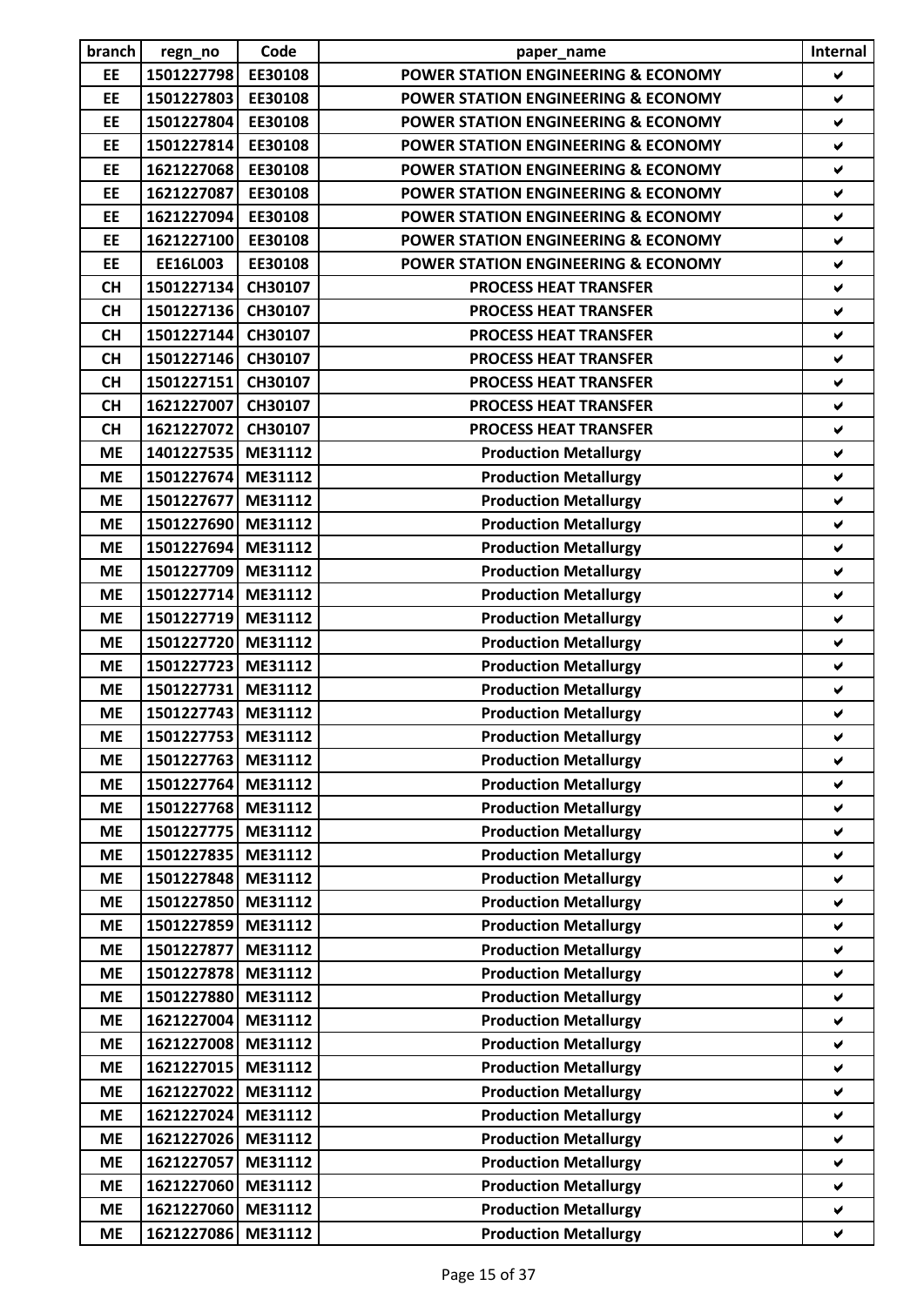| branch | regn_no | Code | paper_name | Internal |
|---|---|---|---|---|
| EE | 1501227798 | EE30108 | POWER STATION ENGINEERING & ECONOMY | ✔ |
| EE | 1501227803 | EE30108 | POWER STATION ENGINEERING & ECONOMY | ✔ |
| EE | 1501227804 | EE30108 | POWER STATION ENGINEERING & ECONOMY | ✔ |
| EE | 1501227814 | EE30108 | POWER STATION ENGINEERING & ECONOMY | ✔ |
| EE | 1621227068 | EE30108 | POWER STATION ENGINEERING & ECONOMY | ✔ |
| EE | 1621227087 | EE30108 | POWER STATION ENGINEERING & ECONOMY | ✔ |
| EE | 1621227094 | EE30108 | POWER STATION ENGINEERING & ECONOMY | ✔ |
| EE | 1621227100 | EE30108 | POWER STATION ENGINEERING & ECONOMY | ✔ |
| EE | EE16L003 | EE30108 | POWER STATION ENGINEERING & ECONOMY | ✔ |
| CH | 1501227134 | CH30107 | PROCESS HEAT TRANSFER | ✔ |
| CH | 1501227136 | CH30107 | PROCESS HEAT TRANSFER | ✔ |
| CH | 1501227144 | CH30107 | PROCESS HEAT TRANSFER | ✔ |
| CH | 1501227146 | CH30107 | PROCESS HEAT TRANSFER | ✔ |
| CH | 1501227151 | CH30107 | PROCESS HEAT TRANSFER | ✔ |
| CH | 1621227007 | CH30107 | PROCESS HEAT TRANSFER | ✔ |
| CH | 1621227072 | CH30107 | PROCESS HEAT TRANSFER | ✔ |
| ME | 1401227535 | ME31112 | Production Metallurgy | ✔ |
| ME | 1501227674 | ME31112 | Production Metallurgy | ✔ |
| ME | 1501227677 | ME31112 | Production Metallurgy | ✔ |
| ME | 1501227690 | ME31112 | Production Metallurgy | ✔ |
| ME | 1501227694 | ME31112 | Production Metallurgy | ✔ |
| ME | 1501227709 | ME31112 | Production Metallurgy | ✔ |
| ME | 1501227714 | ME31112 | Production Metallurgy | ✔ |
| ME | 1501227719 | ME31112 | Production Metallurgy | ✔ |
| ME | 1501227720 | ME31112 | Production Metallurgy | ✔ |
| ME | 1501227723 | ME31112 | Production Metallurgy | ✔ |
| ME | 1501227731 | ME31112 | Production Metallurgy | ✔ |
| ME | 1501227743 | ME31112 | Production Metallurgy | ✔ |
| ME | 1501227753 | ME31112 | Production Metallurgy | ✔ |
| ME | 1501227763 | ME31112 | Production Metallurgy | ✔ |
| ME | 1501227764 | ME31112 | Production Metallurgy | ✔ |
| ME | 1501227768 | ME31112 | Production Metallurgy | ✔ |
| ME | 1501227775 | ME31112 | Production Metallurgy | ✔ |
| ME | 1501227835 | ME31112 | Production Metallurgy | ✔ |
| ME | 1501227848 | ME31112 | Production Metallurgy | ✔ |
| ME | 1501227850 | ME31112 | Production Metallurgy | ✔ |
| ME | 1501227859 | ME31112 | Production Metallurgy | ✔ |
| ME | 1501227877 | ME31112 | Production Metallurgy | ✔ |
| ME | 1501227878 | ME31112 | Production Metallurgy | ✔ |
| ME | 1501227880 | ME31112 | Production Metallurgy | ✔ |
| ME | 1621227004 | ME31112 | Production Metallurgy | ✔ |
| ME | 1621227008 | ME31112 | Production Metallurgy | ✔ |
| ME | 1621227015 | ME31112 | Production Metallurgy | ✔ |
| ME | 1621227022 | ME31112 | Production Metallurgy | ✔ |
| ME | 1621227024 | ME31112 | Production Metallurgy | ✔ |
| ME | 1621227026 | ME31112 | Production Metallurgy | ✔ |
| ME | 1621227057 | ME31112 | Production Metallurgy | ✔ |
| ME | 1621227060 | ME31112 | Production Metallurgy | ✔ |
| ME | 1621227060 | ME31112 | Production Metallurgy | ✔ |
| ME | 1621227086 | ME31112 | Production Metallurgy | ✔ |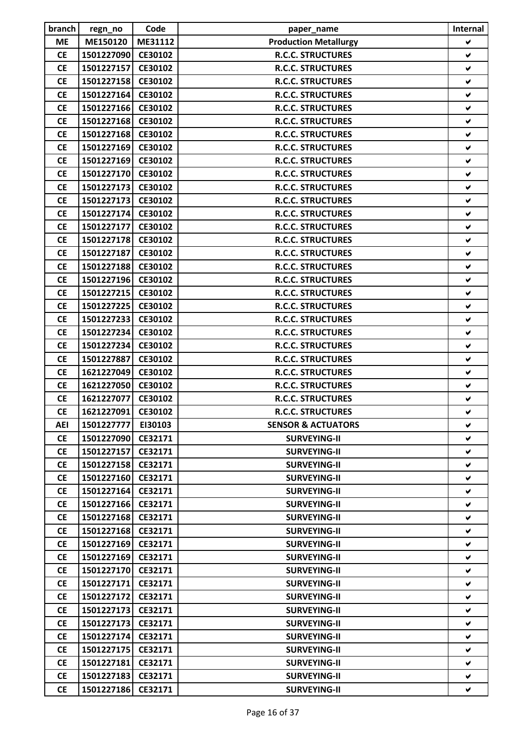| branch | regn_no | Code | paper_name | Internal |
|---|---|---|---|---|
| ME | ME150120 | ME31112 | Production Metallurgy | ✔ |
| CE | 1501227090 | CE30102 | R.C.C. STRUCTURES | ✔ |
| CE | 1501227157 | CE30102 | R.C.C. STRUCTURES | ✔ |
| CE | 1501227158 | CE30102 | R.C.C. STRUCTURES | ✔ |
| CE | 1501227164 | CE30102 | R.C.C. STRUCTURES | ✔ |
| CE | 1501227166 | CE30102 | R.C.C. STRUCTURES | ✔ |
| CE | 1501227168 | CE30102 | R.C.C. STRUCTURES | ✔ |
| CE | 1501227168 | CE30102 | R.C.C. STRUCTURES | ✔ |
| CE | 1501227169 | CE30102 | R.C.C. STRUCTURES | ✔ |
| CE | 1501227169 | CE30102 | R.C.C. STRUCTURES | ✔ |
| CE | 1501227170 | CE30102 | R.C.C. STRUCTURES | ✔ |
| CE | 1501227173 | CE30102 | R.C.C. STRUCTURES | ✔ |
| CE | 1501227173 | CE30102 | R.C.C. STRUCTURES | ✔ |
| CE | 1501227174 | CE30102 | R.C.C. STRUCTURES | ✔ |
| CE | 1501227177 | CE30102 | R.C.C. STRUCTURES | ✔ |
| CE | 1501227178 | CE30102 | R.C.C. STRUCTURES | ✔ |
| CE | 1501227187 | CE30102 | R.C.C. STRUCTURES | ✔ |
| CE | 1501227188 | CE30102 | R.C.C. STRUCTURES | ✔ |
| CE | 1501227196 | CE30102 | R.C.C. STRUCTURES | ✔ |
| CE | 1501227215 | CE30102 | R.C.C. STRUCTURES | ✔ |
| CE | 1501227225 | CE30102 | R.C.C. STRUCTURES | ✔ |
| CE | 1501227233 | CE30102 | R.C.C. STRUCTURES | ✔ |
| CE | 1501227234 | CE30102 | R.C.C. STRUCTURES | ✔ |
| CE | 1501227234 | CE30102 | R.C.C. STRUCTURES | ✔ |
| CE | 1501227887 | CE30102 | R.C.C. STRUCTURES | ✔ |
| CE | 1621227049 | CE30102 | R.C.C. STRUCTURES | ✔ |
| CE | 1621227050 | CE30102 | R.C.C. STRUCTURES | ✔ |
| CE | 1621227077 | CE30102 | R.C.C. STRUCTURES | ✔ |
| CE | 1621227091 | CE30102 | R.C.C. STRUCTURES | ✔ |
| AEI | 1501227777 | EI30103 | SENSOR & ACTUATORS | ✔ |
| CE | 1501227090 | CE32171 | SURVEYING-II | ✔ |
| CE | 1501227157 | CE32171 | SURVEYING-II | ✔ |
| CE | 1501227158 | CE32171 | SURVEYING-II | ✔ |
| CE | 1501227160 | CE32171 | SURVEYING-II | ✔ |
| CE | 1501227164 | CE32171 | SURVEYING-II | ✔ |
| CE | 1501227166 | CE32171 | SURVEYING-II | ✔ |
| CE | 1501227168 | CE32171 | SURVEYING-II | ✔ |
| CE | 1501227168 | CE32171 | SURVEYING-II | ✔ |
| CE | 1501227169 | CE32171 | SURVEYING-II | ✔ |
| CE | 1501227169 | CE32171 | SURVEYING-II | ✔ |
| CE | 1501227170 | CE32171 | SURVEYING-II | ✔ |
| CE | 1501227171 | CE32171 | SURVEYING-II | ✔ |
| CE | 1501227172 | CE32171 | SURVEYING-II | ✔ |
| CE | 1501227173 | CE32171 | SURVEYING-II | ✔ |
| CE | 1501227173 | CE32171 | SURVEYING-II | ✔ |
| CE | 1501227174 | CE32171 | SURVEYING-II | ✔ |
| CE | 1501227175 | CE32171 | SURVEYING-II | ✔ |
| CE | 1501227181 | CE32171 | SURVEYING-II | ✔ |
| CE | 1501227183 | CE32171 | SURVEYING-II | ✔ |
| CE | 1501227186 | CE32171 | SURVEYING-II | ✔ |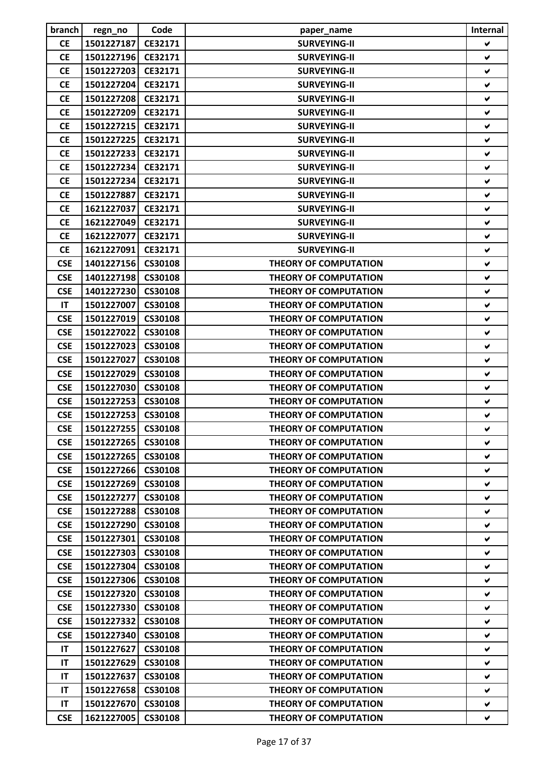| branch | regn_no | Code | paper_name | Internal |
|---|---|---|---|---|
| CE | 1501227187 | CE32171 | SURVEYING-II | ✔ |
| CE | 1501227196 | CE32171 | SURVEYING-II | ✔ |
| CE | 1501227203 | CE32171 | SURVEYING-II | ✔ |
| CE | 1501227204 | CE32171 | SURVEYING-II | ✔ |
| CE | 1501227208 | CE32171 | SURVEYING-II | ✔ |
| CE | 1501227209 | CE32171 | SURVEYING-II | ✔ |
| CE | 1501227215 | CE32171 | SURVEYING-II | ✔ |
| CE | 1501227225 | CE32171 | SURVEYING-II | ✔ |
| CE | 1501227233 | CE32171 | SURVEYING-II | ✔ |
| CE | 1501227234 | CE32171 | SURVEYING-II | ✔ |
| CE | 1501227234 | CE32171 | SURVEYING-II | ✔ |
| CE | 1501227887 | CE32171 | SURVEYING-II | ✔ |
| CE | 1621227037 | CE32171 | SURVEYING-II | ✔ |
| CE | 1621227049 | CE32171 | SURVEYING-II | ✔ |
| CE | 1621227077 | CE32171 | SURVEYING-II | ✔ |
| CE | 1621227091 | CE32171 | SURVEYING-II | ✔ |
| CSE | 1401227156 | CS30108 | THEORY OF COMPUTATION | ✔ |
| CSE | 1401227198 | CS30108 | THEORY OF COMPUTATION | ✔ |
| CSE | 1401227230 | CS30108 | THEORY OF COMPUTATION | ✔ |
| IT | 1501227007 | CS30108 | THEORY OF COMPUTATION | ✔ |
| CSE | 1501227019 | CS30108 | THEORY OF COMPUTATION | ✔ |
| CSE | 1501227022 | CS30108 | THEORY OF COMPUTATION | ✔ |
| CSE | 1501227023 | CS30108 | THEORY OF COMPUTATION | ✔ |
| CSE | 1501227027 | CS30108 | THEORY OF COMPUTATION | ✔ |
| CSE | 1501227029 | CS30108 | THEORY OF COMPUTATION | ✔ |
| CSE | 1501227030 | CS30108 | THEORY OF COMPUTATION | ✔ |
| CSE | 1501227253 | CS30108 | THEORY OF COMPUTATION | ✔ |
| CSE | 1501227253 | CS30108 | THEORY OF COMPUTATION | ✔ |
| CSE | 1501227255 | CS30108 | THEORY OF COMPUTATION | ✔ |
| CSE | 1501227265 | CS30108 | THEORY OF COMPUTATION | ✔ |
| CSE | 1501227265 | CS30108 | THEORY OF COMPUTATION | ✔ |
| CSE | 1501227266 | CS30108 | THEORY OF COMPUTATION | ✔ |
| CSE | 1501227269 | CS30108 | THEORY OF COMPUTATION | ✔ |
| CSE | 1501227277 | CS30108 | THEORY OF COMPUTATION | ✔ |
| CSE | 1501227288 | CS30108 | THEORY OF COMPUTATION | ✔ |
| CSE | 1501227290 | CS30108 | THEORY OF COMPUTATION | ✔ |
| CSE | 1501227301 | CS30108 | THEORY OF COMPUTATION | ✔ |
| CSE | 1501227303 | CS30108 | THEORY OF COMPUTATION | ✔ |
| CSE | 1501227304 | CS30108 | THEORY OF COMPUTATION | ✔ |
| CSE | 1501227306 | CS30108 | THEORY OF COMPUTATION | ✔ |
| CSE | 1501227320 | CS30108 | THEORY OF COMPUTATION | ✔ |
| CSE | 1501227330 | CS30108 | THEORY OF COMPUTATION | ✔ |
| CSE | 1501227332 | CS30108 | THEORY OF COMPUTATION | ✔ |
| CSE | 1501227340 | CS30108 | THEORY OF COMPUTATION | ✔ |
| IT | 1501227627 | CS30108 | THEORY OF COMPUTATION | ✔ |
| IT | 1501227629 | CS30108 | THEORY OF COMPUTATION | ✔ |
| IT | 1501227637 | CS30108 | THEORY OF COMPUTATION | ✔ |
| IT | 1501227658 | CS30108 | THEORY OF COMPUTATION | ✔ |
| IT | 1501227670 | CS30108 | THEORY OF COMPUTATION | ✔ |
| CSE | 1621227005 | CS30108 | THEORY OF COMPUTATION | ✔ |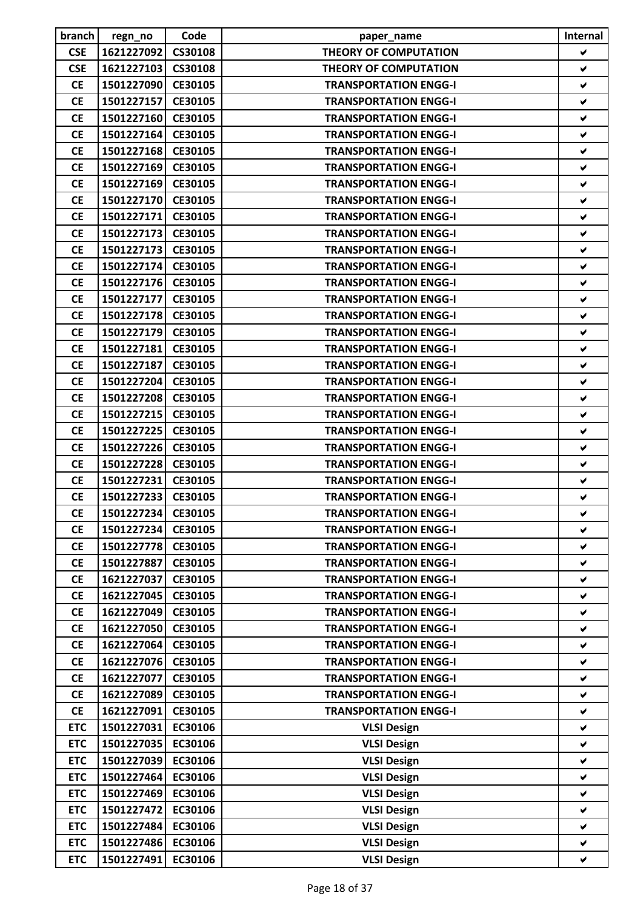| branch | regn_no | Code | paper_name | Internal |
|---|---|---|---|---|
| CSE | 1621227092 | CS30108 | THEORY OF COMPUTATION | ✔ |
| CSE | 1621227103 | CS30108 | THEORY OF COMPUTATION | ✔ |
| CE | 1501227090 | CE30105 | TRANSPORTATION ENGG-I | ✔ |
| CE | 1501227157 | CE30105 | TRANSPORTATION ENGG-I | ✔ |
| CE | 1501227160 | CE30105 | TRANSPORTATION ENGG-I | ✔ |
| CE | 1501227164 | CE30105 | TRANSPORTATION ENGG-I | ✔ |
| CE | 1501227168 | CE30105 | TRANSPORTATION ENGG-I | ✔ |
| CE | 1501227169 | CE30105 | TRANSPORTATION ENGG-I | ✔ |
| CE | 1501227169 | CE30105 | TRANSPORTATION ENGG-I | ✔ |
| CE | 1501227170 | CE30105 | TRANSPORTATION ENGG-I | ✔ |
| CE | 1501227171 | CE30105 | TRANSPORTATION ENGG-I | ✔ |
| CE | 1501227173 | CE30105 | TRANSPORTATION ENGG-I | ✔ |
| CE | 1501227173 | CE30105 | TRANSPORTATION ENGG-I | ✔ |
| CE | 1501227174 | CE30105 | TRANSPORTATION ENGG-I | ✔ |
| CE | 1501227176 | CE30105 | TRANSPORTATION ENGG-I | ✔ |
| CE | 1501227177 | CE30105 | TRANSPORTATION ENGG-I | ✔ |
| CE | 1501227178 | CE30105 | TRANSPORTATION ENGG-I | ✔ |
| CE | 1501227179 | CE30105 | TRANSPORTATION ENGG-I | ✔ |
| CE | 1501227181 | CE30105 | TRANSPORTATION ENGG-I | ✔ |
| CE | 1501227187 | CE30105 | TRANSPORTATION ENGG-I | ✔ |
| CE | 1501227204 | CE30105 | TRANSPORTATION ENGG-I | ✔ |
| CE | 1501227208 | CE30105 | TRANSPORTATION ENGG-I | ✔ |
| CE | 1501227215 | CE30105 | TRANSPORTATION ENGG-I | ✔ |
| CE | 1501227225 | CE30105 | TRANSPORTATION ENGG-I | ✔ |
| CE | 1501227226 | CE30105 | TRANSPORTATION ENGG-I | ✔ |
| CE | 1501227228 | CE30105 | TRANSPORTATION ENGG-I | ✔ |
| CE | 1501227231 | CE30105 | TRANSPORTATION ENGG-I | ✔ |
| CE | 1501227233 | CE30105 | TRANSPORTATION ENGG-I | ✔ |
| CE | 1501227234 | CE30105 | TRANSPORTATION ENGG-I | ✔ |
| CE | 1501227234 | CE30105 | TRANSPORTATION ENGG-I | ✔ |
| CE | 1501227778 | CE30105 | TRANSPORTATION ENGG-I | ✔ |
| CE | 1501227887 | CE30105 | TRANSPORTATION ENGG-I | ✔ |
| CE | 1621227037 | CE30105 | TRANSPORTATION ENGG-I | ✔ |
| CE | 1621227045 | CE30105 | TRANSPORTATION ENGG-I | ✔ |
| CE | 1621227049 | CE30105 | TRANSPORTATION ENGG-I | ✔ |
| CE | 1621227050 | CE30105 | TRANSPORTATION ENGG-I | ✔ |
| CE | 1621227064 | CE30105 | TRANSPORTATION ENGG-I | ✔ |
| CE | 1621227076 | CE30105 | TRANSPORTATION ENGG-I | ✔ |
| CE | 1621227077 | CE30105 | TRANSPORTATION ENGG-I | ✔ |
| CE | 1621227089 | CE30105 | TRANSPORTATION ENGG-I | ✔ |
| CE | 1621227091 | CE30105 | TRANSPORTATION ENGG-I | ✔ |
| ETC | 1501227031 | EC30106 | VLSI Design | ✔ |
| ETC | 1501227035 | EC30106 | VLSI Design | ✔ |
| ETC | 1501227039 | EC30106 | VLSI Design | ✔ |
| ETC | 1501227464 | EC30106 | VLSI Design | ✔ |
| ETC | 1501227469 | EC30106 | VLSI Design | ✔ |
| ETC | 1501227472 | EC30106 | VLSI Design | ✔ |
| ETC | 1501227484 | EC30106 | VLSI Design | ✔ |
| ETC | 1501227486 | EC30106 | VLSI Design | ✔ |
| ETC | 1501227491 | EC30106 | VLSI Design | ✔ |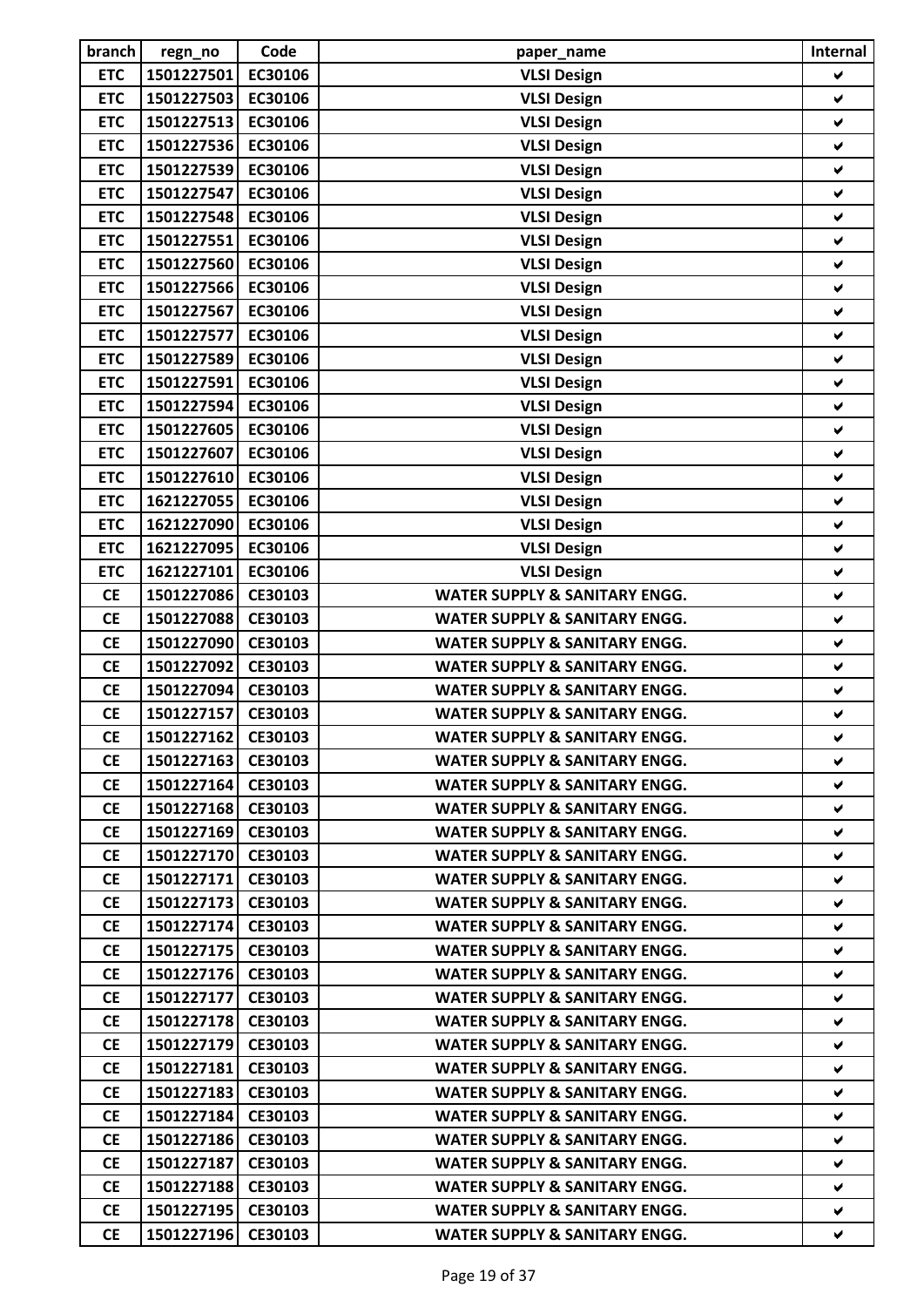| branch | regn_no | Code | paper_name | Internal |
|---|---|---|---|---|
| ETC | 1501227501 | EC30106 | VLSI Design | ✔ |
| ETC | 1501227503 | EC30106 | VLSI Design | ✔ |
| ETC | 1501227513 | EC30106 | VLSI Design | ✔ |
| ETC | 1501227536 | EC30106 | VLSI Design | ✔ |
| ETC | 1501227539 | EC30106 | VLSI Design | ✔ |
| ETC | 1501227547 | EC30106 | VLSI Design | ✔ |
| ETC | 1501227548 | EC30106 | VLSI Design | ✔ |
| ETC | 1501227551 | EC30106 | VLSI Design | ✔ |
| ETC | 1501227560 | EC30106 | VLSI Design | ✔ |
| ETC | 1501227566 | EC30106 | VLSI Design | ✔ |
| ETC | 1501227567 | EC30106 | VLSI Design | ✔ |
| ETC | 1501227577 | EC30106 | VLSI Design | ✔ |
| ETC | 1501227589 | EC30106 | VLSI Design | ✔ |
| ETC | 1501227591 | EC30106 | VLSI Design | ✔ |
| ETC | 1501227594 | EC30106 | VLSI Design | ✔ |
| ETC | 1501227605 | EC30106 | VLSI Design | ✔ |
| ETC | 1501227607 | EC30106 | VLSI Design | ✔ |
| ETC | 1501227610 | EC30106 | VLSI Design | ✔ |
| ETC | 1621227055 | EC30106 | VLSI Design | ✔ |
| ETC | 1621227090 | EC30106 | VLSI Design | ✔ |
| ETC | 1621227095 | EC30106 | VLSI Design | ✔ |
| ETC | 1621227101 | EC30106 | VLSI Design | ✔ |
| CE | 1501227086 | CE30103 | WATER SUPPLY & SANITARY ENGG. | ✔ |
| CE | 1501227088 | CE30103 | WATER SUPPLY & SANITARY ENGG. | ✔ |
| CE | 1501227090 | CE30103 | WATER SUPPLY & SANITARY ENGG. | ✔ |
| CE | 1501227092 | CE30103 | WATER SUPPLY & SANITARY ENGG. | ✔ |
| CE | 1501227094 | CE30103 | WATER SUPPLY & SANITARY ENGG. | ✔ |
| CE | 1501227157 | CE30103 | WATER SUPPLY & SANITARY ENGG. | ✔ |
| CE | 1501227162 | CE30103 | WATER SUPPLY & SANITARY ENGG. | ✔ |
| CE | 1501227163 | CE30103 | WATER SUPPLY & SANITARY ENGG. | ✔ |
| CE | 1501227164 | CE30103 | WATER SUPPLY & SANITARY ENGG. | ✔ |
| CE | 1501227168 | CE30103 | WATER SUPPLY & SANITARY ENGG. | ✔ |
| CE | 1501227169 | CE30103 | WATER SUPPLY & SANITARY ENGG. | ✔ |
| CE | 1501227170 | CE30103 | WATER SUPPLY & SANITARY ENGG. | ✔ |
| CE | 1501227171 | CE30103 | WATER SUPPLY & SANITARY ENGG. | ✔ |
| CE | 1501227173 | CE30103 | WATER SUPPLY & SANITARY ENGG. | ✔ |
| CE | 1501227174 | CE30103 | WATER SUPPLY & SANITARY ENGG. | ✔ |
| CE | 1501227175 | CE30103 | WATER SUPPLY & SANITARY ENGG. | ✔ |
| CE | 1501227176 | CE30103 | WATER SUPPLY & SANITARY ENGG. | ✔ |
| CE | 1501227177 | CE30103 | WATER SUPPLY & SANITARY ENGG. | ✔ |
| CE | 1501227178 | CE30103 | WATER SUPPLY & SANITARY ENGG. | ✔ |
| CE | 1501227179 | CE30103 | WATER SUPPLY & SANITARY ENGG. | ✔ |
| CE | 1501227181 | CE30103 | WATER SUPPLY & SANITARY ENGG. | ✔ |
| CE | 1501227183 | CE30103 | WATER SUPPLY & SANITARY ENGG. | ✔ |
| CE | 1501227184 | CE30103 | WATER SUPPLY & SANITARY ENGG. | ✔ |
| CE | 1501227186 | CE30103 | WATER SUPPLY & SANITARY ENGG. | ✔ |
| CE | 1501227187 | CE30103 | WATER SUPPLY & SANITARY ENGG. | ✔ |
| CE | 1501227188 | CE30103 | WATER SUPPLY & SANITARY ENGG. | ✔ |
| CE | 1501227195 | CE30103 | WATER SUPPLY & SANITARY ENGG. | ✔ |
| CE | 1501227196 | CE30103 | WATER SUPPLY & SANITARY ENGG. | ✔ |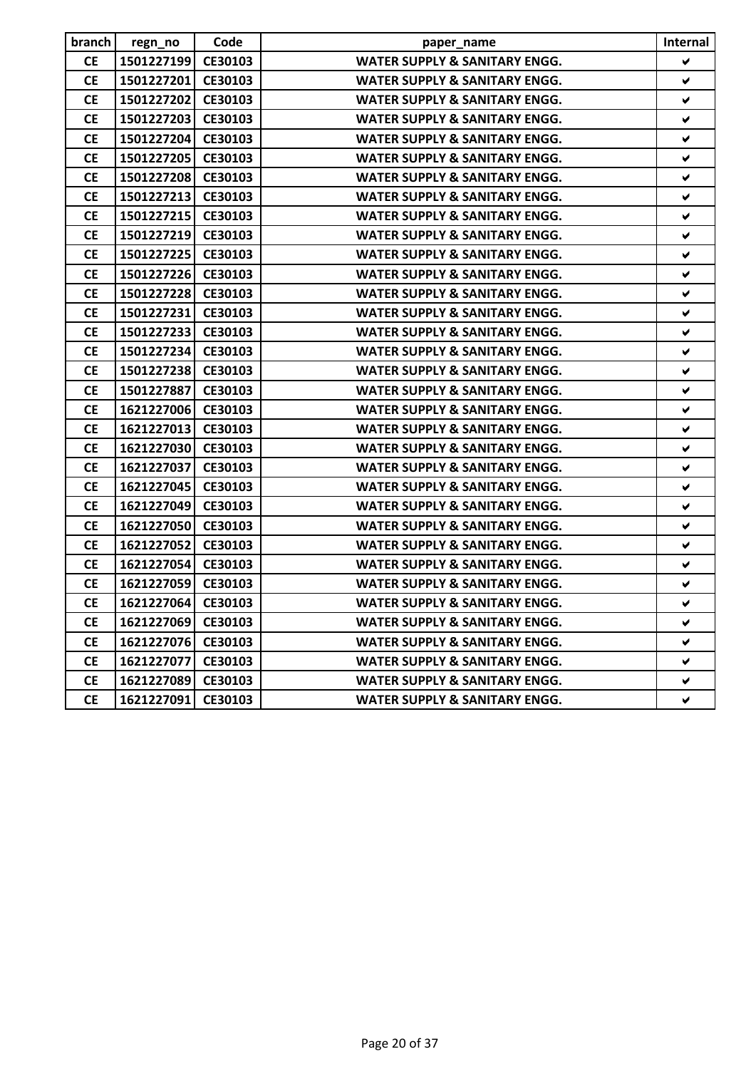| branch | regn_no | Code | paper_name | Internal |
|---|---|---|---|---|
| CE | 1501227199 | CE30103 | WATER SUPPLY & SANITARY ENGG. | ✔ |
| CE | 1501227201 | CE30103 | WATER SUPPLY & SANITARY ENGG. | ✔ |
| CE | 1501227202 | CE30103 | WATER SUPPLY & SANITARY ENGG. | ✔ |
| CE | 1501227203 | CE30103 | WATER SUPPLY & SANITARY ENGG. | ✔ |
| CE | 1501227204 | CE30103 | WATER SUPPLY & SANITARY ENGG. | ✔ |
| CE | 1501227205 | CE30103 | WATER SUPPLY & SANITARY ENGG. | ✔ |
| CE | 1501227208 | CE30103 | WATER SUPPLY & SANITARY ENGG. | ✔ |
| CE | 1501227213 | CE30103 | WATER SUPPLY & SANITARY ENGG. | ✔ |
| CE | 1501227215 | CE30103 | WATER SUPPLY & SANITARY ENGG. | ✔ |
| CE | 1501227219 | CE30103 | WATER SUPPLY & SANITARY ENGG. | ✔ |
| CE | 1501227225 | CE30103 | WATER SUPPLY & SANITARY ENGG. | ✔ |
| CE | 1501227226 | CE30103 | WATER SUPPLY & SANITARY ENGG. | ✔ |
| CE | 1501227228 | CE30103 | WATER SUPPLY & SANITARY ENGG. | ✔ |
| CE | 1501227231 | CE30103 | WATER SUPPLY & SANITARY ENGG. | ✔ |
| CE | 1501227233 | CE30103 | WATER SUPPLY & SANITARY ENGG. | ✔ |
| CE | 1501227234 | CE30103 | WATER SUPPLY & SANITARY ENGG. | ✔ |
| CE | 1501227238 | CE30103 | WATER SUPPLY & SANITARY ENGG. | ✔ |
| CE | 1501227887 | CE30103 | WATER SUPPLY & SANITARY ENGG. | ✔ |
| CE | 1621227006 | CE30103 | WATER SUPPLY & SANITARY ENGG. | ✔ |
| CE | 1621227013 | CE30103 | WATER SUPPLY & SANITARY ENGG. | ✔ |
| CE | 1621227030 | CE30103 | WATER SUPPLY & SANITARY ENGG. | ✔ |
| CE | 1621227037 | CE30103 | WATER SUPPLY & SANITARY ENGG. | ✔ |
| CE | 1621227045 | CE30103 | WATER SUPPLY & SANITARY ENGG. | ✔ |
| CE | 1621227049 | CE30103 | WATER SUPPLY & SANITARY ENGG. | ✔ |
| CE | 1621227050 | CE30103 | WATER SUPPLY & SANITARY ENGG. | ✔ |
| CE | 1621227052 | CE30103 | WATER SUPPLY & SANITARY ENGG. | ✔ |
| CE | 1621227054 | CE30103 | WATER SUPPLY & SANITARY ENGG. | ✔ |
| CE | 1621227059 | CE30103 | WATER SUPPLY & SANITARY ENGG. | ✔ |
| CE | 1621227064 | CE30103 | WATER SUPPLY & SANITARY ENGG. | ✔ |
| CE | 1621227069 | CE30103 | WATER SUPPLY & SANITARY ENGG. | ✔ |
| CE | 1621227076 | CE30103 | WATER SUPPLY & SANITARY ENGG. | ✔ |
| CE | 1621227077 | CE30103 | WATER SUPPLY & SANITARY ENGG. | ✔ |
| CE | 1621227089 | CE30103 | WATER SUPPLY & SANITARY ENGG. | ✔ |
| CE | 1621227091 | CE30103 | WATER SUPPLY & SANITARY ENGG. | ✔ |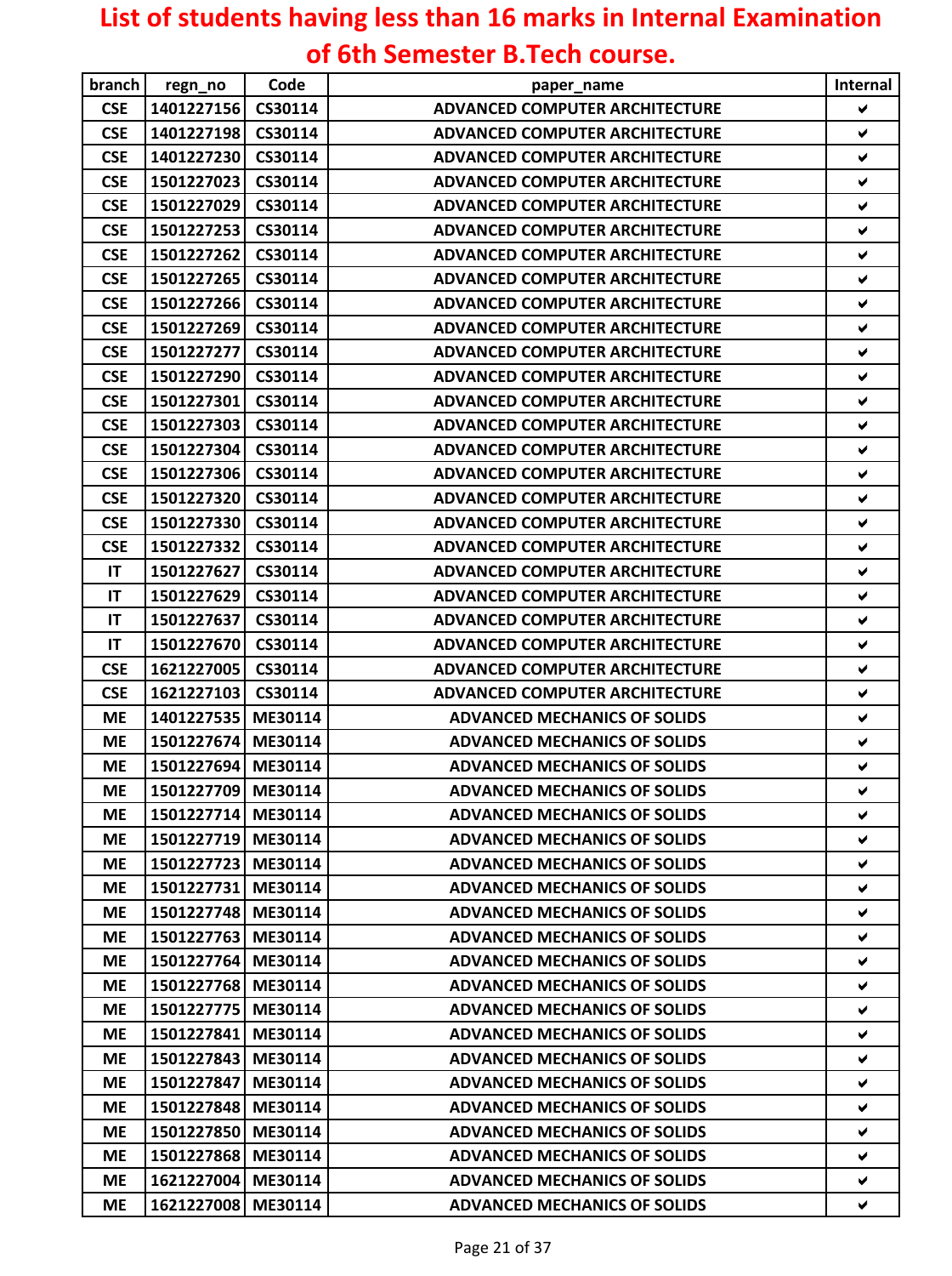# List of students having less than 16 marks in Internal Examination of 6th Semester B.Tech course.

| branch | regn_no | Code | paper_name | Internal |
|---|---|---|---|---|
| CSE | 1401227156 | CS30114 | ADVANCED COMPUTER ARCHITECTURE | ✔ |
| CSE | 1401227198 | CS30114 | ADVANCED COMPUTER ARCHITECTURE | ✔ |
| CSE | 1401227230 | CS30114 | ADVANCED COMPUTER ARCHITECTURE | ✔ |
| CSE | 1501227023 | CS30114 | ADVANCED COMPUTER ARCHITECTURE | ✔ |
| CSE | 1501227029 | CS30114 | ADVANCED COMPUTER ARCHITECTURE | ✔ |
| CSE | 1501227253 | CS30114 | ADVANCED COMPUTER ARCHITECTURE | ✔ |
| CSE | 1501227262 | CS30114 | ADVANCED COMPUTER ARCHITECTURE | ✔ |
| CSE | 1501227265 | CS30114 | ADVANCED COMPUTER ARCHITECTURE | ✔ |
| CSE | 1501227266 | CS30114 | ADVANCED COMPUTER ARCHITECTURE | ✔ |
| CSE | 1501227269 | CS30114 | ADVANCED COMPUTER ARCHITECTURE | ✔ |
| CSE | 1501227277 | CS30114 | ADVANCED COMPUTER ARCHITECTURE | ✔ |
| CSE | 1501227290 | CS30114 | ADVANCED COMPUTER ARCHITECTURE | ✔ |
| CSE | 1501227301 | CS30114 | ADVANCED COMPUTER ARCHITECTURE | ✔ |
| CSE | 1501227303 | CS30114 | ADVANCED COMPUTER ARCHITECTURE | ✔ |
| CSE | 1501227304 | CS30114 | ADVANCED COMPUTER ARCHITECTURE | ✔ |
| CSE | 1501227306 | CS30114 | ADVANCED COMPUTER ARCHITECTURE | ✔ |
| CSE | 1501227320 | CS30114 | ADVANCED COMPUTER ARCHITECTURE | ✔ |
| CSE | 1501227330 | CS30114 | ADVANCED COMPUTER ARCHITECTURE | ✔ |
| CSE | 1501227332 | CS30114 | ADVANCED COMPUTER ARCHITECTURE | ✔ |
| IT | 1501227627 | CS30114 | ADVANCED COMPUTER ARCHITECTURE | ✔ |
| IT | 1501227629 | CS30114 | ADVANCED COMPUTER ARCHITECTURE | ✔ |
| IT | 1501227637 | CS30114 | ADVANCED COMPUTER ARCHITECTURE | ✔ |
| IT | 1501227670 | CS30114 | ADVANCED COMPUTER ARCHITECTURE | ✔ |
| CSE | 1621227005 | CS30114 | ADVANCED COMPUTER ARCHITECTURE | ✔ |
| CSE | 1621227103 | CS30114 | ADVANCED COMPUTER ARCHITECTURE | ✔ |
| ME | 1401227535 | ME30114 | ADVANCED MECHANICS OF SOLIDS | ✔ |
| ME | 1501227674 | ME30114 | ADVANCED MECHANICS OF SOLIDS | ✔ |
| ME | 1501227694 | ME30114 | ADVANCED MECHANICS OF SOLIDS | ✔ |
| ME | 1501227709 | ME30114 | ADVANCED MECHANICS OF SOLIDS | ✔ |
| ME | 1501227714 | ME30114 | ADVANCED MECHANICS OF SOLIDS | ✔ |
| ME | 1501227719 | ME30114 | ADVANCED MECHANICS OF SOLIDS | ✔ |
| ME | 1501227723 | ME30114 | ADVANCED MECHANICS OF SOLIDS | ✔ |
| ME | 1501227731 | ME30114 | ADVANCED MECHANICS OF SOLIDS | ✔ |
| ME | 1501227748 | ME30114 | ADVANCED MECHANICS OF SOLIDS | ✔ |
| ME | 1501227763 | ME30114 | ADVANCED MECHANICS OF SOLIDS | ✔ |
| ME | 1501227764 | ME30114 | ADVANCED MECHANICS OF SOLIDS | ✔ |
| ME | 1501227768 | ME30114 | ADVANCED MECHANICS OF SOLIDS | ✔ |
| ME | 1501227775 | ME30114 | ADVANCED MECHANICS OF SOLIDS | ✔ |
| ME | 1501227841 | ME30114 | ADVANCED MECHANICS OF SOLIDS | ✔ |
| ME | 1501227843 | ME30114 | ADVANCED MECHANICS OF SOLIDS | ✔ |
| ME | 1501227847 | ME30114 | ADVANCED MECHANICS OF SOLIDS | ✔ |
| ME | 1501227848 | ME30114 | ADVANCED MECHANICS OF SOLIDS | ✔ |
| ME | 1501227850 | ME30114 | ADVANCED MECHANICS OF SOLIDS | ✔ |
| ME | 1501227868 | ME30114 | ADVANCED MECHANICS OF SOLIDS | ✔ |
| ME | 1621227004 | ME30114 | ADVANCED MECHANICS OF SOLIDS | ✔ |
| ME | 1621227008 | ME30114 | ADVANCED MECHANICS OF SOLIDS | ✔ |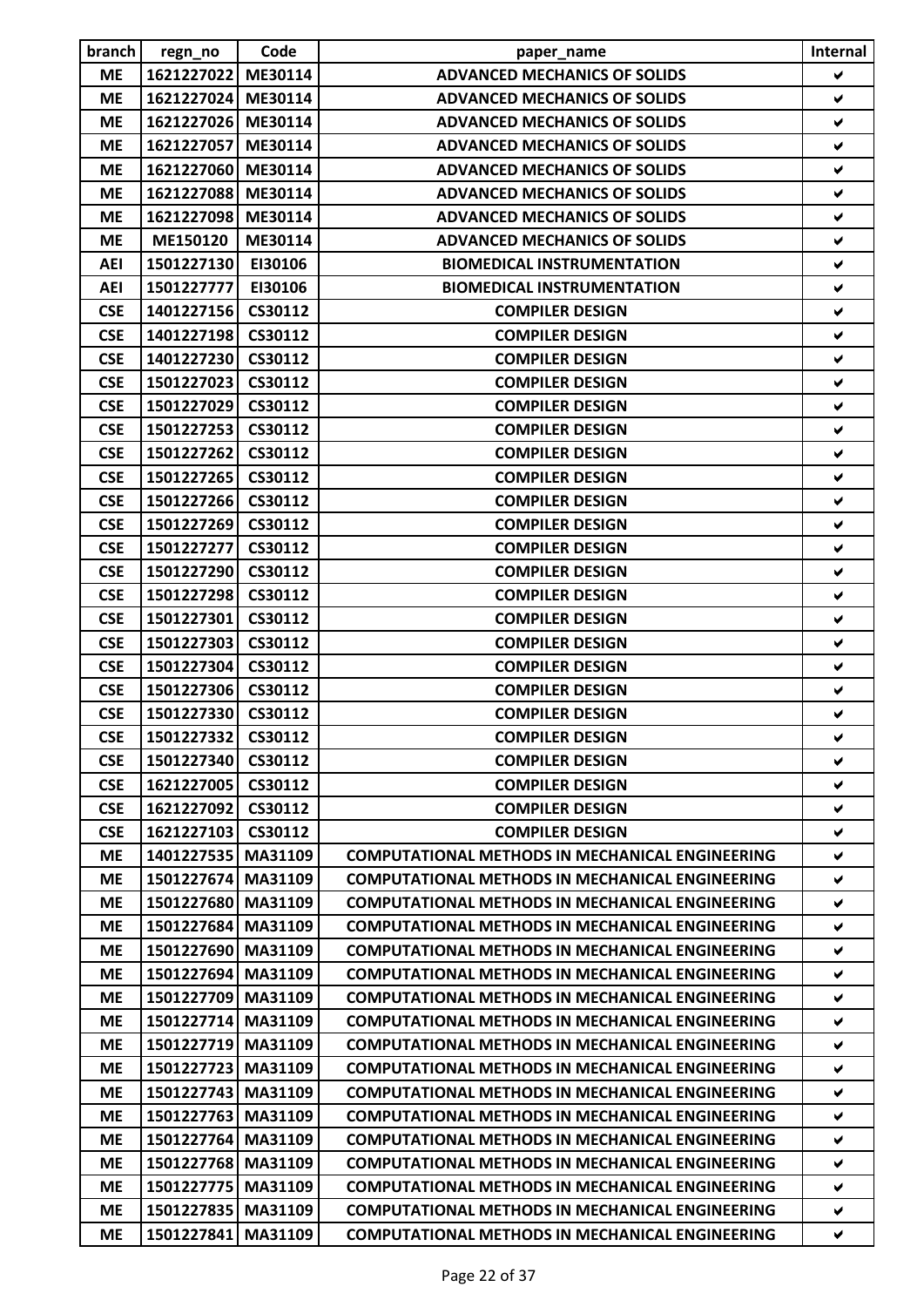| branch | regn_no | Code | paper_name | Internal |
|---|---|---|---|---|
| ME | 1621227022 | ME30114 | ADVANCED MECHANICS OF SOLIDS | ✔ |
| ME | 1621227024 | ME30114 | ADVANCED MECHANICS OF SOLIDS | ✔ |
| ME | 1621227026 | ME30114 | ADVANCED MECHANICS OF SOLIDS | ✔ |
| ME | 1621227057 | ME30114 | ADVANCED MECHANICS OF SOLIDS | ✔ |
| ME | 1621227060 | ME30114 | ADVANCED MECHANICS OF SOLIDS | ✔ |
| ME | 1621227088 | ME30114 | ADVANCED MECHANICS OF SOLIDS | ✔ |
| ME | 1621227098 | ME30114 | ADVANCED MECHANICS OF SOLIDS | ✔ |
| ME | ME150120 | ME30114 | ADVANCED MECHANICS OF SOLIDS | ✔ |
| AEI | 1501227130 | EI30106 | BIOMEDICAL INSTRUMENTATION | ✔ |
| AEI | 1501227777 | EI30106 | BIOMEDICAL INSTRUMENTATION | ✔ |
| CSE | 1401227156 | CS30112 | COMPILER DESIGN | ✔ |
| CSE | 1401227198 | CS30112 | COMPILER DESIGN | ✔ |
| CSE | 1401227230 | CS30112 | COMPILER DESIGN | ✔ |
| CSE | 1501227023 | CS30112 | COMPILER DESIGN | ✔ |
| CSE | 1501227029 | CS30112 | COMPILER DESIGN | ✔ |
| CSE | 1501227253 | CS30112 | COMPILER DESIGN | ✔ |
| CSE | 1501227262 | CS30112 | COMPILER DESIGN | ✔ |
| CSE | 1501227265 | CS30112 | COMPILER DESIGN | ✔ |
| CSE | 1501227266 | CS30112 | COMPILER DESIGN | ✔ |
| CSE | 1501227269 | CS30112 | COMPILER DESIGN | ✔ |
| CSE | 1501227277 | CS30112 | COMPILER DESIGN | ✔ |
| CSE | 1501227290 | CS30112 | COMPILER DESIGN | ✔ |
| CSE | 1501227298 | CS30112 | COMPILER DESIGN | ✔ |
| CSE | 1501227301 | CS30112 | COMPILER DESIGN | ✔ |
| CSE | 1501227303 | CS30112 | COMPILER DESIGN | ✔ |
| CSE | 1501227304 | CS30112 | COMPILER DESIGN | ✔ |
| CSE | 1501227306 | CS30112 | COMPILER DESIGN | ✔ |
| CSE | 1501227330 | CS30112 | COMPILER DESIGN | ✔ |
| CSE | 1501227332 | CS30112 | COMPILER DESIGN | ✔ |
| CSE | 1501227340 | CS30112 | COMPILER DESIGN | ✔ |
| CSE | 1621227005 | CS30112 | COMPILER DESIGN | ✔ |
| CSE | 1621227092 | CS30112 | COMPILER DESIGN | ✔ |
| CSE | 1621227103 | CS30112 | COMPILER DESIGN | ✔ |
| ME | 1401227535 | MA31109 | COMPUTATIONAL METHODS IN MECHANICAL ENGINEERING | ✔ |
| ME | 1501227674 | MA31109 | COMPUTATIONAL METHODS IN MECHANICAL ENGINEERING | ✔ |
| ME | 1501227680 | MA31109 | COMPUTATIONAL METHODS IN MECHANICAL ENGINEERING | ✔ |
| ME | 1501227684 | MA31109 | COMPUTATIONAL METHODS IN MECHANICAL ENGINEERING | ✔ |
| ME | 1501227690 | MA31109 | COMPUTATIONAL METHODS IN MECHANICAL ENGINEERING | ✔ |
| ME | 1501227694 | MA31109 | COMPUTATIONAL METHODS IN MECHANICAL ENGINEERING | ✔ |
| ME | 1501227709 | MA31109 | COMPUTATIONAL METHODS IN MECHANICAL ENGINEERING | ✔ |
| ME | 1501227714 | MA31109 | COMPUTATIONAL METHODS IN MECHANICAL ENGINEERING | ✔ |
| ME | 1501227719 | MA31109 | COMPUTATIONAL METHODS IN MECHANICAL ENGINEERING | ✔ |
| ME | 1501227723 | MA31109 | COMPUTATIONAL METHODS IN MECHANICAL ENGINEERING | ✔ |
| ME | 1501227743 | MA31109 | COMPUTATIONAL METHODS IN MECHANICAL ENGINEERING | ✔ |
| ME | 1501227763 | MA31109 | COMPUTATIONAL METHODS IN MECHANICAL ENGINEERING | ✔ |
| ME | 1501227764 | MA31109 | COMPUTATIONAL METHODS IN MECHANICAL ENGINEERING | ✔ |
| ME | 1501227768 | MA31109 | COMPUTATIONAL METHODS IN MECHANICAL ENGINEERING | ✔ |
| ME | 1501227775 | MA31109 | COMPUTATIONAL METHODS IN MECHANICAL ENGINEERING | ✔ |
| ME | 1501227835 | MA31109 | COMPUTATIONAL METHODS IN MECHANICAL ENGINEERING | ✔ |
| ME | 1501227841 | MA31109 | COMPUTATIONAL METHODS IN MECHANICAL ENGINEERING | ✔ |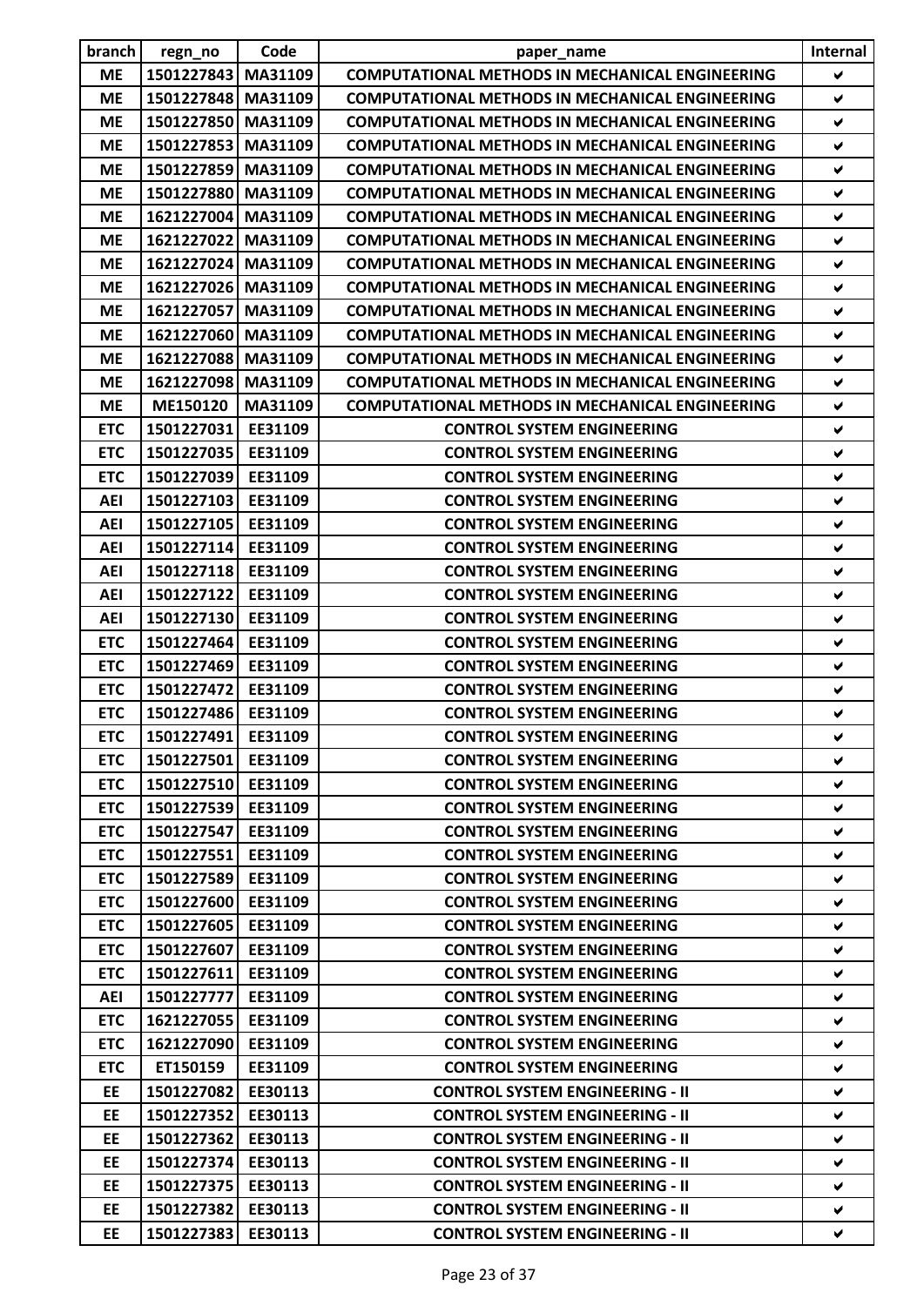| branch | regn_no | Code | paper_name | Internal |
|---|---|---|---|---|
| ME | 1501227843 | MA31109 | COMPUTATIONAL METHODS IN MECHANICAL ENGINEERING | ✔ |
| ME | 1501227848 | MA31109 | COMPUTATIONAL METHODS IN MECHANICAL ENGINEERING | ✔ |
| ME | 1501227850 | MA31109 | COMPUTATIONAL METHODS IN MECHANICAL ENGINEERING | ✔ |
| ME | 1501227853 | MA31109 | COMPUTATIONAL METHODS IN MECHANICAL ENGINEERING | ✔ |
| ME | 1501227859 | MA31109 | COMPUTATIONAL METHODS IN MECHANICAL ENGINEERING | ✔ |
| ME | 1501227880 | MA31109 | COMPUTATIONAL METHODS IN MECHANICAL ENGINEERING | ✔ |
| ME | 1621227004 | MA31109 | COMPUTATIONAL METHODS IN MECHANICAL ENGINEERING | ✔ |
| ME | 1621227022 | MA31109 | COMPUTATIONAL METHODS IN MECHANICAL ENGINEERING | ✔ |
| ME | 1621227024 | MA31109 | COMPUTATIONAL METHODS IN MECHANICAL ENGINEERING | ✔ |
| ME | 1621227026 | MA31109 | COMPUTATIONAL METHODS IN MECHANICAL ENGINEERING | ✔ |
| ME | 1621227057 | MA31109 | COMPUTATIONAL METHODS IN MECHANICAL ENGINEERING | ✔ |
| ME | 1621227060 | MA31109 | COMPUTATIONAL METHODS IN MECHANICAL ENGINEERING | ✔ |
| ME | 1621227088 | MA31109 | COMPUTATIONAL METHODS IN MECHANICAL ENGINEERING | ✔ |
| ME | 1621227098 | MA31109 | COMPUTATIONAL METHODS IN MECHANICAL ENGINEERING | ✔ |
| ME | ME150120 | MA31109 | COMPUTATIONAL METHODS IN MECHANICAL ENGINEERING | ✔ |
| ETC | 1501227031 | EE31109 | CONTROL SYSTEM ENGINEERING | ✔ |
| ETC | 1501227035 | EE31109 | CONTROL SYSTEM ENGINEERING | ✔ |
| ETC | 1501227039 | EE31109 | CONTROL SYSTEM ENGINEERING | ✔ |
| AEI | 1501227103 | EE31109 | CONTROL SYSTEM ENGINEERING | ✔ |
| AEI | 1501227105 | EE31109 | CONTROL SYSTEM ENGINEERING | ✔ |
| AEI | 1501227114 | EE31109 | CONTROL SYSTEM ENGINEERING | ✔ |
| AEI | 1501227118 | EE31109 | CONTROL SYSTEM ENGINEERING | ✔ |
| AEI | 1501227122 | EE31109 | CONTROL SYSTEM ENGINEERING | ✔ |
| AEI | 1501227130 | EE31109 | CONTROL SYSTEM ENGINEERING | ✔ |
| ETC | 1501227464 | EE31109 | CONTROL SYSTEM ENGINEERING | ✔ |
| ETC | 1501227469 | EE31109 | CONTROL SYSTEM ENGINEERING | ✔ |
| ETC | 1501227472 | EE31109 | CONTROL SYSTEM ENGINEERING | ✔ |
| ETC | 1501227486 | EE31109 | CONTROL SYSTEM ENGINEERING | ✔ |
| ETC | 1501227491 | EE31109 | CONTROL SYSTEM ENGINEERING | ✔ |
| ETC | 1501227501 | EE31109 | CONTROL SYSTEM ENGINEERING | ✔ |
| ETC | 1501227510 | EE31109 | CONTROL SYSTEM ENGINEERING | ✔ |
| ETC | 1501227539 | EE31109 | CONTROL SYSTEM ENGINEERING | ✔ |
| ETC | 1501227547 | EE31109 | CONTROL SYSTEM ENGINEERING | ✔ |
| ETC | 1501227551 | EE31109 | CONTROL SYSTEM ENGINEERING | ✔ |
| ETC | 1501227589 | EE31109 | CONTROL SYSTEM ENGINEERING | ✔ |
| ETC | 1501227600 | EE31109 | CONTROL SYSTEM ENGINEERING | ✔ |
| ETC | 1501227605 | EE31109 | CONTROL SYSTEM ENGINEERING | ✔ |
| ETC | 1501227607 | EE31109 | CONTROL SYSTEM ENGINEERING | ✔ |
| ETC | 1501227611 | EE31109 | CONTROL SYSTEM ENGINEERING | ✔ |
| AEI | 1501227777 | EE31109 | CONTROL SYSTEM ENGINEERING | ✔ |
| ETC | 1621227055 | EE31109 | CONTROL SYSTEM ENGINEERING | ✔ |
| ETC | 1621227090 | EE31109 | CONTROL SYSTEM ENGINEERING | ✔ |
| ETC | ET150159 | EE31109 | CONTROL SYSTEM ENGINEERING | ✔ |
| EE | 1501227082 | EE30113 | CONTROL SYSTEM ENGINEERING - II | ✔ |
| EE | 1501227352 | EE30113 | CONTROL SYSTEM ENGINEERING - II | ✔ |
| EE | 1501227362 | EE30113 | CONTROL SYSTEM ENGINEERING - II | ✔ |
| EE | 1501227374 | EE30113 | CONTROL SYSTEM ENGINEERING - II | ✔ |
| EE | 1501227375 | EE30113 | CONTROL SYSTEM ENGINEERING - II | ✔ |
| EE | 1501227382 | EE30113 | CONTROL SYSTEM ENGINEERING - II | ✔ |
| EE | 1501227383 | EE30113 | CONTROL SYSTEM ENGINEERING - II | ✔ |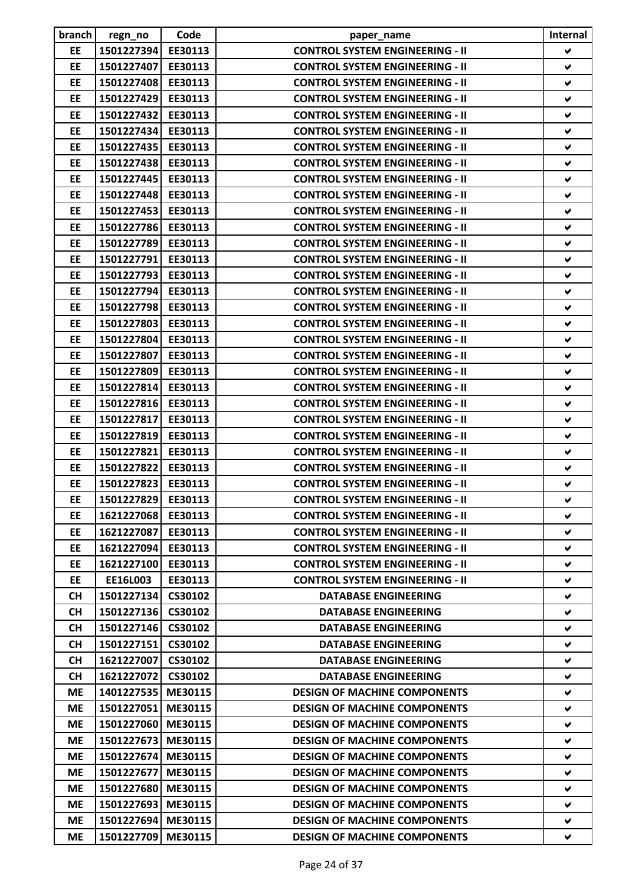| branch | regn_no | Code | paper_name | Internal |
|---|---|---|---|---|
| EE | 1501227394 | EE30113 | CONTROL SYSTEM ENGINEERING - II | ✔ |
| EE | 1501227407 | EE30113 | CONTROL SYSTEM ENGINEERING - II | ✔ |
| EE | 1501227408 | EE30113 | CONTROL SYSTEM ENGINEERING - II | ✔ |
| EE | 1501227429 | EE30113 | CONTROL SYSTEM ENGINEERING - II | ✔ |
| EE | 1501227432 | EE30113 | CONTROL SYSTEM ENGINEERING - II | ✔ |
| EE | 1501227434 | EE30113 | CONTROL SYSTEM ENGINEERING - II | ✔ |
| EE | 1501227435 | EE30113 | CONTROL SYSTEM ENGINEERING - II | ✔ |
| EE | 1501227438 | EE30113 | CONTROL SYSTEM ENGINEERING - II | ✔ |
| EE | 1501227445 | EE30113 | CONTROL SYSTEM ENGINEERING - II | ✔ |
| EE | 1501227448 | EE30113 | CONTROL SYSTEM ENGINEERING - II | ✔ |
| EE | 1501227453 | EE30113 | CONTROL SYSTEM ENGINEERING - II | ✔ |
| EE | 1501227786 | EE30113 | CONTROL SYSTEM ENGINEERING - II | ✔ |
| EE | 1501227789 | EE30113 | CONTROL SYSTEM ENGINEERING - II | ✔ |
| EE | 1501227791 | EE30113 | CONTROL SYSTEM ENGINEERING - II | ✔ |
| EE | 1501227793 | EE30113 | CONTROL SYSTEM ENGINEERING - II | ✔ |
| EE | 1501227794 | EE30113 | CONTROL SYSTEM ENGINEERING - II | ✔ |
| EE | 1501227798 | EE30113 | CONTROL SYSTEM ENGINEERING - II | ✔ |
| EE | 1501227803 | EE30113 | CONTROL SYSTEM ENGINEERING - II | ✔ |
| EE | 1501227804 | EE30113 | CONTROL SYSTEM ENGINEERING - II | ✔ |
| EE | 1501227807 | EE30113 | CONTROL SYSTEM ENGINEERING - II | ✔ |
| EE | 1501227809 | EE30113 | CONTROL SYSTEM ENGINEERING - II | ✔ |
| EE | 1501227814 | EE30113 | CONTROL SYSTEM ENGINEERING - II | ✔ |
| EE | 1501227816 | EE30113 | CONTROL SYSTEM ENGINEERING - II | ✔ |
| EE | 1501227817 | EE30113 | CONTROL SYSTEM ENGINEERING - II | ✔ |
| EE | 1501227819 | EE30113 | CONTROL SYSTEM ENGINEERING - II | ✔ |
| EE | 1501227821 | EE30113 | CONTROL SYSTEM ENGINEERING - II | ✔ |
| EE | 1501227822 | EE30113 | CONTROL SYSTEM ENGINEERING - II | ✔ |
| EE | 1501227823 | EE30113 | CONTROL SYSTEM ENGINEERING - II | ✔ |
| EE | 1501227829 | EE30113 | CONTROL SYSTEM ENGINEERING - II | ✔ |
| EE | 1621227068 | EE30113 | CONTROL SYSTEM ENGINEERING - II | ✔ |
| EE | 1621227087 | EE30113 | CONTROL SYSTEM ENGINEERING - II | ✔ |
| EE | 1621227094 | EE30113 | CONTROL SYSTEM ENGINEERING - II | ✔ |
| EE | 1621227100 | EE30113 | CONTROL SYSTEM ENGINEERING - II | ✔ |
| EE | EE16L003 | EE30113 | CONTROL SYSTEM ENGINEERING - II | ✔ |
| CH | 1501227134 | CS30102 | DATABASE ENGINEERING | ✔ |
| CH | 1501227136 | CS30102 | DATABASE ENGINEERING | ✔ |
| CH | 1501227146 | CS30102 | DATABASE ENGINEERING | ✔ |
| CH | 1501227151 | CS30102 | DATABASE ENGINEERING | ✔ |
| CH | 1621227007 | CS30102 | DATABASE ENGINEERING | ✔ |
| CH | 1621227072 | CS30102 | DATABASE ENGINEERING | ✔ |
| ME | 1401227535 | ME30115 | DESIGN OF MACHINE COMPONENTS | ✔ |
| ME | 1501227051 | ME30115 | DESIGN OF MACHINE COMPONENTS | ✔ |
| ME | 1501227060 | ME30115 | DESIGN OF MACHINE COMPONENTS | ✔ |
| ME | 1501227673 | ME30115 | DESIGN OF MACHINE COMPONENTS | ✔ |
| ME | 1501227674 | ME30115 | DESIGN OF MACHINE COMPONENTS | ✔ |
| ME | 1501227677 | ME30115 | DESIGN OF MACHINE COMPONENTS | ✔ |
| ME | 1501227680 | ME30115 | DESIGN OF MACHINE COMPONENTS | ✔ |
| ME | 1501227693 | ME30115 | DESIGN OF MACHINE COMPONENTS | ✔ |
| ME | 1501227694 | ME30115 | DESIGN OF MACHINE COMPONENTS | ✔ |
| ME | 1501227709 | ME30115 | DESIGN OF MACHINE COMPONENTS | ✔ |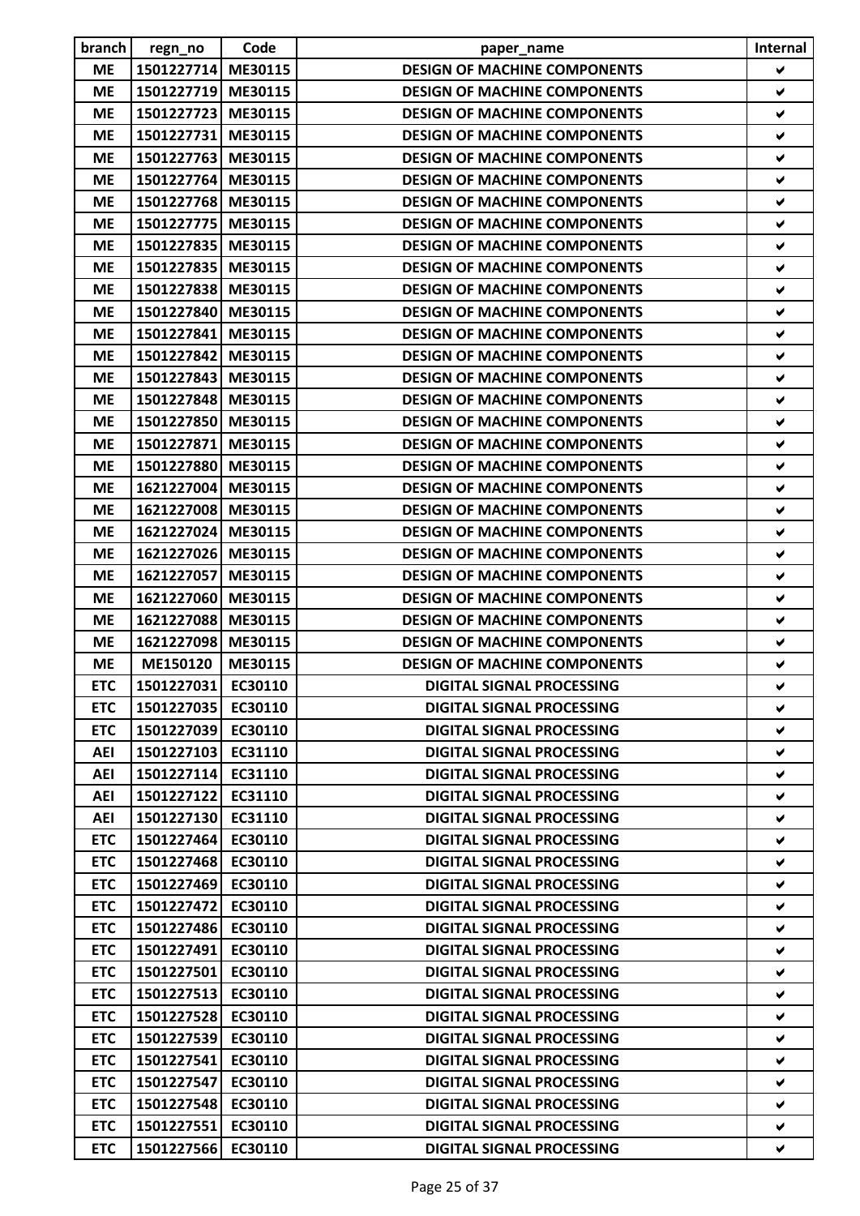| branch | regn_no | Code | paper_name | Internal |
|---|---|---|---|---|
| ME | 1501227714 | ME30115 | DESIGN OF MACHINE COMPONENTS | ✔ |
| ME | 1501227719 | ME30115 | DESIGN OF MACHINE COMPONENTS | ✔ |
| ME | 1501227723 | ME30115 | DESIGN OF MACHINE COMPONENTS | ✔ |
| ME | 1501227731 | ME30115 | DESIGN OF MACHINE COMPONENTS | ✔ |
| ME | 1501227763 | ME30115 | DESIGN OF MACHINE COMPONENTS | ✔ |
| ME | 1501227764 | ME30115 | DESIGN OF MACHINE COMPONENTS | ✔ |
| ME | 1501227768 | ME30115 | DESIGN OF MACHINE COMPONENTS | ✔ |
| ME | 1501227775 | ME30115 | DESIGN OF MACHINE COMPONENTS | ✔ |
| ME | 1501227835 | ME30115 | DESIGN OF MACHINE COMPONENTS | ✔ |
| ME | 1501227835 | ME30115 | DESIGN OF MACHINE COMPONENTS | ✔ |
| ME | 1501227838 | ME30115 | DESIGN OF MACHINE COMPONENTS | ✔ |
| ME | 1501227840 | ME30115 | DESIGN OF MACHINE COMPONENTS | ✔ |
| ME | 1501227841 | ME30115 | DESIGN OF MACHINE COMPONENTS | ✔ |
| ME | 1501227842 | ME30115 | DESIGN OF MACHINE COMPONENTS | ✔ |
| ME | 1501227843 | ME30115 | DESIGN OF MACHINE COMPONENTS | ✔ |
| ME | 1501227848 | ME30115 | DESIGN OF MACHINE COMPONENTS | ✔ |
| ME | 1501227850 | ME30115 | DESIGN OF MACHINE COMPONENTS | ✔ |
| ME | 1501227871 | ME30115 | DESIGN OF MACHINE COMPONENTS | ✔ |
| ME | 1501227880 | ME30115 | DESIGN OF MACHINE COMPONENTS | ✔ |
| ME | 1621227004 | ME30115 | DESIGN OF MACHINE COMPONENTS | ✔ |
| ME | 1621227008 | ME30115 | DESIGN OF MACHINE COMPONENTS | ✔ |
| ME | 1621227024 | ME30115 | DESIGN OF MACHINE COMPONENTS | ✔ |
| ME | 1621227026 | ME30115 | DESIGN OF MACHINE COMPONENTS | ✔ |
| ME | 1621227057 | ME30115 | DESIGN OF MACHINE COMPONENTS | ✔ |
| ME | 1621227060 | ME30115 | DESIGN OF MACHINE COMPONENTS | ✔ |
| ME | 1621227088 | ME30115 | DESIGN OF MACHINE COMPONENTS | ✔ |
| ME | 1621227098 | ME30115 | DESIGN OF MACHINE COMPONENTS | ✔ |
| ME | ME150120 | ME30115 | DESIGN OF MACHINE COMPONENTS | ✔ |
| ETC | 1501227031 | EC30110 | DIGITAL SIGNAL PROCESSING | ✔ |
| ETC | 1501227035 | EC30110 | DIGITAL SIGNAL PROCESSING | ✔ |
| ETC | 1501227039 | EC30110 | DIGITAL SIGNAL PROCESSING | ✔ |
| AEI | 1501227103 | EC31110 | DIGITAL SIGNAL PROCESSING | ✔ |
| AEI | 1501227114 | EC31110 | DIGITAL SIGNAL PROCESSING | ✔ |
| AEI | 1501227122 | EC31110 | DIGITAL SIGNAL PROCESSING | ✔ |
| AEI | 1501227130 | EC31110 | DIGITAL SIGNAL PROCESSING | ✔ |
| ETC | 1501227464 | EC30110 | DIGITAL SIGNAL PROCESSING | ✔ |
| ETC | 1501227468 | EC30110 | DIGITAL SIGNAL PROCESSING | ✔ |
| ETC | 1501227469 | EC30110 | DIGITAL SIGNAL PROCESSING | ✔ |
| ETC | 1501227472 | EC30110 | DIGITAL SIGNAL PROCESSING | ✔ |
| ETC | 1501227486 | EC30110 | DIGITAL SIGNAL PROCESSING | ✔ |
| ETC | 1501227491 | EC30110 | DIGITAL SIGNAL PROCESSING | ✔ |
| ETC | 1501227501 | EC30110 | DIGITAL SIGNAL PROCESSING | ✔ |
| ETC | 1501227513 | EC30110 | DIGITAL SIGNAL PROCESSING | ✔ |
| ETC | 1501227528 | EC30110 | DIGITAL SIGNAL PROCESSING | ✔ |
| ETC | 1501227539 | EC30110 | DIGITAL SIGNAL PROCESSING | ✔ |
| ETC | 1501227541 | EC30110 | DIGITAL SIGNAL PROCESSING | ✔ |
| ETC | 1501227547 | EC30110 | DIGITAL SIGNAL PROCESSING | ✔ |
| ETC | 1501227548 | EC30110 | DIGITAL SIGNAL PROCESSING | ✔ |
| ETC | 1501227551 | EC30110 | DIGITAL SIGNAL PROCESSING | ✔ |
| ETC | 1501227566 | EC30110 | DIGITAL SIGNAL PROCESSING | ✔ |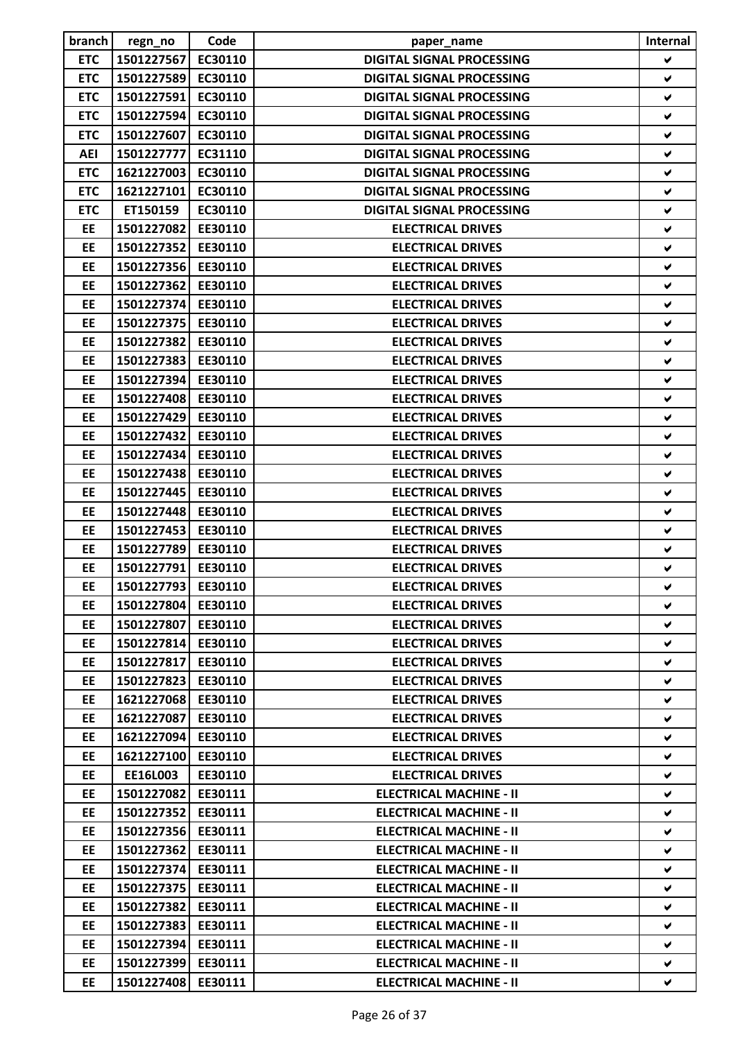| branch | regn_no | Code | paper_name | Internal |
|---|---|---|---|---|
| ETC | 1501227567 | EC30110 | DIGITAL SIGNAL PROCESSING | ✔ |
| ETC | 1501227589 | EC30110 | DIGITAL SIGNAL PROCESSING | ✔ |
| ETC | 1501227591 | EC30110 | DIGITAL SIGNAL PROCESSING | ✔ |
| ETC | 1501227594 | EC30110 | DIGITAL SIGNAL PROCESSING | ✔ |
| ETC | 1501227607 | EC30110 | DIGITAL SIGNAL PROCESSING | ✔ |
| AEI | 1501227777 | EC31110 | DIGITAL SIGNAL PROCESSING | ✔ |
| ETC | 1621227003 | EC30110 | DIGITAL SIGNAL PROCESSING | ✔ |
| ETC | 1621227101 | EC30110 | DIGITAL SIGNAL PROCESSING | ✔ |
| ETC | ET150159 | EC30110 | DIGITAL SIGNAL PROCESSING | ✔ |
| EE | 1501227082 | EE30110 | ELECTRICAL DRIVES | ✔ |
| EE | 1501227352 | EE30110 | ELECTRICAL DRIVES | ✔ |
| EE | 1501227356 | EE30110 | ELECTRICAL DRIVES | ✔ |
| EE | 1501227362 | EE30110 | ELECTRICAL DRIVES | ✔ |
| EE | 1501227374 | EE30110 | ELECTRICAL DRIVES | ✔ |
| EE | 1501227375 | EE30110 | ELECTRICAL DRIVES | ✔ |
| EE | 1501227382 | EE30110 | ELECTRICAL DRIVES | ✔ |
| EE | 1501227383 | EE30110 | ELECTRICAL DRIVES | ✔ |
| EE | 1501227394 | EE30110 | ELECTRICAL DRIVES | ✔ |
| EE | 1501227408 | EE30110 | ELECTRICAL DRIVES | ✔ |
| EE | 1501227429 | EE30110 | ELECTRICAL DRIVES | ✔ |
| EE | 1501227432 | EE30110 | ELECTRICAL DRIVES | ✔ |
| EE | 1501227434 | EE30110 | ELECTRICAL DRIVES | ✔ |
| EE | 1501227438 | EE30110 | ELECTRICAL DRIVES | ✔ |
| EE | 1501227445 | EE30110 | ELECTRICAL DRIVES | ✔ |
| EE | 1501227448 | EE30110 | ELECTRICAL DRIVES | ✔ |
| EE | 1501227453 | EE30110 | ELECTRICAL DRIVES | ✔ |
| EE | 1501227789 | EE30110 | ELECTRICAL DRIVES | ✔ |
| EE | 1501227791 | EE30110 | ELECTRICAL DRIVES | ✔ |
| EE | 1501227793 | EE30110 | ELECTRICAL DRIVES | ✔ |
| EE | 1501227804 | EE30110 | ELECTRICAL DRIVES | ✔ |
| EE | 1501227807 | EE30110 | ELECTRICAL DRIVES | ✔ |
| EE | 1501227814 | EE30110 | ELECTRICAL DRIVES | ✔ |
| EE | 1501227817 | EE30110 | ELECTRICAL DRIVES | ✔ |
| EE | 1501227823 | EE30110 | ELECTRICAL DRIVES | ✔ |
| EE | 1621227068 | EE30110 | ELECTRICAL DRIVES | ✔ |
| EE | 1621227087 | EE30110 | ELECTRICAL DRIVES | ✔ |
| EE | 1621227094 | EE30110 | ELECTRICAL DRIVES | ✔ |
| EE | 1621227100 | EE30110 | ELECTRICAL DRIVES | ✔ |
| EE | EE16L003 | EE30110 | ELECTRICAL DRIVES | ✔ |
| EE | 1501227082 | EE30111 | ELECTRICAL MACHINE - II | ✔ |
| EE | 1501227352 | EE30111 | ELECTRICAL MACHINE - II | ✔ |
| EE | 1501227356 | EE30111 | ELECTRICAL MACHINE - II | ✔ |
| EE | 1501227362 | EE30111 | ELECTRICAL MACHINE - II | ✔ |
| EE | 1501227374 | EE30111 | ELECTRICAL MACHINE - II | ✔ |
| EE | 1501227375 | EE30111 | ELECTRICAL MACHINE - II | ✔ |
| EE | 1501227382 | EE30111 | ELECTRICAL MACHINE - II | ✔ |
| EE | 1501227383 | EE30111 | ELECTRICAL MACHINE - II | ✔ |
| EE | 1501227394 | EE30111 | ELECTRICAL MACHINE - II | ✔ |
| EE | 1501227399 | EE30111 | ELECTRICAL MACHINE - II | ✔ |
| EE | 1501227408 | EE30111 | ELECTRICAL MACHINE - II | ✔ |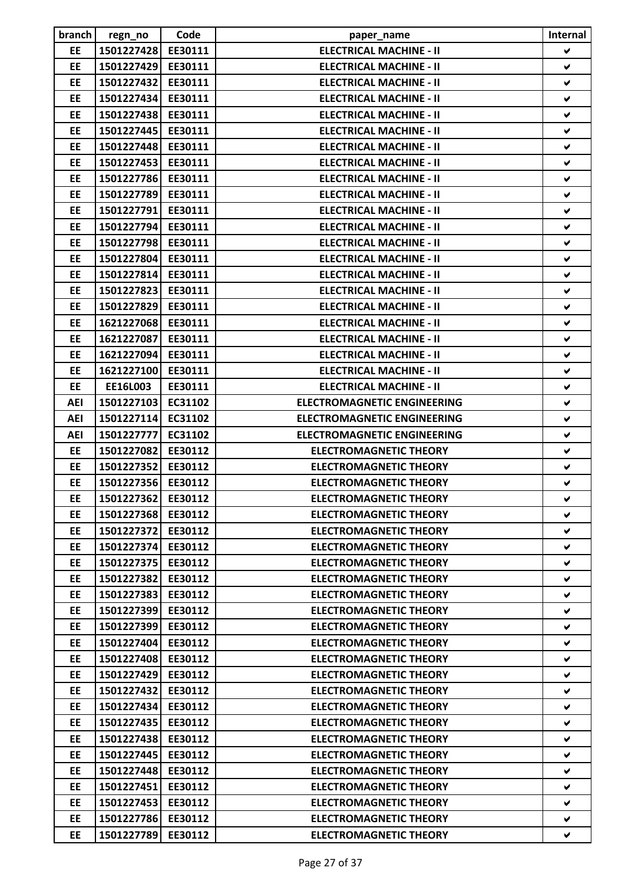| branch | regn_no | Code | paper_name | Internal |
|---|---|---|---|---|
| EE | 1501227428 | EE30111 | ELECTRICAL MACHINE - II | ✔ |
| EE | 1501227429 | EE30111 | ELECTRICAL MACHINE - II | ✔ |
| EE | 1501227432 | EE30111 | ELECTRICAL MACHINE - II | ✔ |
| EE | 1501227434 | EE30111 | ELECTRICAL MACHINE - II | ✔ |
| EE | 1501227438 | EE30111 | ELECTRICAL MACHINE - II | ✔ |
| EE | 1501227445 | EE30111 | ELECTRICAL MACHINE - II | ✔ |
| EE | 1501227448 | EE30111 | ELECTRICAL MACHINE - II | ✔ |
| EE | 1501227453 | EE30111 | ELECTRICAL MACHINE - II | ✔ |
| EE | 1501227786 | EE30111 | ELECTRICAL MACHINE - II | ✔ |
| EE | 1501227789 | EE30111 | ELECTRICAL MACHINE - II | ✔ |
| EE | 1501227791 | EE30111 | ELECTRICAL MACHINE - II | ✔ |
| EE | 1501227794 | EE30111 | ELECTRICAL MACHINE - II | ✔ |
| EE | 1501227798 | EE30111 | ELECTRICAL MACHINE - II | ✔ |
| EE | 1501227804 | EE30111 | ELECTRICAL MACHINE - II | ✔ |
| EE | 1501227814 | EE30111 | ELECTRICAL MACHINE - II | ✔ |
| EE | 1501227823 | EE30111 | ELECTRICAL MACHINE - II | ✔ |
| EE | 1501227829 | EE30111 | ELECTRICAL MACHINE - II | ✔ |
| EE | 1621227068 | EE30111 | ELECTRICAL MACHINE - II | ✔ |
| EE | 1621227087 | EE30111 | ELECTRICAL MACHINE - II | ✔ |
| EE | 1621227094 | EE30111 | ELECTRICAL MACHINE - II | ✔ |
| EE | 1621227100 | EE30111 | ELECTRICAL MACHINE - II | ✔ |
| EE | EE16L003 | EE30111 | ELECTRICAL MACHINE - II | ✔ |
| AEI | 1501227103 | EC31102 | ELECTROMAGNETIC ENGINEERING | ✔ |
| AEI | 1501227114 | EC31102 | ELECTROMAGNETIC ENGINEERING | ✔ |
| AEI | 1501227777 | EC31102 | ELECTROMAGNETIC ENGINEERING | ✔ |
| EE | 1501227082 | EE30112 | ELECTROMAGNETIC THEORY | ✔ |
| EE | 1501227352 | EE30112 | ELECTROMAGNETIC THEORY | ✔ |
| EE | 1501227356 | EE30112 | ELECTROMAGNETIC THEORY | ✔ |
| EE | 1501227362 | EE30112 | ELECTROMAGNETIC THEORY | ✔ |
| EE | 1501227368 | EE30112 | ELECTROMAGNETIC THEORY | ✔ |
| EE | 1501227372 | EE30112 | ELECTROMAGNETIC THEORY | ✔ |
| EE | 1501227374 | EE30112 | ELECTROMAGNETIC THEORY | ✔ |
| EE | 1501227375 | EE30112 | ELECTROMAGNETIC THEORY | ✔ |
| EE | 1501227382 | EE30112 | ELECTROMAGNETIC THEORY | ✔ |
| EE | 1501227383 | EE30112 | ELECTROMAGNETIC THEORY | ✔ |
| EE | 1501227399 | EE30112 | ELECTROMAGNETIC THEORY | ✔ |
| EE | 1501227399 | EE30112 | ELECTROMAGNETIC THEORY | ✔ |
| EE | 1501227404 | EE30112 | ELECTROMAGNETIC THEORY | ✔ |
| EE | 1501227408 | EE30112 | ELECTROMAGNETIC THEORY | ✔ |
| EE | 1501227429 | EE30112 | ELECTROMAGNETIC THEORY | ✔ |
| EE | 1501227432 | EE30112 | ELECTROMAGNETIC THEORY | ✔ |
| EE | 1501227434 | EE30112 | ELECTROMAGNETIC THEORY | ✔ |
| EE | 1501227435 | EE30112 | ELECTROMAGNETIC THEORY | ✔ |
| EE | 1501227438 | EE30112 | ELECTROMAGNETIC THEORY | ✔ |
| EE | 1501227445 | EE30112 | ELECTROMAGNETIC THEORY | ✔ |
| EE | 1501227448 | EE30112 | ELECTROMAGNETIC THEORY | ✔ |
| EE | 1501227451 | EE30112 | ELECTROMAGNETIC THEORY | ✔ |
| EE | 1501227453 | EE30112 | ELECTROMAGNETIC THEORY | ✔ |
| EE | 1501227786 | EE30112 | ELECTROMAGNETIC THEORY | ✔ |
| EE | 1501227789 | EE30112 | ELECTROMAGNETIC THEORY | ✔ |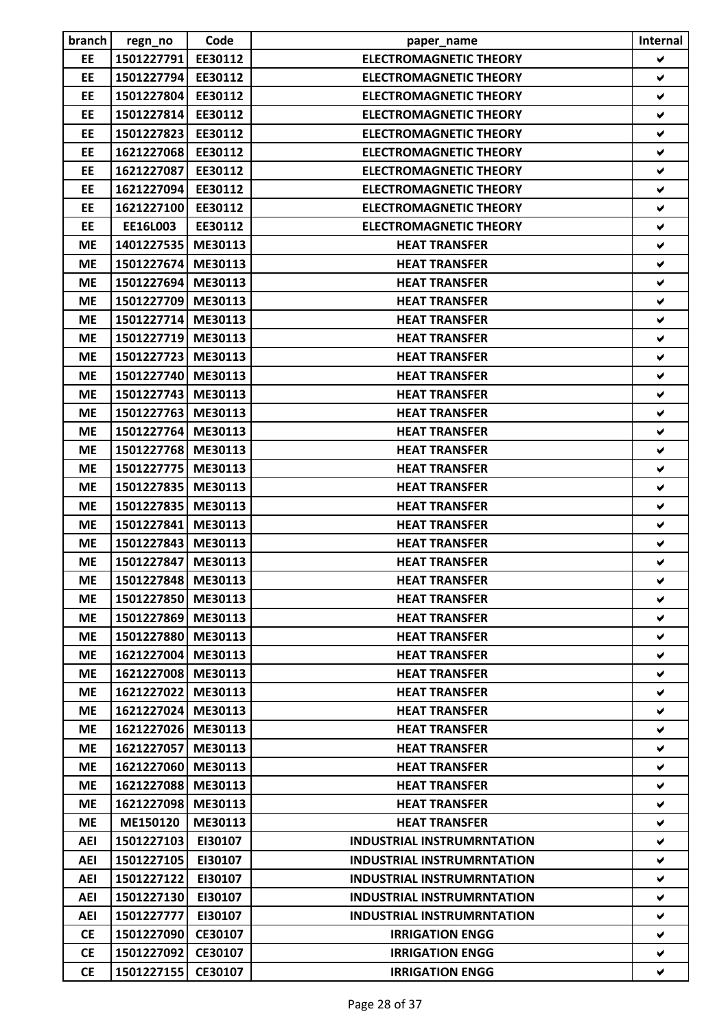| branch | regn_no | Code | paper_name | Internal |
|---|---|---|---|---|
| EE | 1501227791 | EE30112 | ELECTROMAGNETIC THEORY | ✔ |
| EE | 1501227794 | EE30112 | ELECTROMAGNETIC THEORY | ✔ |
| EE | 1501227804 | EE30112 | ELECTROMAGNETIC THEORY | ✔ |
| EE | 1501227814 | EE30112 | ELECTROMAGNETIC THEORY | ✔ |
| EE | 1501227823 | EE30112 | ELECTROMAGNETIC THEORY | ✔ |
| EE | 1621227068 | EE30112 | ELECTROMAGNETIC THEORY | ✔ |
| EE | 1621227087 | EE30112 | ELECTROMAGNETIC THEORY | ✔ |
| EE | 1621227094 | EE30112 | ELECTROMAGNETIC THEORY | ✔ |
| EE | 1621227100 | EE30112 | ELECTROMAGNETIC THEORY | ✔ |
| EE | EE16L003 | EE30112 | ELECTROMAGNETIC THEORY | ✔ |
| ME | 1401227535 | ME30113 | HEAT TRANSFER | ✔ |
| ME | 1501227674 | ME30113 | HEAT TRANSFER | ✔ |
| ME | 1501227694 | ME30113 | HEAT TRANSFER | ✔ |
| ME | 1501227709 | ME30113 | HEAT TRANSFER | ✔ |
| ME | 1501227714 | ME30113 | HEAT TRANSFER | ✔ |
| ME | 1501227719 | ME30113 | HEAT TRANSFER | ✔ |
| ME | 1501227723 | ME30113 | HEAT TRANSFER | ✔ |
| ME | 1501227740 | ME30113 | HEAT TRANSFER | ✔ |
| ME | 1501227743 | ME30113 | HEAT TRANSFER | ✔ |
| ME | 1501227763 | ME30113 | HEAT TRANSFER | ✔ |
| ME | 1501227764 | ME30113 | HEAT TRANSFER | ✔ |
| ME | 1501227768 | ME30113 | HEAT TRANSFER | ✔ |
| ME | 1501227775 | ME30113 | HEAT TRANSFER | ✔ |
| ME | 1501227835 | ME30113 | HEAT TRANSFER | ✔ |
| ME | 1501227835 | ME30113 | HEAT TRANSFER | ✔ |
| ME | 1501227841 | ME30113 | HEAT TRANSFER | ✔ |
| ME | 1501227843 | ME30113 | HEAT TRANSFER | ✔ |
| ME | 1501227847 | ME30113 | HEAT TRANSFER | ✔ |
| ME | 1501227848 | ME30113 | HEAT TRANSFER | ✔ |
| ME | 1501227850 | ME30113 | HEAT TRANSFER | ✔ |
| ME | 1501227869 | ME30113 | HEAT TRANSFER | ✔ |
| ME | 1501227880 | ME30113 | HEAT TRANSFER | ✔ |
| ME | 1621227004 | ME30113 | HEAT TRANSFER | ✔ |
| ME | 1621227008 | ME30113 | HEAT TRANSFER | ✔ |
| ME | 1621227022 | ME30113 | HEAT TRANSFER | ✔ |
| ME | 1621227024 | ME30113 | HEAT TRANSFER | ✔ |
| ME | 1621227026 | ME30113 | HEAT TRANSFER | ✔ |
| ME | 1621227057 | ME30113 | HEAT TRANSFER | ✔ |
| ME | 1621227060 | ME30113 | HEAT TRANSFER | ✔ |
| ME | 1621227088 | ME30113 | HEAT TRANSFER | ✔ |
| ME | 1621227098 | ME30113 | HEAT TRANSFER | ✔ |
| ME | ME150120 | ME30113 | HEAT TRANSFER | ✔ |
| AEI | 1501227103 | EI30107 | INDUSTRIAL INSTRUMRNTATION | ✔ |
| AEI | 1501227105 | EI30107 | INDUSTRIAL INSTRUMRNTATION | ✔ |
| AEI | 1501227122 | EI30107 | INDUSTRIAL INSTRUMRNTATION | ✔ |
| AEI | 1501227130 | EI30107 | INDUSTRIAL INSTRUMRNTATION | ✔ |
| AEI | 1501227777 | EI30107 | INDUSTRIAL INSTRUMRNTATION | ✔ |
| CE | 1501227090 | CE30107 | IRRIGATION ENGG | ✔ |
| CE | 1501227092 | CE30107 | IRRIGATION ENGG | ✔ |
| CE | 1501227155 | CE30107 | IRRIGATION ENGG | ✔ |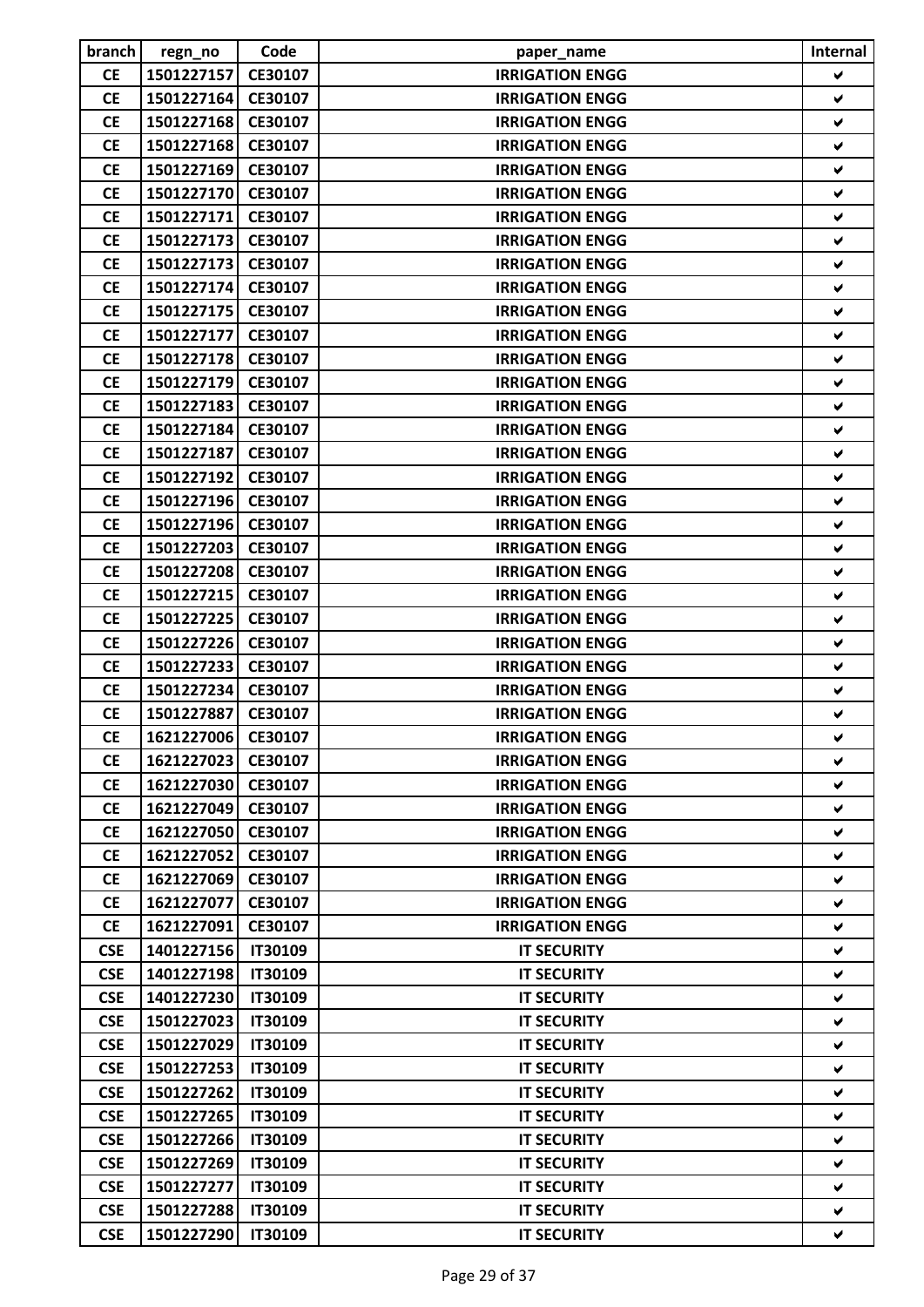| branch | regn_no | Code | paper_name | Internal |
|---|---|---|---|---|
| CE | 1501227157 | CE30107 | IRRIGATION ENGG | ✔ |
| CE | 1501227164 | CE30107 | IRRIGATION ENGG | ✔ |
| CE | 1501227168 | CE30107 | IRRIGATION ENGG | ✔ |
| CE | 1501227168 | CE30107 | IRRIGATION ENGG | ✔ |
| CE | 1501227169 | CE30107 | IRRIGATION ENGG | ✔ |
| CE | 1501227170 | CE30107 | IRRIGATION ENGG | ✔ |
| CE | 1501227171 | CE30107 | IRRIGATION ENGG | ✔ |
| CE | 1501227173 | CE30107 | IRRIGATION ENGG | ✔ |
| CE | 1501227173 | CE30107 | IRRIGATION ENGG | ✔ |
| CE | 1501227174 | CE30107 | IRRIGATION ENGG | ✔ |
| CE | 1501227175 | CE30107 | IRRIGATION ENGG | ✔ |
| CE | 1501227177 | CE30107 | IRRIGATION ENGG | ✔ |
| CE | 1501227178 | CE30107 | IRRIGATION ENGG | ✔ |
| CE | 1501227179 | CE30107 | IRRIGATION ENGG | ✔ |
| CE | 1501227183 | CE30107 | IRRIGATION ENGG | ✔ |
| CE | 1501227184 | CE30107 | IRRIGATION ENGG | ✔ |
| CE | 1501227187 | CE30107 | IRRIGATION ENGG | ✔ |
| CE | 1501227192 | CE30107 | IRRIGATION ENGG | ✔ |
| CE | 1501227196 | CE30107 | IRRIGATION ENGG | ✔ |
| CE | 1501227196 | CE30107 | IRRIGATION ENGG | ✔ |
| CE | 1501227203 | CE30107 | IRRIGATION ENGG | ✔ |
| CE | 1501227208 | CE30107 | IRRIGATION ENGG | ✔ |
| CE | 1501227215 | CE30107 | IRRIGATION ENGG | ✔ |
| CE | 1501227225 | CE30107 | IRRIGATION ENGG | ✔ |
| CE | 1501227226 | CE30107 | IRRIGATION ENGG | ✔ |
| CE | 1501227233 | CE30107 | IRRIGATION ENGG | ✔ |
| CE | 1501227234 | CE30107 | IRRIGATION ENGG | ✔ |
| CE | 1501227887 | CE30107 | IRRIGATION ENGG | ✔ |
| CE | 1621227006 | CE30107 | IRRIGATION ENGG | ✔ |
| CE | 1621227023 | CE30107 | IRRIGATION ENGG | ✔ |
| CE | 1621227030 | CE30107 | IRRIGATION ENGG | ✔ |
| CE | 1621227049 | CE30107 | IRRIGATION ENGG | ✔ |
| CE | 1621227050 | CE30107 | IRRIGATION ENGG | ✔ |
| CE | 1621227052 | CE30107 | IRRIGATION ENGG | ✔ |
| CE | 1621227069 | CE30107 | IRRIGATION ENGG | ✔ |
| CE | 1621227077 | CE30107 | IRRIGATION ENGG | ✔ |
| CE | 1621227091 | CE30107 | IRRIGATION ENGG | ✔ |
| CSE | 1401227156 | IT30109 | IT SECURITY | ✔ |
| CSE | 1401227198 | IT30109 | IT SECURITY | ✔ |
| CSE | 1401227230 | IT30109 | IT SECURITY | ✔ |
| CSE | 1501227023 | IT30109 | IT SECURITY | ✔ |
| CSE | 1501227029 | IT30109 | IT SECURITY | ✔ |
| CSE | 1501227253 | IT30109 | IT SECURITY | ✔ |
| CSE | 1501227262 | IT30109 | IT SECURITY | ✔ |
| CSE | 1501227265 | IT30109 | IT SECURITY | ✔ |
| CSE | 1501227266 | IT30109 | IT SECURITY | ✔ |
| CSE | 1501227269 | IT30109 | IT SECURITY | ✔ |
| CSE | 1501227277 | IT30109 | IT SECURITY | ✔ |
| CSE | 1501227288 | IT30109 | IT SECURITY | ✔ |
| CSE | 1501227290 | IT30109 | IT SECURITY | ✔ |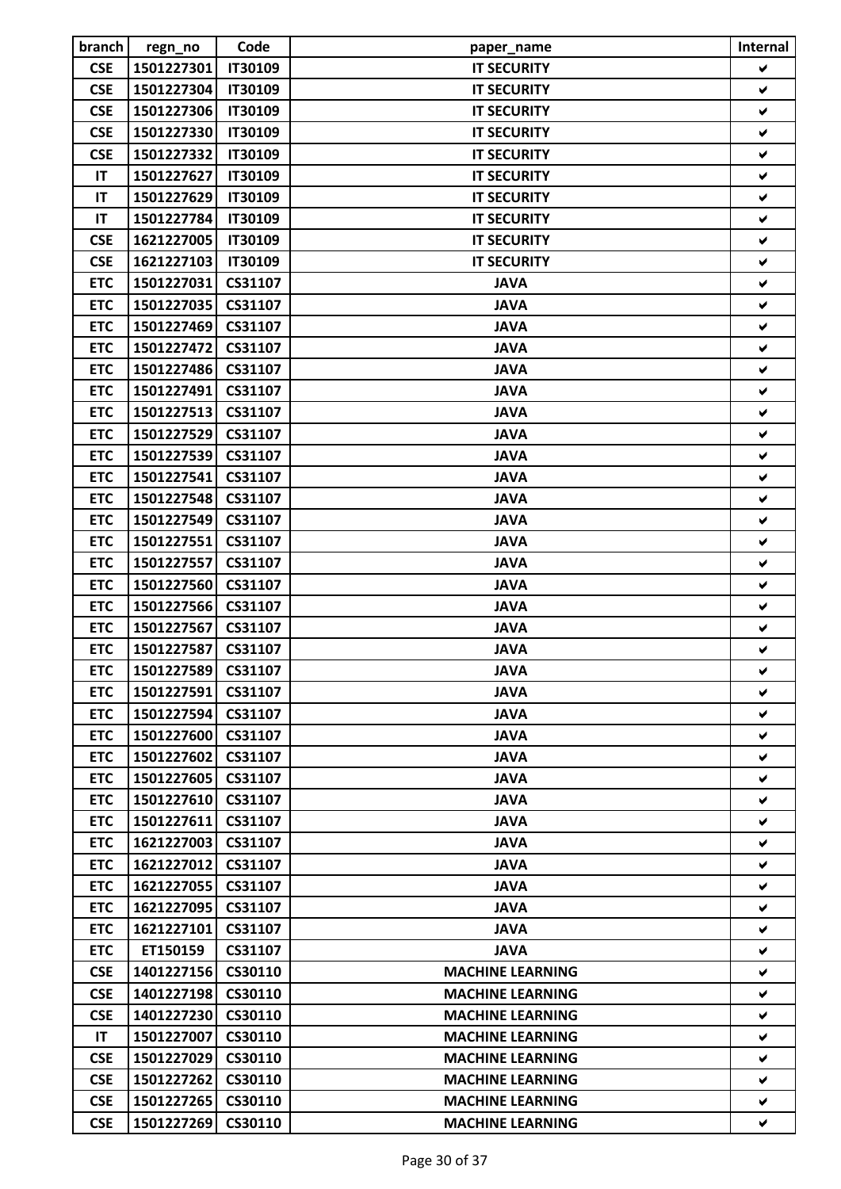| branch | regn_no | Code | paper_name | Internal |
|---|---|---|---|---|
| CSE | 1501227301 | IT30109 | IT SECURITY | ✔ |
| CSE | 1501227304 | IT30109 | IT SECURITY | ✔ |
| CSE | 1501227306 | IT30109 | IT SECURITY | ✔ |
| CSE | 1501227330 | IT30109 | IT SECURITY | ✔ |
| CSE | 1501227332 | IT30109 | IT SECURITY | ✔ |
| IT | 1501227627 | IT30109 | IT SECURITY | ✔ |
| IT | 1501227629 | IT30109 | IT SECURITY | ✔ |
| IT | 1501227784 | IT30109 | IT SECURITY | ✔ |
| CSE | 1621227005 | IT30109 | IT SECURITY | ✔ |
| CSE | 1621227103 | IT30109 | IT SECURITY | ✔ |
| ETC | 1501227031 | CS31107 | JAVA | ✔ |
| ETC | 1501227035 | CS31107 | JAVA | ✔ |
| ETC | 1501227469 | CS31107 | JAVA | ✔ |
| ETC | 1501227472 | CS31107 | JAVA | ✔ |
| ETC | 1501227486 | CS31107 | JAVA | ✔ |
| ETC | 1501227491 | CS31107 | JAVA | ✔ |
| ETC | 1501227513 | CS31107 | JAVA | ✔ |
| ETC | 1501227529 | CS31107 | JAVA | ✔ |
| ETC | 1501227539 | CS31107 | JAVA | ✔ |
| ETC | 1501227541 | CS31107 | JAVA | ✔ |
| ETC | 1501227548 | CS31107 | JAVA | ✔ |
| ETC | 1501227549 | CS31107 | JAVA | ✔ |
| ETC | 1501227551 | CS31107 | JAVA | ✔ |
| ETC | 1501227557 | CS31107 | JAVA | ✔ |
| ETC | 1501227560 | CS31107 | JAVA | ✔ |
| ETC | 1501227566 | CS31107 | JAVA | ✔ |
| ETC | 1501227567 | CS31107 | JAVA | ✔ |
| ETC | 1501227587 | CS31107 | JAVA | ✔ |
| ETC | 1501227589 | CS31107 | JAVA | ✔ |
| ETC | 1501227591 | CS31107 | JAVA | ✔ |
| ETC | 1501227594 | CS31107 | JAVA | ✔ |
| ETC | 1501227600 | CS31107 | JAVA | ✔ |
| ETC | 1501227602 | CS31107 | JAVA | ✔ |
| ETC | 1501227605 | CS31107 | JAVA | ✔ |
| ETC | 1501227610 | CS31107 | JAVA | ✔ |
| ETC | 1501227611 | CS31107 | JAVA | ✔ |
| ETC | 1621227003 | CS31107 | JAVA | ✔ |
| ETC | 1621227012 | CS31107 | JAVA | ✔ |
| ETC | 1621227055 | CS31107 | JAVA | ✔ |
| ETC | 1621227095 | CS31107 | JAVA | ✔ |
| ETC | 1621227101 | CS31107 | JAVA | ✔ |
| ETC | ET150159 | CS31107 | JAVA | ✔ |
| CSE | 1401227156 | CS30110 | MACHINE LEARNING | ✔ |
| CSE | 1401227198 | CS30110 | MACHINE LEARNING | ✔ |
| CSE | 1401227230 | CS30110 | MACHINE LEARNING | ✔ |
| IT | 1501227007 | CS30110 | MACHINE LEARNING | ✔ |
| CSE | 1501227029 | CS30110 | MACHINE LEARNING | ✔ |
| CSE | 1501227262 | CS30110 | MACHINE LEARNING | ✔ |
| CSE | 1501227265 | CS30110 | MACHINE LEARNING | ✔ |
| CSE | 1501227269 | CS30110 | MACHINE LEARNING | ✔ |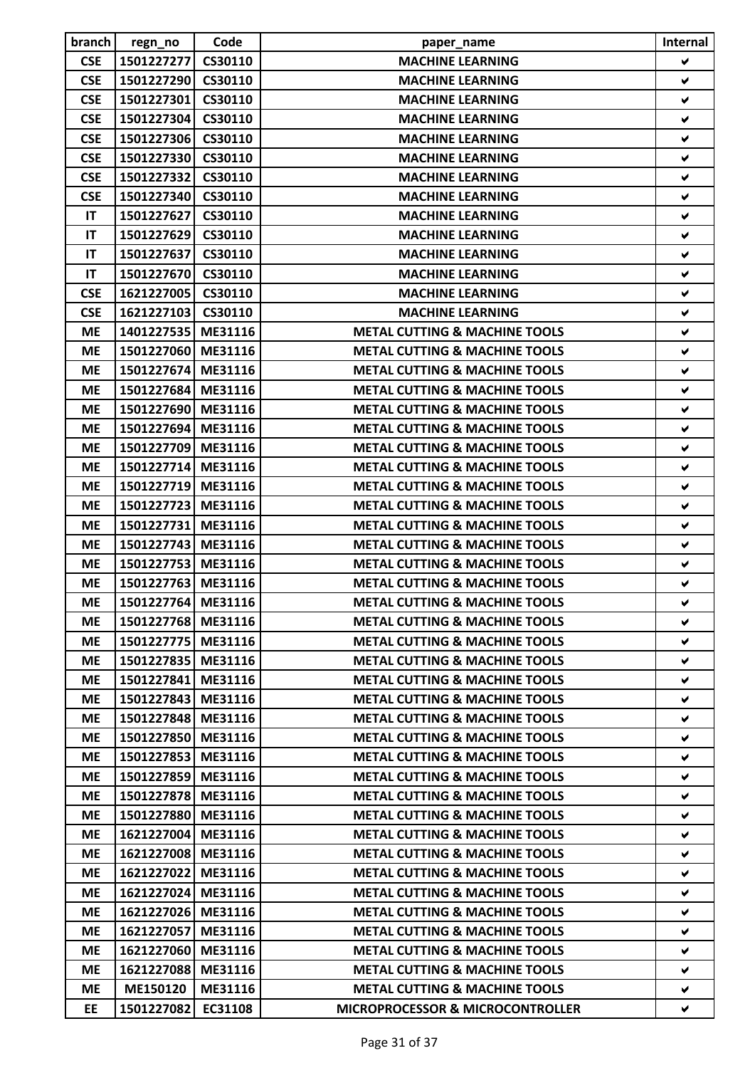| branch | regn_no | Code | paper_name | Internal |
|---|---|---|---|---|
| CSE | 1501227277 | CS30110 | MACHINE LEARNING | ✔ |
| CSE | 1501227290 | CS30110 | MACHINE LEARNING | ✔ |
| CSE | 1501227301 | CS30110 | MACHINE LEARNING | ✔ |
| CSE | 1501227304 | CS30110 | MACHINE LEARNING | ✔ |
| CSE | 1501227306 | CS30110 | MACHINE LEARNING | ✔ |
| CSE | 1501227330 | CS30110 | MACHINE LEARNING | ✔ |
| CSE | 1501227332 | CS30110 | MACHINE LEARNING | ✔ |
| CSE | 1501227340 | CS30110 | MACHINE LEARNING | ✔ |
| IT | 1501227627 | CS30110 | MACHINE LEARNING | ✔ |
| IT | 1501227629 | CS30110 | MACHINE LEARNING | ✔ |
| IT | 1501227637 | CS30110 | MACHINE LEARNING | ✔ |
| IT | 1501227670 | CS30110 | MACHINE LEARNING | ✔ |
| CSE | 1621227005 | CS30110 | MACHINE LEARNING | ✔ |
| CSE | 1621227103 | CS30110 | MACHINE LEARNING | ✔ |
| ME | 1401227535 | ME31116 | METAL CUTTING & MACHINE TOOLS | ✔ |
| ME | 1501227060 | ME31116 | METAL CUTTING & MACHINE TOOLS | ✔ |
| ME | 1501227674 | ME31116 | METAL CUTTING & MACHINE TOOLS | ✔ |
| ME | 1501227684 | ME31116 | METAL CUTTING & MACHINE TOOLS | ✔ |
| ME | 1501227690 | ME31116 | METAL CUTTING & MACHINE TOOLS | ✔ |
| ME | 1501227694 | ME31116 | METAL CUTTING & MACHINE TOOLS | ✔ |
| ME | 1501227709 | ME31116 | METAL CUTTING & MACHINE TOOLS | ✔ |
| ME | 1501227714 | ME31116 | METAL CUTTING & MACHINE TOOLS | ✔ |
| ME | 1501227719 | ME31116 | METAL CUTTING & MACHINE TOOLS | ✔ |
| ME | 1501227723 | ME31116 | METAL CUTTING & MACHINE TOOLS | ✔ |
| ME | 1501227731 | ME31116 | METAL CUTTING & MACHINE TOOLS | ✔ |
| ME | 1501227743 | ME31116 | METAL CUTTING & MACHINE TOOLS | ✔ |
| ME | 1501227753 | ME31116 | METAL CUTTING & MACHINE TOOLS | ✔ |
| ME | 1501227763 | ME31116 | METAL CUTTING & MACHINE TOOLS | ✔ |
| ME | 1501227764 | ME31116 | METAL CUTTING & MACHINE TOOLS | ✔ |
| ME | 1501227768 | ME31116 | METAL CUTTING & MACHINE TOOLS | ✔ |
| ME | 1501227775 | ME31116 | METAL CUTTING & MACHINE TOOLS | ✔ |
| ME | 1501227835 | ME31116 | METAL CUTTING & MACHINE TOOLS | ✔ |
| ME | 1501227841 | ME31116 | METAL CUTTING & MACHINE TOOLS | ✔ |
| ME | 1501227843 | ME31116 | METAL CUTTING & MACHINE TOOLS | ✔ |
| ME | 1501227848 | ME31116 | METAL CUTTING & MACHINE TOOLS | ✔ |
| ME | 1501227850 | ME31116 | METAL CUTTING & MACHINE TOOLS | ✔ |
| ME | 1501227853 | ME31116 | METAL CUTTING & MACHINE TOOLS | ✔ |
| ME | 1501227859 | ME31116 | METAL CUTTING & MACHINE TOOLS | ✔ |
| ME | 1501227878 | ME31116 | METAL CUTTING & MACHINE TOOLS | ✔ |
| ME | 1501227880 | ME31116 | METAL CUTTING & MACHINE TOOLS | ✔ |
| ME | 1621227004 | ME31116 | METAL CUTTING & MACHINE TOOLS | ✔ |
| ME | 1621227008 | ME31116 | METAL CUTTING & MACHINE TOOLS | ✔ |
| ME | 1621227022 | ME31116 | METAL CUTTING & MACHINE TOOLS | ✔ |
| ME | 1621227024 | ME31116 | METAL CUTTING & MACHINE TOOLS | ✔ |
| ME | 1621227026 | ME31116 | METAL CUTTING & MACHINE TOOLS | ✔ |
| ME | 1621227057 | ME31116 | METAL CUTTING & MACHINE TOOLS | ✔ |
| ME | 1621227060 | ME31116 | METAL CUTTING & MACHINE TOOLS | ✔ |
| ME | 1621227088 | ME31116 | METAL CUTTING & MACHINE TOOLS | ✔ |
| ME | ME150120 | ME31116 | METAL CUTTING & MACHINE TOOLS | ✔ |
| EE | 1501227082 | EC31108 | MICROPROCESSOR & MICROCONTROLLER | ✔ |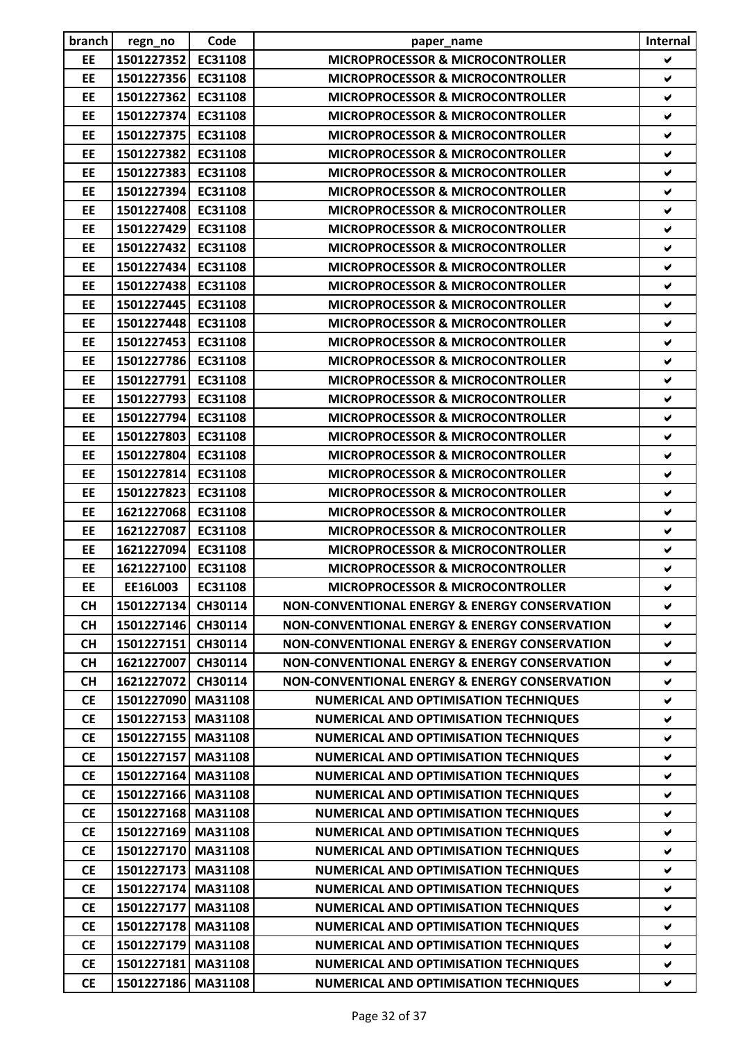| branch | regn_no | Code | paper_name | Internal |
|---|---|---|---|---|
| EE | 1501227352 | EC31108 | MICROPROCESSOR & MICROCONTROLLER | ✔ |
| EE | 1501227356 | EC31108 | MICROPROCESSOR & MICROCONTROLLER | ✔ |
| EE | 1501227362 | EC31108 | MICROPROCESSOR & MICROCONTROLLER | ✔ |
| EE | 1501227374 | EC31108 | MICROPROCESSOR & MICROCONTROLLER | ✔ |
| EE | 1501227375 | EC31108 | MICROPROCESSOR & MICROCONTROLLER | ✔ |
| EE | 1501227382 | EC31108 | MICROPROCESSOR & MICROCONTROLLER | ✔ |
| EE | 1501227383 | EC31108 | MICROPROCESSOR & MICROCONTROLLER | ✔ |
| EE | 1501227394 | EC31108 | MICROPROCESSOR & MICROCONTROLLER | ✔ |
| EE | 1501227408 | EC31108 | MICROPROCESSOR & MICROCONTROLLER | ✔ |
| EE | 1501227429 | EC31108 | MICROPROCESSOR & MICROCONTROLLER | ✔ |
| EE | 1501227432 | EC31108 | MICROPROCESSOR & MICROCONTROLLER | ✔ |
| EE | 1501227434 | EC31108 | MICROPROCESSOR & MICROCONTROLLER | ✔ |
| EE | 1501227438 | EC31108 | MICROPROCESSOR & MICROCONTROLLER | ✔ |
| EE | 1501227445 | EC31108 | MICROPROCESSOR & MICROCONTROLLER | ✔ |
| EE | 1501227448 | EC31108 | MICROPROCESSOR & MICROCONTROLLER | ✔ |
| EE | 1501227453 | EC31108 | MICROPROCESSOR & MICROCONTROLLER | ✔ |
| EE | 1501227786 | EC31108 | MICROPROCESSOR & MICROCONTROLLER | ✔ |
| EE | 1501227791 | EC31108 | MICROPROCESSOR & MICROCONTROLLER | ✔ |
| EE | 1501227793 | EC31108 | MICROPROCESSOR & MICROCONTROLLER | ✔ |
| EE | 1501227794 | EC31108 | MICROPROCESSOR & MICROCONTROLLER | ✔ |
| EE | 1501227803 | EC31108 | MICROPROCESSOR & MICROCONTROLLER | ✔ |
| EE | 1501227804 | EC31108 | MICROPROCESSOR & MICROCONTROLLER | ✔ |
| EE | 1501227814 | EC31108 | MICROPROCESSOR & MICROCONTROLLER | ✔ |
| EE | 1501227823 | EC31108 | MICROPROCESSOR & MICROCONTROLLER | ✔ |
| EE | 1621227068 | EC31108 | MICROPROCESSOR & MICROCONTROLLER | ✔ |
| EE | 1621227087 | EC31108 | MICROPROCESSOR & MICROCONTROLLER | ✔ |
| EE | 1621227094 | EC31108 | MICROPROCESSOR & MICROCONTROLLER | ✔ |
| EE | 1621227100 | EC31108 | MICROPROCESSOR & MICROCONTROLLER | ✔ |
| EE | EE16L003 | EC31108 | MICROPROCESSOR & MICROCONTROLLER | ✔ |
| CH | 1501227134 | CH30114 | NON-CONVENTIONAL ENERGY & ENERGY CONSERVATION | ✔ |
| CH | 1501227146 | CH30114 | NON-CONVENTIONAL ENERGY & ENERGY CONSERVATION | ✔ |
| CH | 1501227151 | CH30114 | NON-CONVENTIONAL ENERGY & ENERGY CONSERVATION | ✔ |
| CH | 1621227007 | CH30114 | NON-CONVENTIONAL ENERGY & ENERGY CONSERVATION | ✔ |
| CH | 1621227072 | CH30114 | NON-CONVENTIONAL ENERGY & ENERGY CONSERVATION | ✔ |
| CE | 1501227090 | MA31108 | NUMERICAL AND OPTIMISATION TECHNIQUES | ✔ |
| CE | 1501227153 | MA31108 | NUMERICAL AND OPTIMISATION TECHNIQUES | ✔ |
| CE | 1501227155 | MA31108 | NUMERICAL AND OPTIMISATION TECHNIQUES | ✔ |
| CE | 1501227157 | MA31108 | NUMERICAL AND OPTIMISATION TECHNIQUES | ✔ |
| CE | 1501227164 | MA31108 | NUMERICAL AND OPTIMISATION TECHNIQUES | ✔ |
| CE | 1501227166 | MA31108 | NUMERICAL AND OPTIMISATION TECHNIQUES | ✔ |
| CE | 1501227168 | MA31108 | NUMERICAL AND OPTIMISATION TECHNIQUES | ✔ |
| CE | 1501227169 | MA31108 | NUMERICAL AND OPTIMISATION TECHNIQUES | ✔ |
| CE | 1501227170 | MA31108 | NUMERICAL AND OPTIMISATION TECHNIQUES | ✔ |
| CE | 1501227173 | MA31108 | NUMERICAL AND OPTIMISATION TECHNIQUES | ✔ |
| CE | 1501227174 | MA31108 | NUMERICAL AND OPTIMISATION TECHNIQUES | ✔ |
| CE | 1501227177 | MA31108 | NUMERICAL AND OPTIMISATION TECHNIQUES | ✔ |
| CE | 1501227178 | MA31108 | NUMERICAL AND OPTIMISATION TECHNIQUES | ✔ |
| CE | 1501227179 | MA31108 | NUMERICAL AND OPTIMISATION TECHNIQUES | ✔ |
| CE | 1501227181 | MA31108 | NUMERICAL AND OPTIMISATION TECHNIQUES | ✔ |
| CE | 1501227186 | MA31108 | NUMERICAL AND OPTIMISATION TECHNIQUES | ✔ |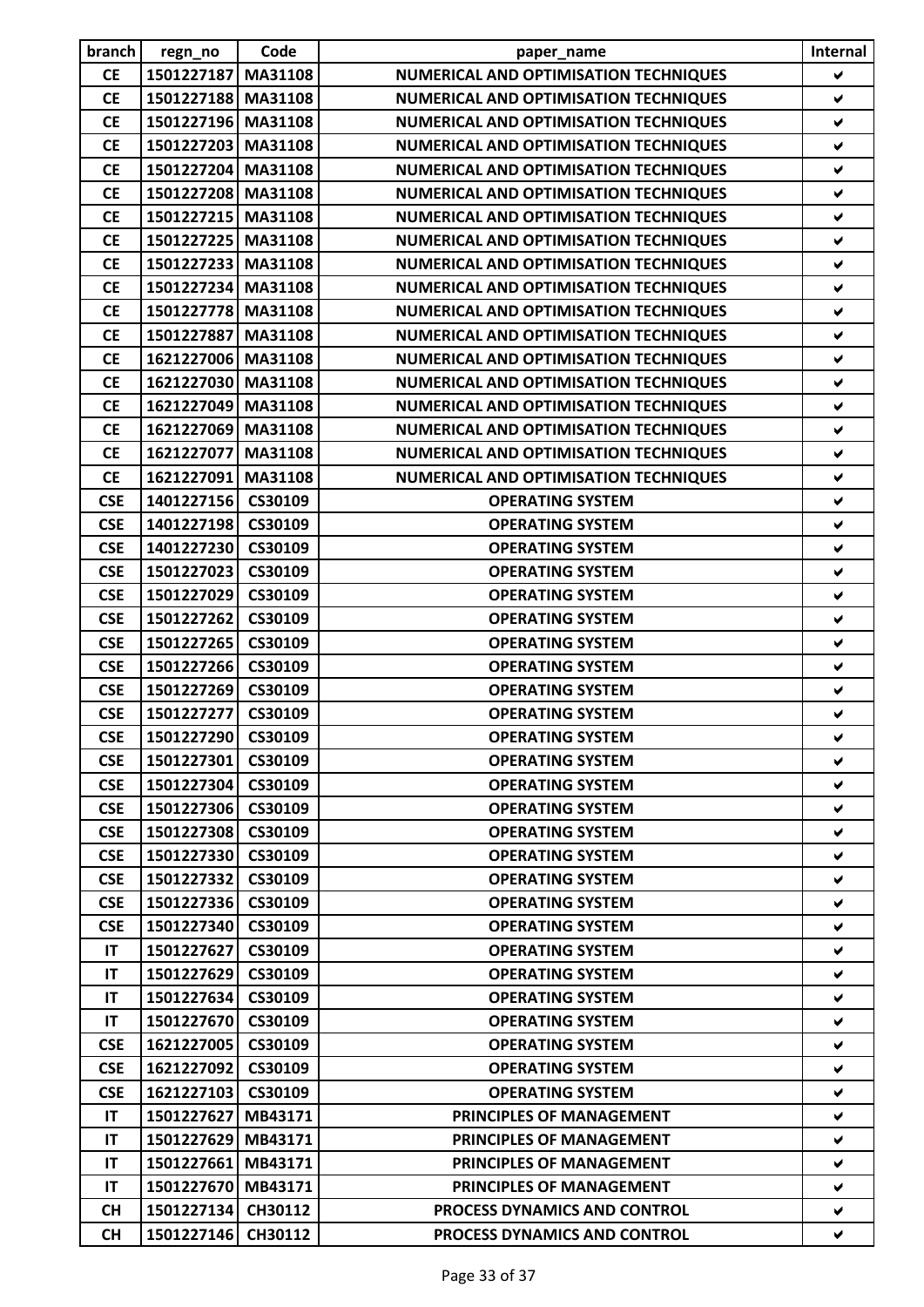| branch | regn_no | Code | paper_name | Internal |
|---|---|---|---|---|
| CE | 1501227187 | MA31108 | NUMERICAL AND OPTIMISATION TECHNIQUES | ✔ |
| CE | 1501227188 | MA31108 | NUMERICAL AND OPTIMISATION TECHNIQUES | ✔ |
| CE | 1501227196 | MA31108 | NUMERICAL AND OPTIMISATION TECHNIQUES | ✔ |
| CE | 1501227203 | MA31108 | NUMERICAL AND OPTIMISATION TECHNIQUES | ✔ |
| CE | 1501227204 | MA31108 | NUMERICAL AND OPTIMISATION TECHNIQUES | ✔ |
| CE | 1501227208 | MA31108 | NUMERICAL AND OPTIMISATION TECHNIQUES | ✔ |
| CE | 1501227215 | MA31108 | NUMERICAL AND OPTIMISATION TECHNIQUES | ✔ |
| CE | 1501227225 | MA31108 | NUMERICAL AND OPTIMISATION TECHNIQUES | ✔ |
| CE | 1501227233 | MA31108 | NUMERICAL AND OPTIMISATION TECHNIQUES | ✔ |
| CE | 1501227234 | MA31108 | NUMERICAL AND OPTIMISATION TECHNIQUES | ✔ |
| CE | 1501227778 | MA31108 | NUMERICAL AND OPTIMISATION TECHNIQUES | ✔ |
| CE | 1501227887 | MA31108 | NUMERICAL AND OPTIMISATION TECHNIQUES | ✔ |
| CE | 1621227006 | MA31108 | NUMERICAL AND OPTIMISATION TECHNIQUES | ✔ |
| CE | 1621227030 | MA31108 | NUMERICAL AND OPTIMISATION TECHNIQUES | ✔ |
| CE | 1621227049 | MA31108 | NUMERICAL AND OPTIMISATION TECHNIQUES | ✔ |
| CE | 1621227069 | MA31108 | NUMERICAL AND OPTIMISATION TECHNIQUES | ✔ |
| CE | 1621227077 | MA31108 | NUMERICAL AND OPTIMISATION TECHNIQUES | ✔ |
| CE | 1621227091 | MA31108 | NUMERICAL AND OPTIMISATION TECHNIQUES | ✔ |
| CSE | 1401227156 | CS30109 | OPERATING SYSTEM | ✔ |
| CSE | 1401227198 | CS30109 | OPERATING SYSTEM | ✔ |
| CSE | 1401227230 | CS30109 | OPERATING SYSTEM | ✔ |
| CSE | 1501227023 | CS30109 | OPERATING SYSTEM | ✔ |
| CSE | 1501227029 | CS30109 | OPERATING SYSTEM | ✔ |
| CSE | 1501227262 | CS30109 | OPERATING SYSTEM | ✔ |
| CSE | 1501227265 | CS30109 | OPERATING SYSTEM | ✔ |
| CSE | 1501227266 | CS30109 | OPERATING SYSTEM | ✔ |
| CSE | 1501227269 | CS30109 | OPERATING SYSTEM | ✔ |
| CSE | 1501227277 | CS30109 | OPERATING SYSTEM | ✔ |
| CSE | 1501227290 | CS30109 | OPERATING SYSTEM | ✔ |
| CSE | 1501227301 | CS30109 | OPERATING SYSTEM | ✔ |
| CSE | 1501227304 | CS30109 | OPERATING SYSTEM | ✔ |
| CSE | 1501227306 | CS30109 | OPERATING SYSTEM | ✔ |
| CSE | 1501227308 | CS30109 | OPERATING SYSTEM | ✔ |
| CSE | 1501227330 | CS30109 | OPERATING SYSTEM | ✔ |
| CSE | 1501227332 | CS30109 | OPERATING SYSTEM | ✔ |
| CSE | 1501227336 | CS30109 | OPERATING SYSTEM | ✔ |
| CSE | 1501227340 | CS30109 | OPERATING SYSTEM | ✔ |
| IT | 1501227627 | CS30109 | OPERATING SYSTEM | ✔ |
| IT | 1501227629 | CS30109 | OPERATING SYSTEM | ✔ |
| IT | 1501227634 | CS30109 | OPERATING SYSTEM | ✔ |
| IT | 1501227670 | CS30109 | OPERATING SYSTEM | ✔ |
| CSE | 1621227005 | CS30109 | OPERATING SYSTEM | ✔ |
| CSE | 1621227092 | CS30109 | OPERATING SYSTEM | ✔ |
| CSE | 1621227103 | CS30109 | OPERATING SYSTEM | ✔ |
| IT | 1501227627 | MB43171 | PRINCIPLES OF MANAGEMENT | ✔ |
| IT | 1501227629 | MB43171 | PRINCIPLES OF MANAGEMENT | ✔ |
| IT | 1501227661 | MB43171 | PRINCIPLES OF MANAGEMENT | ✔ |
| IT | 1501227670 | MB43171 | PRINCIPLES OF MANAGEMENT | ✔ |
| CH | 1501227134 | CH30112 | PROCESS DYNAMICS AND CONTROL | ✔ |
| CH | 1501227146 | CH30112 | PROCESS DYNAMICS AND CONTROL | ✔ |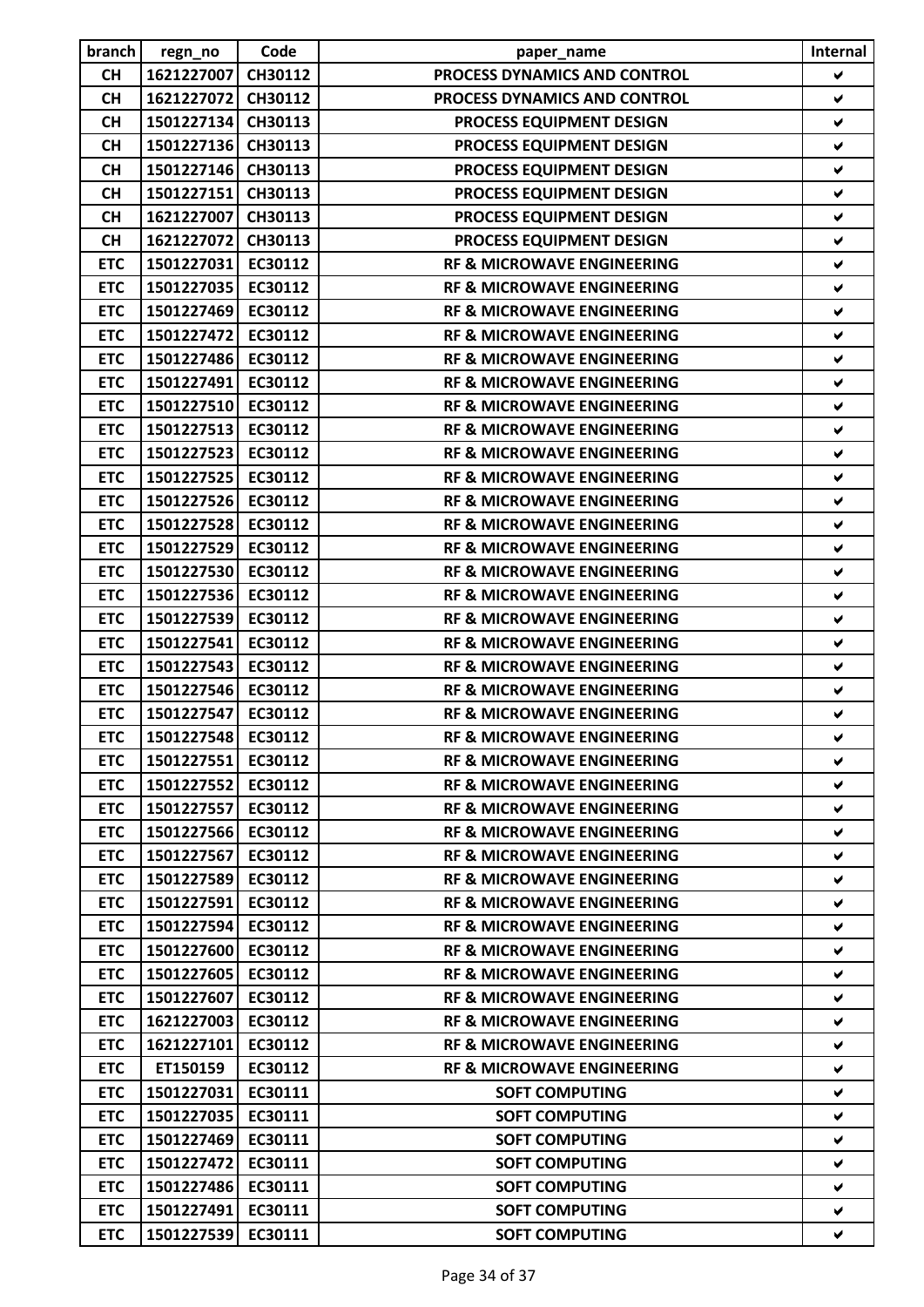| branch | regn_no | Code | paper_name | Internal |
|---|---|---|---|---|
| CH | 1621227007 | CH30112 | PROCESS DYNAMICS AND CONTROL | ✔ |
| CH | 1621227072 | CH30112 | PROCESS DYNAMICS AND CONTROL | ✔ |
| CH | 1501227134 | CH30113 | PROCESS EQUIPMENT DESIGN | ✔ |
| CH | 1501227136 | CH30113 | PROCESS EQUIPMENT DESIGN | ✔ |
| CH | 1501227146 | CH30113 | PROCESS EQUIPMENT DESIGN | ✔ |
| CH | 1501227151 | CH30113 | PROCESS EQUIPMENT DESIGN | ✔ |
| CH | 1621227007 | CH30113 | PROCESS EQUIPMENT DESIGN | ✔ |
| CH | 1621227072 | CH30113 | PROCESS EQUIPMENT DESIGN | ✔ |
| ETC | 1501227031 | EC30112 | RF & MICROWAVE ENGINEERING | ✔ |
| ETC | 1501227035 | EC30112 | RF & MICROWAVE ENGINEERING | ✔ |
| ETC | 1501227469 | EC30112 | RF & MICROWAVE ENGINEERING | ✔ |
| ETC | 1501227472 | EC30112 | RF & MICROWAVE ENGINEERING | ✔ |
| ETC | 1501227486 | EC30112 | RF & MICROWAVE ENGINEERING | ✔ |
| ETC | 1501227491 | EC30112 | RF & MICROWAVE ENGINEERING | ✔ |
| ETC | 1501227510 | EC30112 | RF & MICROWAVE ENGINEERING | ✔ |
| ETC | 1501227513 | EC30112 | RF & MICROWAVE ENGINEERING | ✔ |
| ETC | 1501227523 | EC30112 | RF & MICROWAVE ENGINEERING | ✔ |
| ETC | 1501227525 | EC30112 | RF & MICROWAVE ENGINEERING | ✔ |
| ETC | 1501227526 | EC30112 | RF & MICROWAVE ENGINEERING | ✔ |
| ETC | 1501227528 | EC30112 | RF & MICROWAVE ENGINEERING | ✔ |
| ETC | 1501227529 | EC30112 | RF & MICROWAVE ENGINEERING | ✔ |
| ETC | 1501227530 | EC30112 | RF & MICROWAVE ENGINEERING | ✔ |
| ETC | 1501227536 | EC30112 | RF & MICROWAVE ENGINEERING | ✔ |
| ETC | 1501227539 | EC30112 | RF & MICROWAVE ENGINEERING | ✔ |
| ETC | 1501227541 | EC30112 | RF & MICROWAVE ENGINEERING | ✔ |
| ETC | 1501227543 | EC30112 | RF & MICROWAVE ENGINEERING | ✔ |
| ETC | 1501227546 | EC30112 | RF & MICROWAVE ENGINEERING | ✔ |
| ETC | 1501227547 | EC30112 | RF & MICROWAVE ENGINEERING | ✔ |
| ETC | 1501227548 | EC30112 | RF & MICROWAVE ENGINEERING | ✔ |
| ETC | 1501227551 | EC30112 | RF & MICROWAVE ENGINEERING | ✔ |
| ETC | 1501227552 | EC30112 | RF & MICROWAVE ENGINEERING | ✔ |
| ETC | 1501227557 | EC30112 | RF & MICROWAVE ENGINEERING | ✔ |
| ETC | 1501227566 | EC30112 | RF & MICROWAVE ENGINEERING | ✔ |
| ETC | 1501227567 | EC30112 | RF & MICROWAVE ENGINEERING | ✔ |
| ETC | 1501227589 | EC30112 | RF & MICROWAVE ENGINEERING | ✔ |
| ETC | 1501227591 | EC30112 | RF & MICROWAVE ENGINEERING | ✔ |
| ETC | 1501227594 | EC30112 | RF & MICROWAVE ENGINEERING | ✔ |
| ETC | 1501227600 | EC30112 | RF & MICROWAVE ENGINEERING | ✔ |
| ETC | 1501227605 | EC30112 | RF & MICROWAVE ENGINEERING | ✔ |
| ETC | 1501227607 | EC30112 | RF & MICROWAVE ENGINEERING | ✔ |
| ETC | 1621227003 | EC30112 | RF & MICROWAVE ENGINEERING | ✔ |
| ETC | 1621227101 | EC30112 | RF & MICROWAVE ENGINEERING | ✔ |
| ETC | ET150159 | EC30112 | RF & MICROWAVE ENGINEERING | ✔ |
| ETC | 1501227031 | EC30111 | SOFT COMPUTING | ✔ |
| ETC | 1501227035 | EC30111 | SOFT COMPUTING | ✔ |
| ETC | 1501227469 | EC30111 | SOFT COMPUTING | ✔ |
| ETC | 1501227472 | EC30111 | SOFT COMPUTING | ✔ |
| ETC | 1501227486 | EC30111 | SOFT COMPUTING | ✔ |
| ETC | 1501227491 | EC30111 | SOFT COMPUTING | ✔ |
| ETC | 1501227539 | EC30111 | SOFT COMPUTING | ✔ |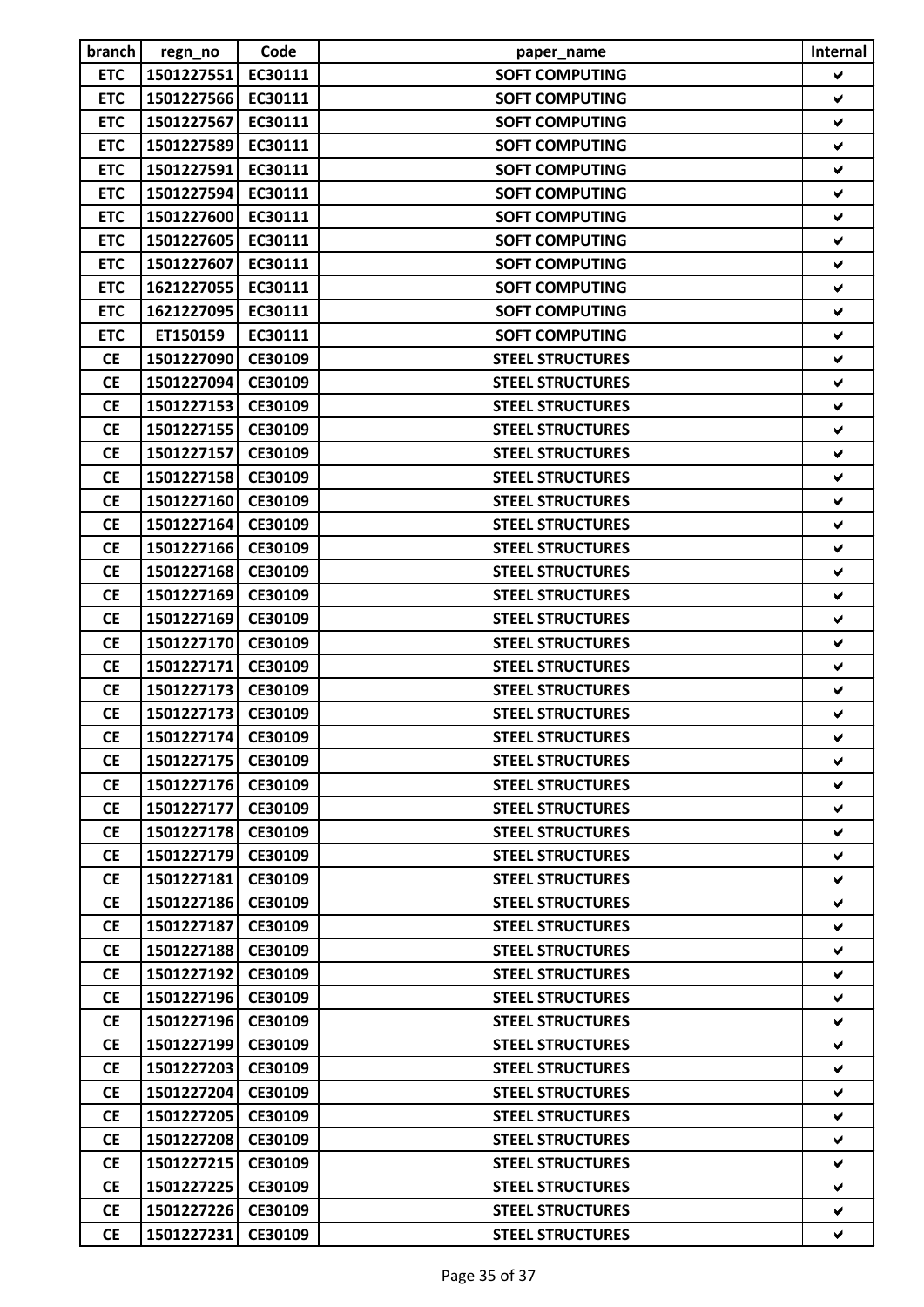| branch | regn_no | Code | paper_name | Internal |
|---|---|---|---|---|
| ETC | 1501227551 | EC30111 | SOFT COMPUTING | ✔ |
| ETC | 1501227566 | EC30111 | SOFT COMPUTING | ✔ |
| ETC | 1501227567 | EC30111 | SOFT COMPUTING | ✔ |
| ETC | 1501227589 | EC30111 | SOFT COMPUTING | ✔ |
| ETC | 1501227591 | EC30111 | SOFT COMPUTING | ✔ |
| ETC | 1501227594 | EC30111 | SOFT COMPUTING | ✔ |
| ETC | 1501227600 | EC30111 | SOFT COMPUTING | ✔ |
| ETC | 1501227605 | EC30111 | SOFT COMPUTING | ✔ |
| ETC | 1501227607 | EC30111 | SOFT COMPUTING | ✔ |
| ETC | 1621227055 | EC30111 | SOFT COMPUTING | ✔ |
| ETC | 1621227095 | EC30111 | SOFT COMPUTING | ✔ |
| ETC | ET150159 | EC30111 | SOFT COMPUTING | ✔ |
| CE | 1501227090 | CE30109 | STEEL STRUCTURES | ✔ |
| CE | 1501227094 | CE30109 | STEEL STRUCTURES | ✔ |
| CE | 1501227153 | CE30109 | STEEL STRUCTURES | ✔ |
| CE | 1501227155 | CE30109 | STEEL STRUCTURES | ✔ |
| CE | 1501227157 | CE30109 | STEEL STRUCTURES | ✔ |
| CE | 1501227158 | CE30109 | STEEL STRUCTURES | ✔ |
| CE | 1501227160 | CE30109 | STEEL STRUCTURES | ✔ |
| CE | 1501227164 | CE30109 | STEEL STRUCTURES | ✔ |
| CE | 1501227166 | CE30109 | STEEL STRUCTURES | ✔ |
| CE | 1501227168 | CE30109 | STEEL STRUCTURES | ✔ |
| CE | 1501227169 | CE30109 | STEEL STRUCTURES | ✔ |
| CE | 1501227169 | CE30109 | STEEL STRUCTURES | ✔ |
| CE | 1501227170 | CE30109 | STEEL STRUCTURES | ✔ |
| CE | 1501227171 | CE30109 | STEEL STRUCTURES | ✔ |
| CE | 1501227173 | CE30109 | STEEL STRUCTURES | ✔ |
| CE | 1501227173 | CE30109 | STEEL STRUCTURES | ✔ |
| CE | 1501227174 | CE30109 | STEEL STRUCTURES | ✔ |
| CE | 1501227175 | CE30109 | STEEL STRUCTURES | ✔ |
| CE | 1501227176 | CE30109 | STEEL STRUCTURES | ✔ |
| CE | 1501227177 | CE30109 | STEEL STRUCTURES | ✔ |
| CE | 1501227178 | CE30109 | STEEL STRUCTURES | ✔ |
| CE | 1501227179 | CE30109 | STEEL STRUCTURES | ✔ |
| CE | 1501227181 | CE30109 | STEEL STRUCTURES | ✔ |
| CE | 1501227186 | CE30109 | STEEL STRUCTURES | ✔ |
| CE | 1501227187 | CE30109 | STEEL STRUCTURES | ✔ |
| CE | 1501227188 | CE30109 | STEEL STRUCTURES | ✔ |
| CE | 1501227192 | CE30109 | STEEL STRUCTURES | ✔ |
| CE | 1501227196 | CE30109 | STEEL STRUCTURES | ✔ |
| CE | 1501227196 | CE30109 | STEEL STRUCTURES | ✔ |
| CE | 1501227199 | CE30109 | STEEL STRUCTURES | ✔ |
| CE | 1501227203 | CE30109 | STEEL STRUCTURES | ✔ |
| CE | 1501227204 | CE30109 | STEEL STRUCTURES | ✔ |
| CE | 1501227205 | CE30109 | STEEL STRUCTURES | ✔ |
| CE | 1501227208 | CE30109 | STEEL STRUCTURES | ✔ |
| CE | 1501227215 | CE30109 | STEEL STRUCTURES | ✔ |
| CE | 1501227225 | CE30109 | STEEL STRUCTURES | ✔ |
| CE | 1501227226 | CE30109 | STEEL STRUCTURES | ✔ |
| CE | 1501227231 | CE30109 | STEEL STRUCTURES | ✔ |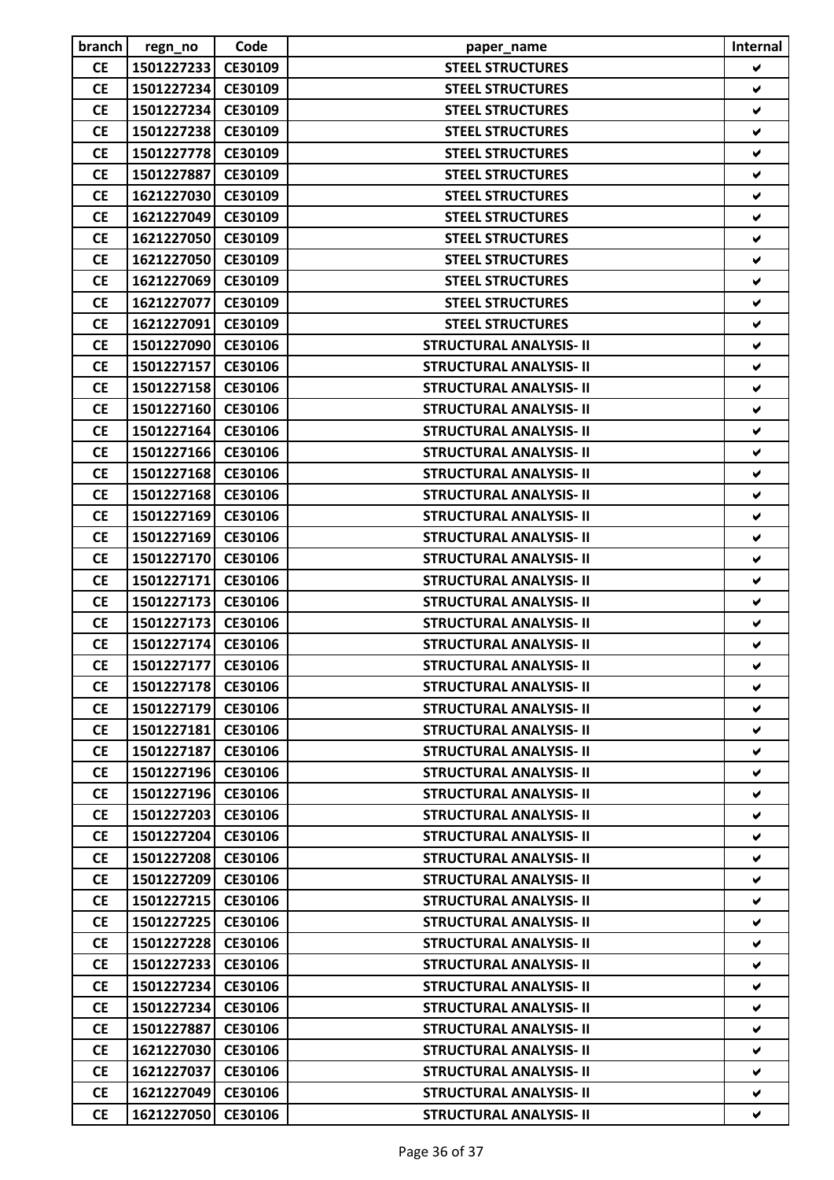| branch | regn_no | Code | paper_name | Internal |
|---|---|---|---|---|
| CE | 1501227233 | CE30109 | STEEL STRUCTURES | ✔ |
| CE | 1501227234 | CE30109 | STEEL STRUCTURES | ✔ |
| CE | 1501227234 | CE30109 | STEEL STRUCTURES | ✔ |
| CE | 1501227238 | CE30109 | STEEL STRUCTURES | ✔ |
| CE | 1501227778 | CE30109 | STEEL STRUCTURES | ✔ |
| CE | 1501227887 | CE30109 | STEEL STRUCTURES | ✔ |
| CE | 1621227030 | CE30109 | STEEL STRUCTURES | ✔ |
| CE | 1621227049 | CE30109 | STEEL STRUCTURES | ✔ |
| CE | 1621227050 | CE30109 | STEEL STRUCTURES | ✔ |
| CE | 1621227050 | CE30109 | STEEL STRUCTURES | ✔ |
| CE | 1621227069 | CE30109 | STEEL STRUCTURES | ✔ |
| CE | 1621227077 | CE30109 | STEEL STRUCTURES | ✔ |
| CE | 1621227091 | CE30109 | STEEL STRUCTURES | ✔ |
| CE | 1501227090 | CE30106 | STRUCTURAL ANALYSIS- II | ✔ |
| CE | 1501227157 | CE30106 | STRUCTURAL ANALYSIS- II | ✔ |
| CE | 1501227158 | CE30106 | STRUCTURAL ANALYSIS- II | ✔ |
| CE | 1501227160 | CE30106 | STRUCTURAL ANALYSIS- II | ✔ |
| CE | 1501227164 | CE30106 | STRUCTURAL ANALYSIS- II | ✔ |
| CE | 1501227166 | CE30106 | STRUCTURAL ANALYSIS- II | ✔ |
| CE | 1501227168 | CE30106 | STRUCTURAL ANALYSIS- II | ✔ |
| CE | 1501227168 | CE30106 | STRUCTURAL ANALYSIS- II | ✔ |
| CE | 1501227169 | CE30106 | STRUCTURAL ANALYSIS- II | ✔ |
| CE | 1501227169 | CE30106 | STRUCTURAL ANALYSIS- II | ✔ |
| CE | 1501227170 | CE30106 | STRUCTURAL ANALYSIS- II | ✔ |
| CE | 1501227171 | CE30106 | STRUCTURAL ANALYSIS- II | ✔ |
| CE | 1501227173 | CE30106 | STRUCTURAL ANALYSIS- II | ✔ |
| CE | 1501227173 | CE30106 | STRUCTURAL ANALYSIS- II | ✔ |
| CE | 1501227174 | CE30106 | STRUCTURAL ANALYSIS- II | ✔ |
| CE | 1501227177 | CE30106 | STRUCTURAL ANALYSIS- II | ✔ |
| CE | 1501227178 | CE30106 | STRUCTURAL ANALYSIS- II | ✔ |
| CE | 1501227179 | CE30106 | STRUCTURAL ANALYSIS- II | ✔ |
| CE | 1501227181 | CE30106 | STRUCTURAL ANALYSIS- II | ✔ |
| CE | 1501227187 | CE30106 | STRUCTURAL ANALYSIS- II | ✔ |
| CE | 1501227196 | CE30106 | STRUCTURAL ANALYSIS- II | ✔ |
| CE | 1501227196 | CE30106 | STRUCTURAL ANALYSIS- II | ✔ |
| CE | 1501227203 | CE30106 | STRUCTURAL ANALYSIS- II | ✔ |
| CE | 1501227204 | CE30106 | STRUCTURAL ANALYSIS- II | ✔ |
| CE | 1501227208 | CE30106 | STRUCTURAL ANALYSIS- II | ✔ |
| CE | 1501227209 | CE30106 | STRUCTURAL ANALYSIS- II | ✔ |
| CE | 1501227215 | CE30106 | STRUCTURAL ANALYSIS- II | ✔ |
| CE | 1501227225 | CE30106 | STRUCTURAL ANALYSIS- II | ✔ |
| CE | 1501227228 | CE30106 | STRUCTURAL ANALYSIS- II | ✔ |
| CE | 1501227233 | CE30106 | STRUCTURAL ANALYSIS- II | ✔ |
| CE | 1501227234 | CE30106 | STRUCTURAL ANALYSIS- II | ✔ |
| CE | 1501227234 | CE30106 | STRUCTURAL ANALYSIS- II | ✔ |
| CE | 1501227887 | CE30106 | STRUCTURAL ANALYSIS- II | ✔ |
| CE | 1621227030 | CE30106 | STRUCTURAL ANALYSIS- II | ✔ |
| CE | 1621227037 | CE30106 | STRUCTURAL ANALYSIS- II | ✔ |
| CE | 1621227049 | CE30106 | STRUCTURAL ANALYSIS- II | ✔ |
| CE | 1621227050 | CE30106 | STRUCTURAL ANALYSIS- II | ✔ |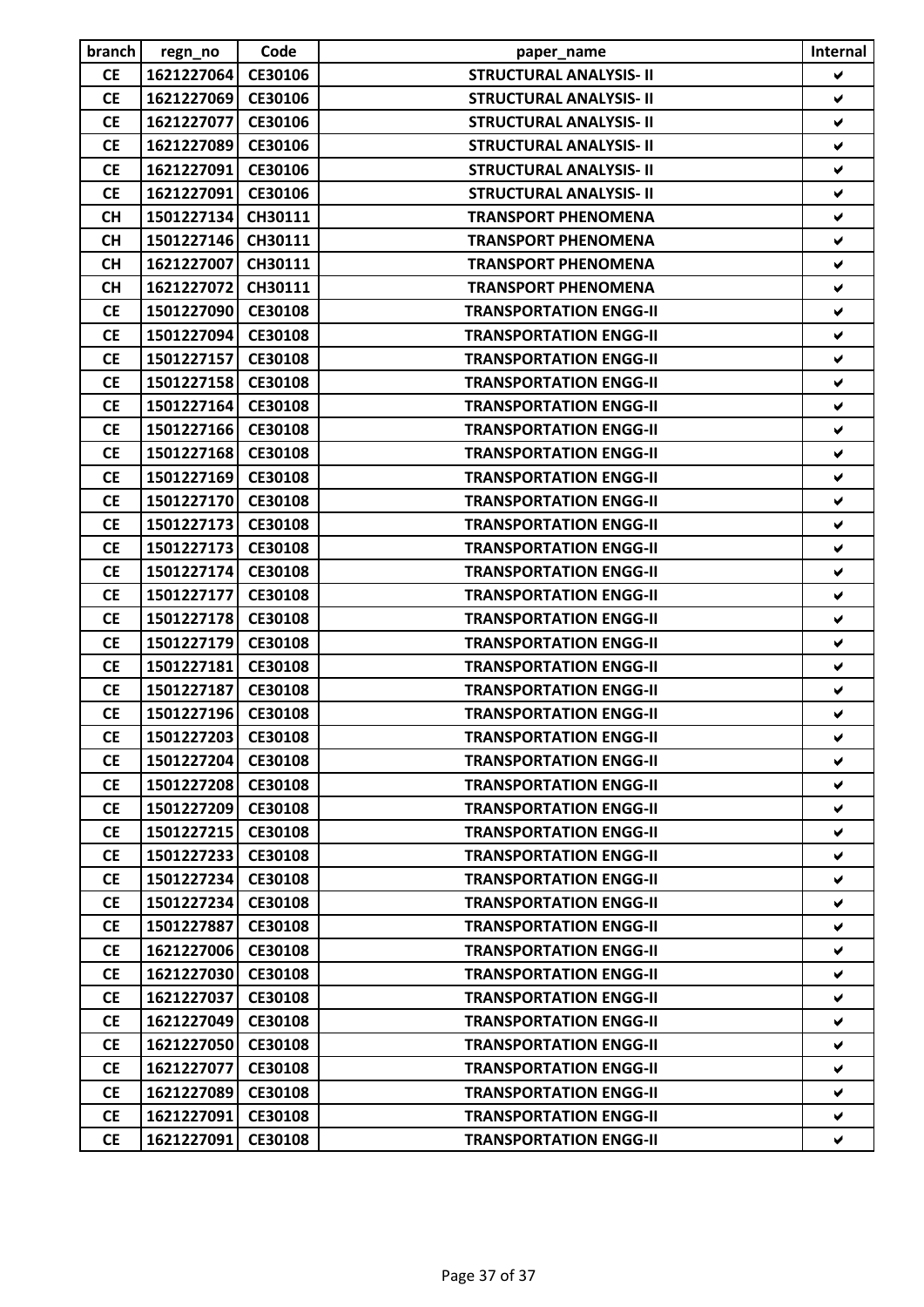| branch | regn_no | Code | paper_name | Internal |
|---|---|---|---|---|
| CE | 1621227064 | CE30106 | STRUCTURAL ANALYSIS- II | ✔ |
| CE | 1621227069 | CE30106 | STRUCTURAL ANALYSIS- II | ✔ |
| CE | 1621227077 | CE30106 | STRUCTURAL ANALYSIS- II | ✔ |
| CE | 1621227089 | CE30106 | STRUCTURAL ANALYSIS- II | ✔ |
| CE | 1621227091 | CE30106 | STRUCTURAL ANALYSIS- II | ✔ |
| CE | 1621227091 | CE30106 | STRUCTURAL ANALYSIS- II | ✔ |
| CH | 1501227134 | CH30111 | TRANSPORT PHENOMENA | ✔ |
| CH | 1501227146 | CH30111 | TRANSPORT PHENOMENA | ✔ |
| CH | 1621227007 | CH30111 | TRANSPORT PHENOMENA | ✔ |
| CH | 1621227072 | CH30111 | TRANSPORT PHENOMENA | ✔ |
| CE | 1501227090 | CE30108 | TRANSPORTATION ENGG-II | ✔ |
| CE | 1501227094 | CE30108 | TRANSPORTATION ENGG-II | ✔ |
| CE | 1501227157 | CE30108 | TRANSPORTATION ENGG-II | ✔ |
| CE | 1501227158 | CE30108 | TRANSPORTATION ENGG-II | ✔ |
| CE | 1501227164 | CE30108 | TRANSPORTATION ENGG-II | ✔ |
| CE | 1501227166 | CE30108 | TRANSPORTATION ENGG-II | ✔ |
| CE | 1501227168 | CE30108 | TRANSPORTATION ENGG-II | ✔ |
| CE | 1501227169 | CE30108 | TRANSPORTATION ENGG-II | ✔ |
| CE | 1501227170 | CE30108 | TRANSPORTATION ENGG-II | ✔ |
| CE | 1501227173 | CE30108 | TRANSPORTATION ENGG-II | ✔ |
| CE | 1501227173 | CE30108 | TRANSPORTATION ENGG-II | ✔ |
| CE | 1501227174 | CE30108 | TRANSPORTATION ENGG-II | ✔ |
| CE | 1501227177 | CE30108 | TRANSPORTATION ENGG-II | ✔ |
| CE | 1501227178 | CE30108 | TRANSPORTATION ENGG-II | ✔ |
| CE | 1501227179 | CE30108 | TRANSPORTATION ENGG-II | ✔ |
| CE | 1501227181 | CE30108 | TRANSPORTATION ENGG-II | ✔ |
| CE | 1501227187 | CE30108 | TRANSPORTATION ENGG-II | ✔ |
| CE | 1501227196 | CE30108 | TRANSPORTATION ENGG-II | ✔ |
| CE | 1501227203 | CE30108 | TRANSPORTATION ENGG-II | ✔ |
| CE | 1501227204 | CE30108 | TRANSPORTATION ENGG-II | ✔ |
| CE | 1501227208 | CE30108 | TRANSPORTATION ENGG-II | ✔ |
| CE | 1501227209 | CE30108 | TRANSPORTATION ENGG-II | ✔ |
| CE | 1501227215 | CE30108 | TRANSPORTATION ENGG-II | ✔ |
| CE | 1501227233 | CE30108 | TRANSPORTATION ENGG-II | ✔ |
| CE | 1501227234 | CE30108 | TRANSPORTATION ENGG-II | ✔ |
| CE | 1501227234 | CE30108 | TRANSPORTATION ENGG-II | ✔ |
| CE | 1501227887 | CE30108 | TRANSPORTATION ENGG-II | ✔ |
| CE | 1621227006 | CE30108 | TRANSPORTATION ENGG-II | ✔ |
| CE | 1621227030 | CE30108 | TRANSPORTATION ENGG-II | ✔ |
| CE | 1621227037 | CE30108 | TRANSPORTATION ENGG-II | ✔ |
| CE | 1621227049 | CE30108 | TRANSPORTATION ENGG-II | ✔ |
| CE | 1621227050 | CE30108 | TRANSPORTATION ENGG-II | ✔ |
| CE | 1621227077 | CE30108 | TRANSPORTATION ENGG-II | ✔ |
| CE | 1621227089 | CE30108 | TRANSPORTATION ENGG-II | ✔ |
| CE | 1621227091 | CE30108 | TRANSPORTATION ENGG-II | ✔ |
| CE | 1621227091 | CE30108 | TRANSPORTATION ENGG-II | ✔ |